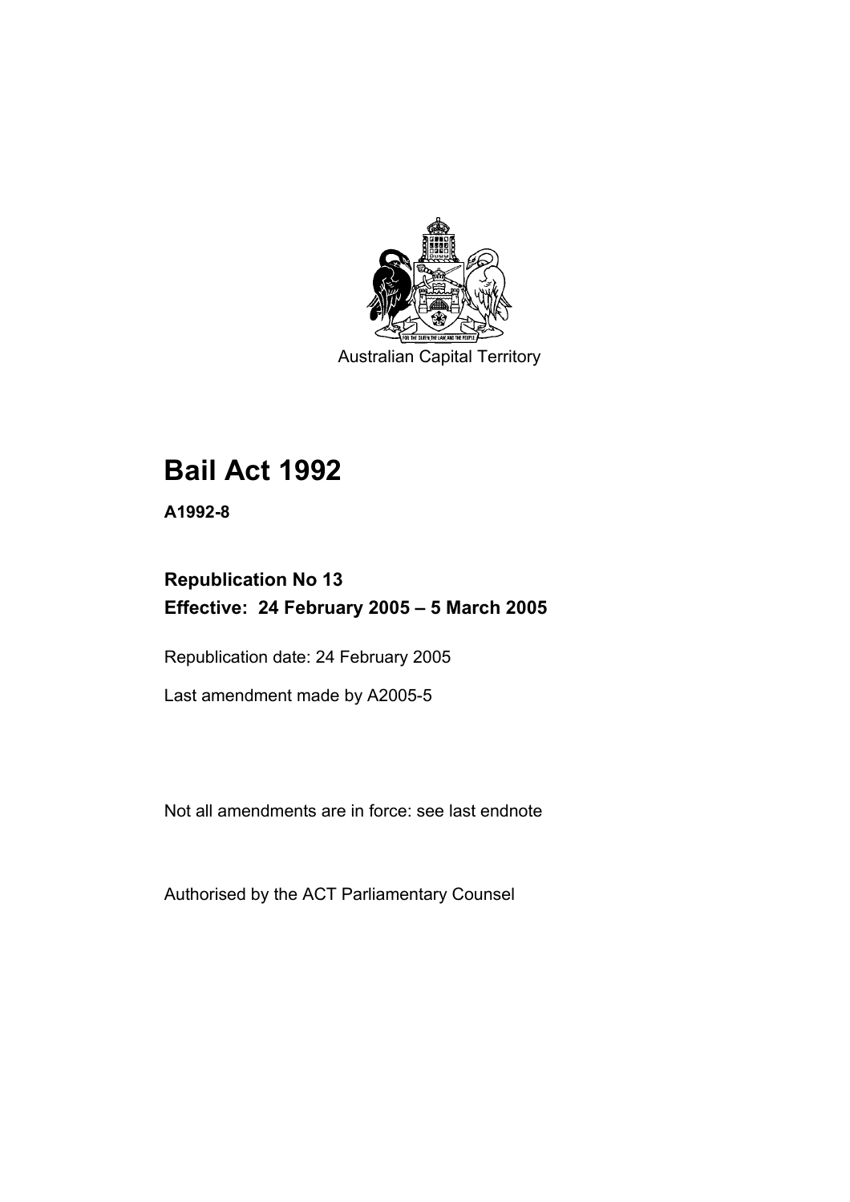Australian Capital Territory

# Bail Act 1992

**A1992-8**

## Republication No 13

## Effective: 24 February 2005 – 5 March 2005

Republication date: 24 February 2005

Last amendment made by A2005-5

Not all amendments are in force: see last endnote

Authorised by the ACT Parliamentary Counsel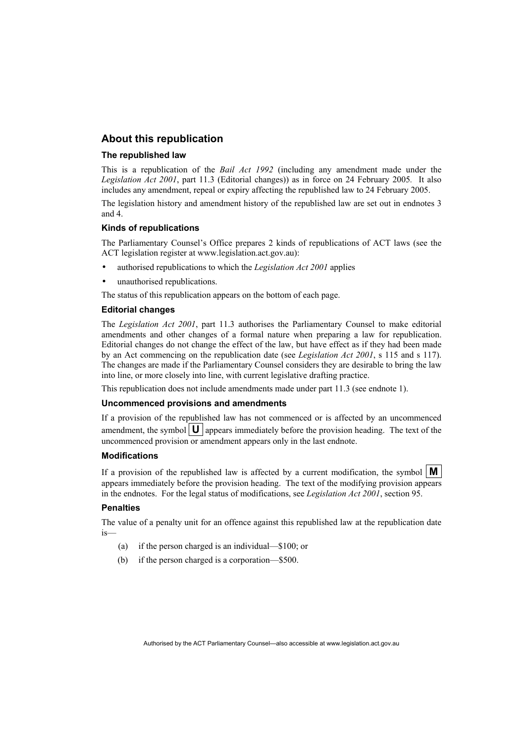## About this republication

### The republished law

This is a republication of the *Bail Act 1992* (including any amendment made under the *Legislation Act 2001*, part 11.3 (Editorial changes)) as in force on 24 February 2005. It also includes any amendment, repeal or expiry affecting the republished law to 24 February 2005.

The legislation history and amendment history of the republished law are set out in endnotes 3 and 4.

### Kinds of republications

The Parliamentary Counsel's Office prepares 2 kinds of republications of ACT laws (see the ACT legislation register at www.legislation.act.gov.au):

- authorised republications to which the *Legislation Act 2001* applies
- unauthorised republications.

The status of this republication appears on the bottom of each page.

### Editorial changes

The *Legislation Act 2001*, part 11.3 authorises the Parliamentary Counsel to make editorial amendments and other changes of a formal nature when preparing a law for republication. Editorial changes do not change the effect of the law, but have effect as if they had been made by an Act commencing on the republication date (see *Legislation Act 2001*, s 115 and s 117). The changes are made if the Parliamentary Counsel considers they are desirable to bring the law into line, or more closely into line, with current legislative drafting practice.

This republication does not include amendments made under part 11.3 (see endnote 1).

### Uncommenced provisions and amendments

If a provision of the republished law has not commenced or is affected by an uncommenced amendment, the symbol **U** appears immediately before the provision heading. The text of the uncommenced provision or amendment appears only in the last endnote.

### Modifications

If a provision of the republished law is affected by a current modification, the symbol **M** appears immediately before the provision heading. The text of the modifying provision appears in the endnotes. For the legal status of modifications, see *Legislation Act 2001*, section 95.

### Penalties

The value of a penalty unit for an offence against this republished law at the republication date is—

(a) if the person charged is an individual—$100; or

(b) if the person charged is a corporation—$500.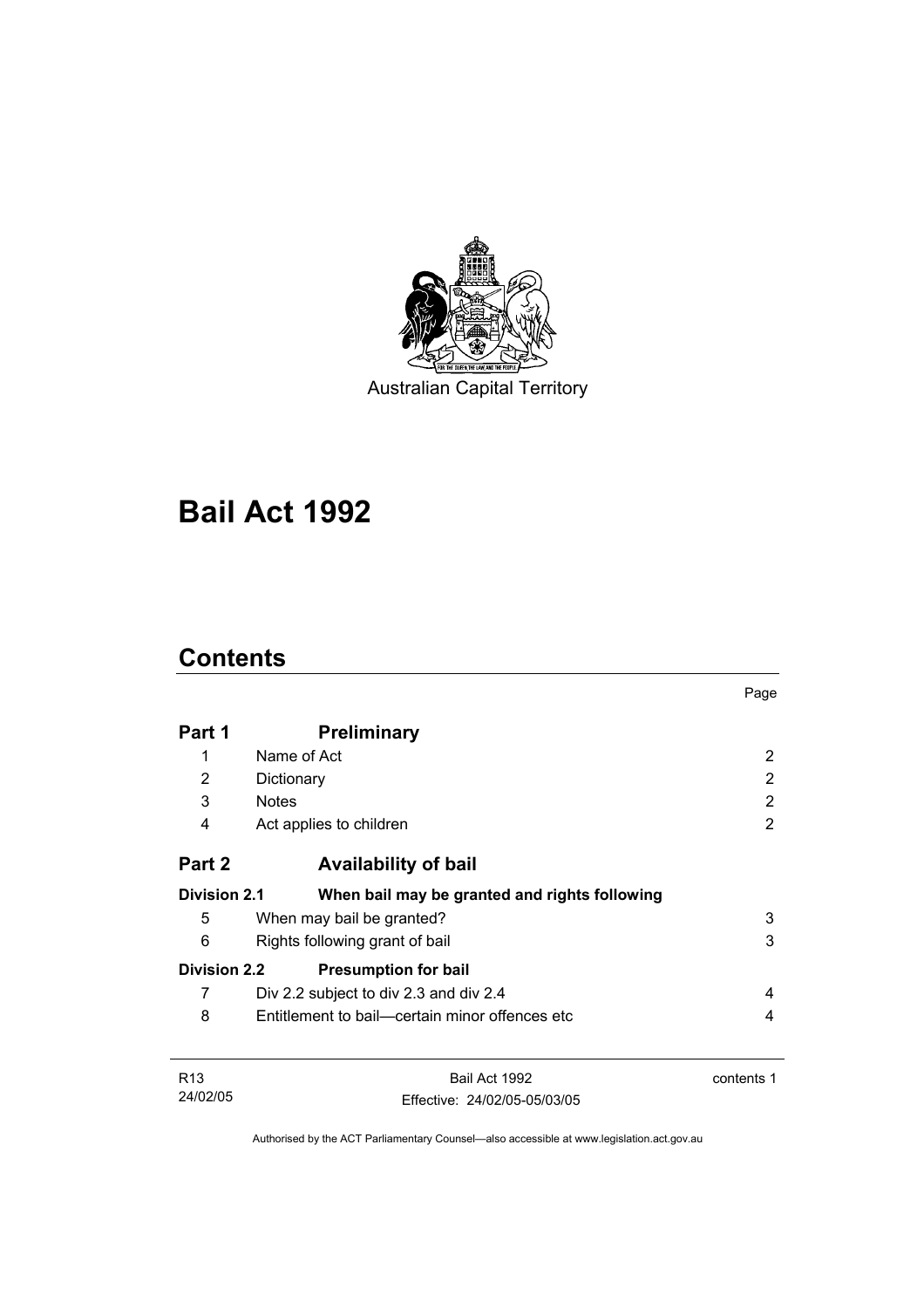Australian Capital Territory

# Bail Act 1992

## Contents

| | | Page |
|---|---|---|
| **Part 1** | **Preliminary** | |
| 1 | Name of Act | 2 |
| 2 | Dictionary | 2 |
| 3 | Notes | 2 |
| 4 | Act applies to children | 2 |
| **Part 2** | **Availability of bail** | |
| **Division 2.1** | **When bail may be granted and rights following** | |
| 5 | When may bail be granted? | 3 |
| 6 | Rights following grant of bail | 3 |
| **Division 2.2** | **Presumption for bail** | |
| 7 | Div 2.2 subject to div 2.3 and div 2.4 | 4 |
| 8 | Entitlement to bail—certain minor offences etc | 4 |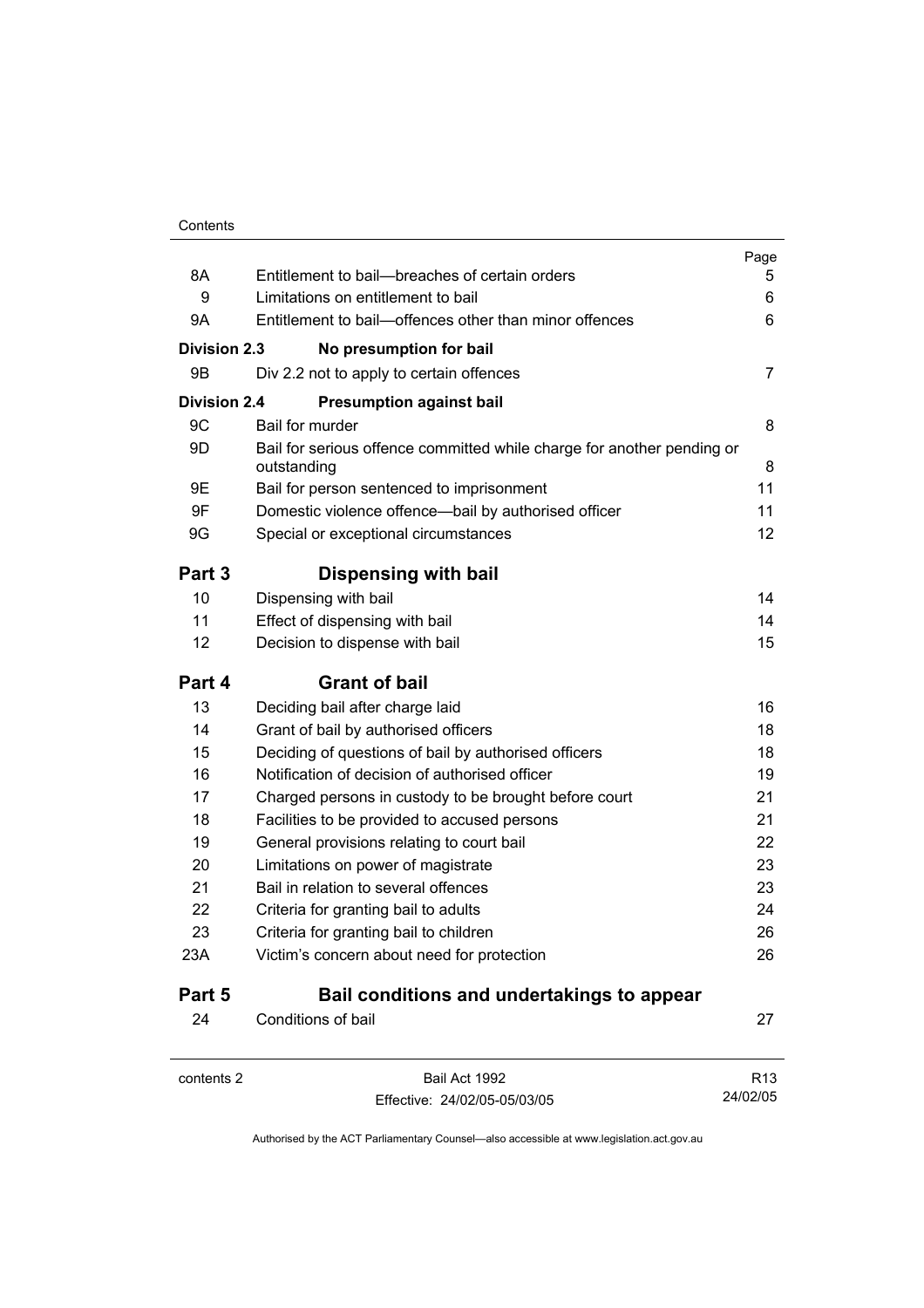| | | Page |
|---|---|---|
| 8A | Entitlement to bail—breaches of certain orders | 5 |
| 9 | Limitations on entitlement to bail | 6 |
| 9A | Entitlement to bail—offences other than minor offences | 6 |
| **Division 2.3** | **No presumption for bail** | |
| 9B | Div 2.2 not to apply to certain offences | 7 |
| **Division 2.4** | **Presumption against bail** | |
| 9C | Bail for murder | 8 |
| 9D | Bail for serious offence committed while charge for another pending or outstanding | 8 |
| 9E | Bail for person sentenced to imprisonment | 11 |
| 9F | Domestic violence offence—bail by authorised officer | 11 |
| 9G | Special or exceptional circumstances | 12 |
| **Part 3** | **Dispensing with bail** | |
| 10 | Dispensing with bail | 14 |
| 11 | Effect of dispensing with bail | 14 |
| 12 | Decision to dispense with bail | 15 |
| **Part 4** | **Grant of bail** | |
| 13 | Deciding bail after charge laid | 16 |
| 14 | Grant of bail by authorised officers | 18 |
| 15 | Deciding of questions of bail by authorised officers | 18 |
| 16 | Notification of decision of authorised officer | 19 |
| 17 | Charged persons in custody to be brought before court | 21 |
| 18 | Facilities to be provided to accused persons | 21 |
| 19 | General provisions relating to court bail | 22 |
| 20 | Limitations on power of magistrate | 23 |
| 21 | Bail in relation to several offences | 23 |
| 22 | Criteria for granting bail to adults | 24 |
| 23 | Criteria for granting bail to children | 26 |
| 23A | Victim's concern about need for protection | 26 |
| **Part 5** | **Bail conditions and undertakings to appear** | |
| 24 | Conditions of bail | 27 |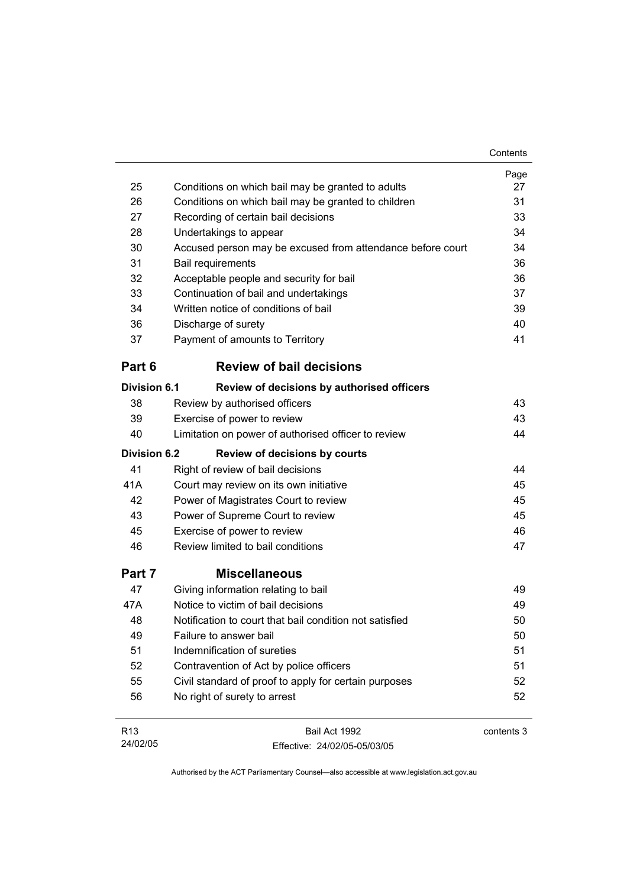| | | Page |
|---|---|---|
| 25 | Conditions on which bail may be granted to adults | 27 |
| 26 | Conditions on which bail may be granted to children | 31 |
| 27 | Recording of certain bail decisions | 33 |
| 28 | Undertakings to appear | 34 |
| 30 | Accused person may be excused from attendance before court | 34 |
| 31 | Bail requirements | 36 |
| 32 | Acceptable people and security for bail | 36 |
| 33 | Continuation of bail and undertakings | 37 |
| 34 | Written notice of conditions of bail | 39 |
| 36 | Discharge of surety | 40 |
| 37 | Payment of amounts to Territory | 41 |

## Part 6 Review of bail decisions

### Division 6.1 Review of decisions by authorised officers

| | | |
|---|---|---|
| 38 | Review by authorised officers | 43 |
| 39 | Exercise of power to review | 43 |
| 40 | Limitation on power of authorised officer to review | 44 |

### Division 6.2 Review of decisions by courts

| | | |
|---|---|---|
| 41 | Right of review of bail decisions | 44 |
| 41A | Court may review on its own initiative | 45 |
| 42 | Power of Magistrates Court to review | 45 |
| 43 | Power of Supreme Court to review | 45 |
| 45 | Exercise of power to review | 46 |
| 46 | Review limited to bail conditions | 47 |

## Part 7 Miscellaneous

| | | |
|---|---|---|
| 47 | Giving information relating to bail | 49 |
| 47A | Notice to victim of bail decisions | 49 |
| 48 | Notification to court that bail condition not satisfied | 50 |
| 49 | Failure to answer bail | 50 |
| 51 | Indemnification of sureties | 51 |
| 52 | Contravention of Act by police officers | 51 |
| 55 | Civil standard of proof to apply for certain purposes | 52 |
| 56 | No right of surety to arrest | 52 |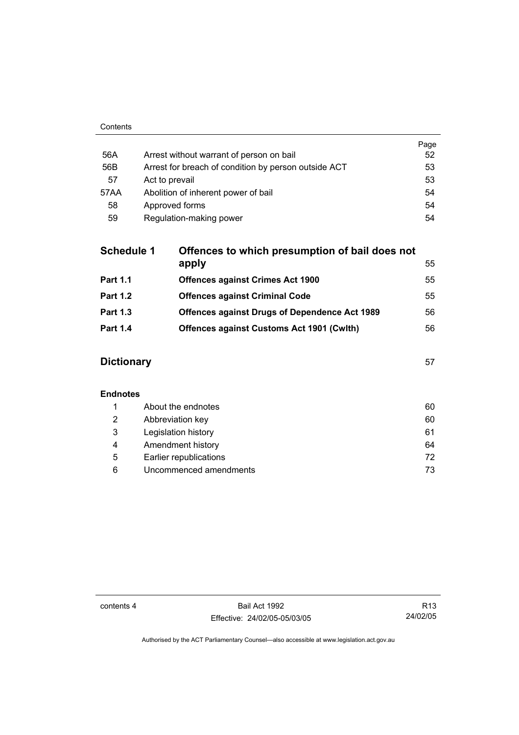| | | Page |
|---|---|---|
| 56A | Arrest without warrant of person on bail | 52 |
| 56B | Arrest for breach of condition by person outside ACT | 53 |
| 57 | Act to prevail | 53 |
| 57AA | Abolition of inherent power of bail | 54 |
| 58 | Approved forms | 54 |
| 59 | Regulation-making power | 54 |

| | | |
|---|---|---|
| **Schedule 1** | **Offences to which presumption of bail does not apply** | 55 |
| **Part 1.1** | **Offences against Crimes Act 1900** | 55 |
| **Part 1.2** | **Offences against Criminal Code** | 55 |
| **Part 1.3** | **Offences against Drugs of Dependence Act 1989** | 56 |
| **Part 1.4** | **Offences against Customs Act 1901 (Cwlth)** | 56 |

**Dictionary** 57

**Endnotes**

| | | |
|---|---|---|
| 1 | About the endnotes | 60 |
| 2 | Abbreviation key | 60 |
| 3 | Legislation history | 61 |
| 4 | Amendment history | 64 |
| 5 | Earlier republications | 72 |
| 6 | Uncommenced amendments | 73 |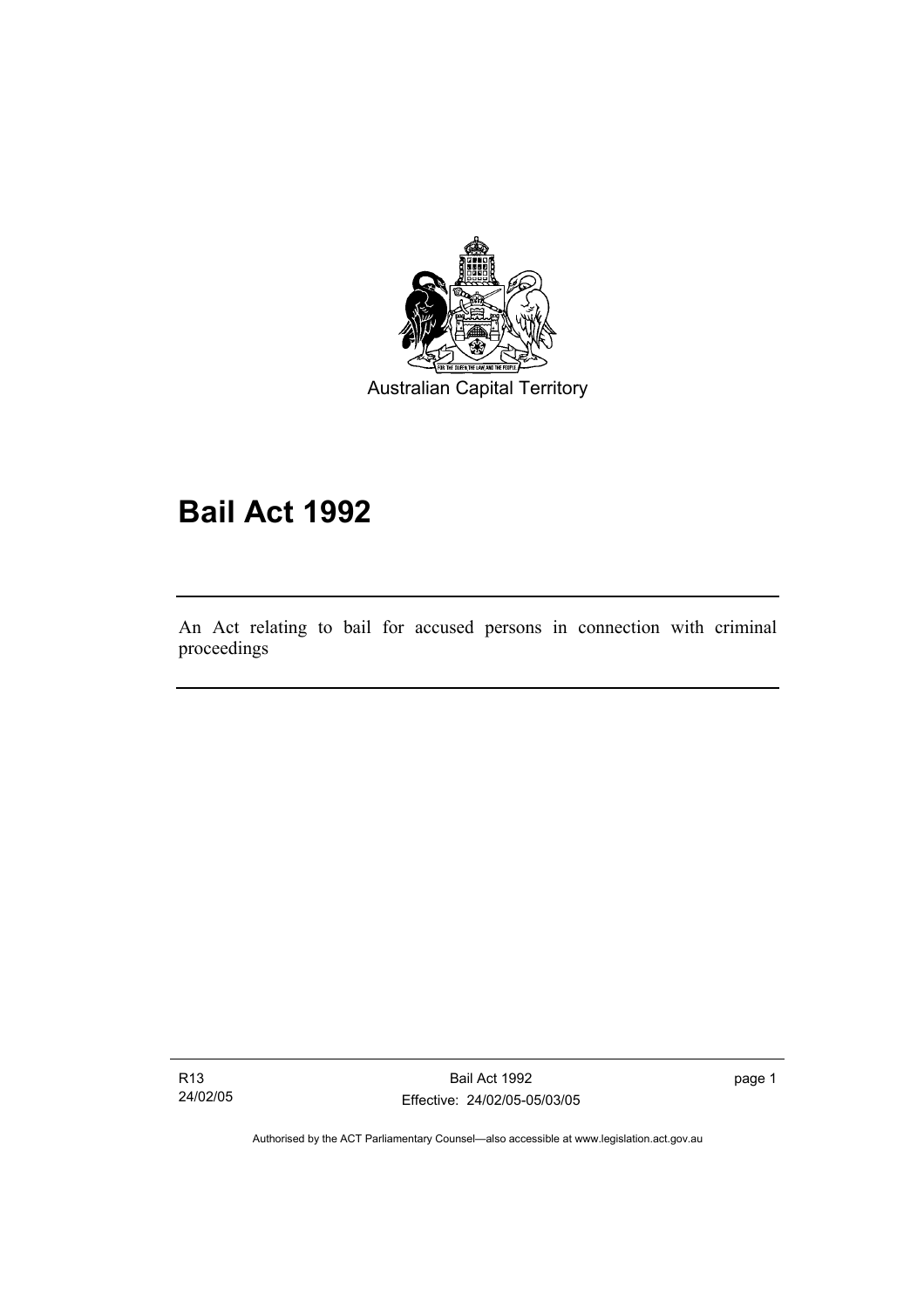Australian Capital Territory

# Bail Act 1992

An Act relating to bail for accused persons in connection with criminal proceedings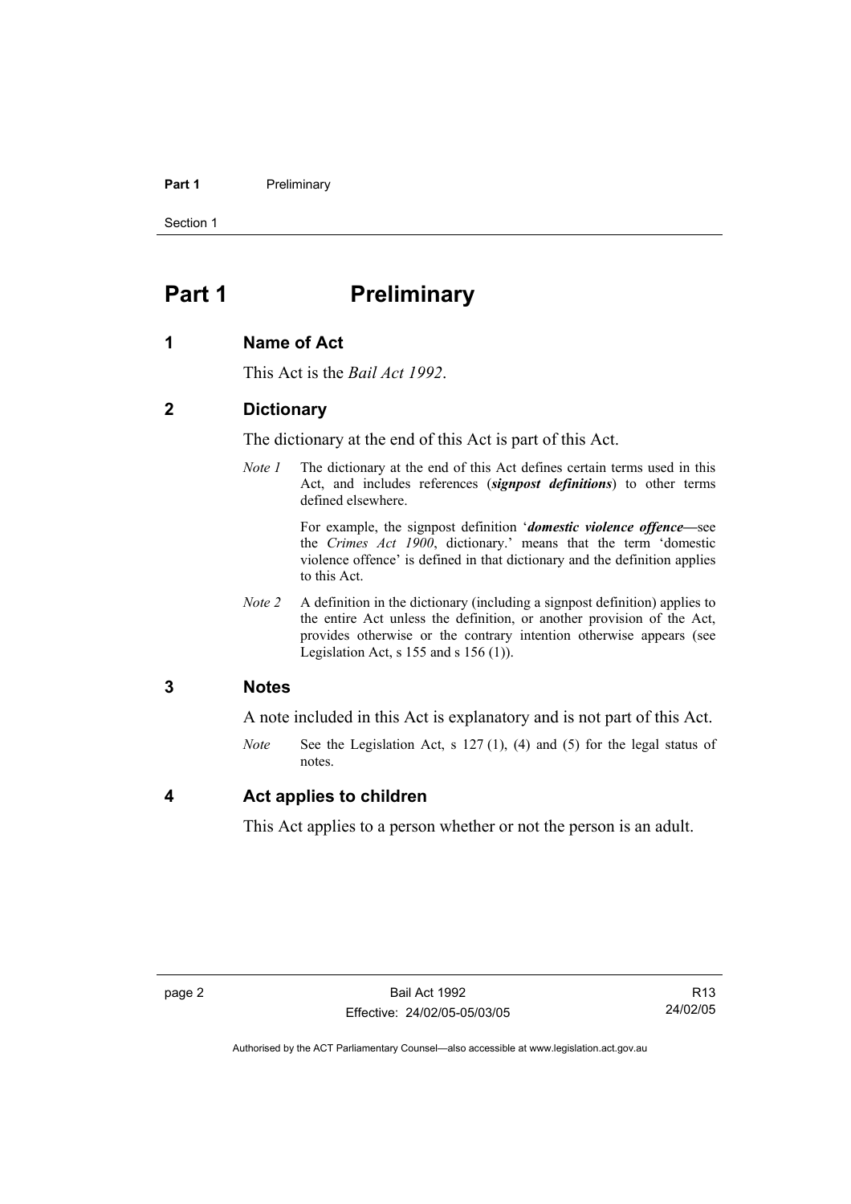# Part 1 Preliminary

## 1 Name of Act

This Act is the *Bail Act 1992*.

## 2 Dictionary

The dictionary at the end of this Act is part of this Act.

*Note 1* The dictionary at the end of this Act defines certain terms used in this Act, and includes references (***signpost definitions***) to other terms defined elsewhere.

For example, the signpost definition '***domestic violence offence***—see the *Crimes Act 1900*, dictionary.' means that the term 'domestic violence offence' is defined in that dictionary and the definition applies to this Act.

*Note 2* A definition in the dictionary (including a signpost definition) applies to the entire Act unless the definition, or another provision of the Act, provides otherwise or the contrary intention otherwise appears (see Legislation Act, s 155 and s 156 (1)).

## 3 Notes

A note included in this Act is explanatory and is not part of this Act.

*Note* See the Legislation Act, s 127 (1), (4) and (5) for the legal status of notes.

## 4 Act applies to children

This Act applies to a person whether or not the person is an adult.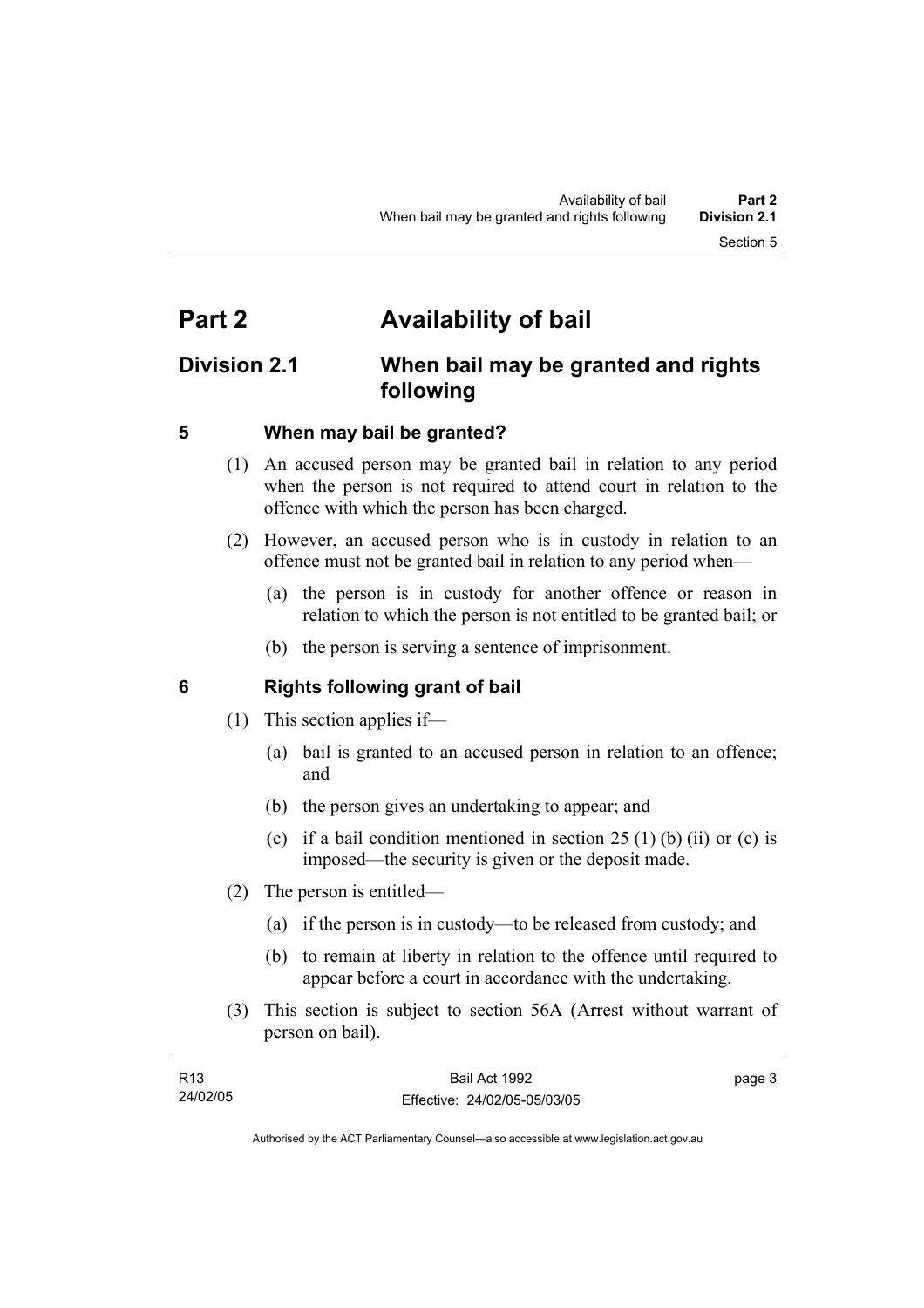# Part 2 Availability of bail

## Division 2.1 When bail may be granted and rights following

### 5 When may bail be granted?

(1) An accused person may be granted bail in relation to any period when the person is not required to attend court in relation to the offence with which the person has been charged.

(2) However, an accused person who is in custody in relation to an offence must not be granted bail in relation to any period when—

(a) the person is in custody for another offence or reason in relation to which the person is not entitled to be granted bail; or

(b) the person is serving a sentence of imprisonment.

### 6 Rights following grant of bail

(1) This section applies if—

(a) bail is granted to an accused person in relation to an offence; and

(b) the person gives an undertaking to appear; and

(c) if a bail condition mentioned in section 25 (1) (b) (ii) or (c) is imposed—the security is given or the deposit made.

(2) The person is entitled—

(a) if the person is in custody—to be released from custody; and

(b) to remain at liberty in relation to the offence until required to appear before a court in accordance with the undertaking.

(3) This section is subject to section 56A (Arrest without warrant of person on bail).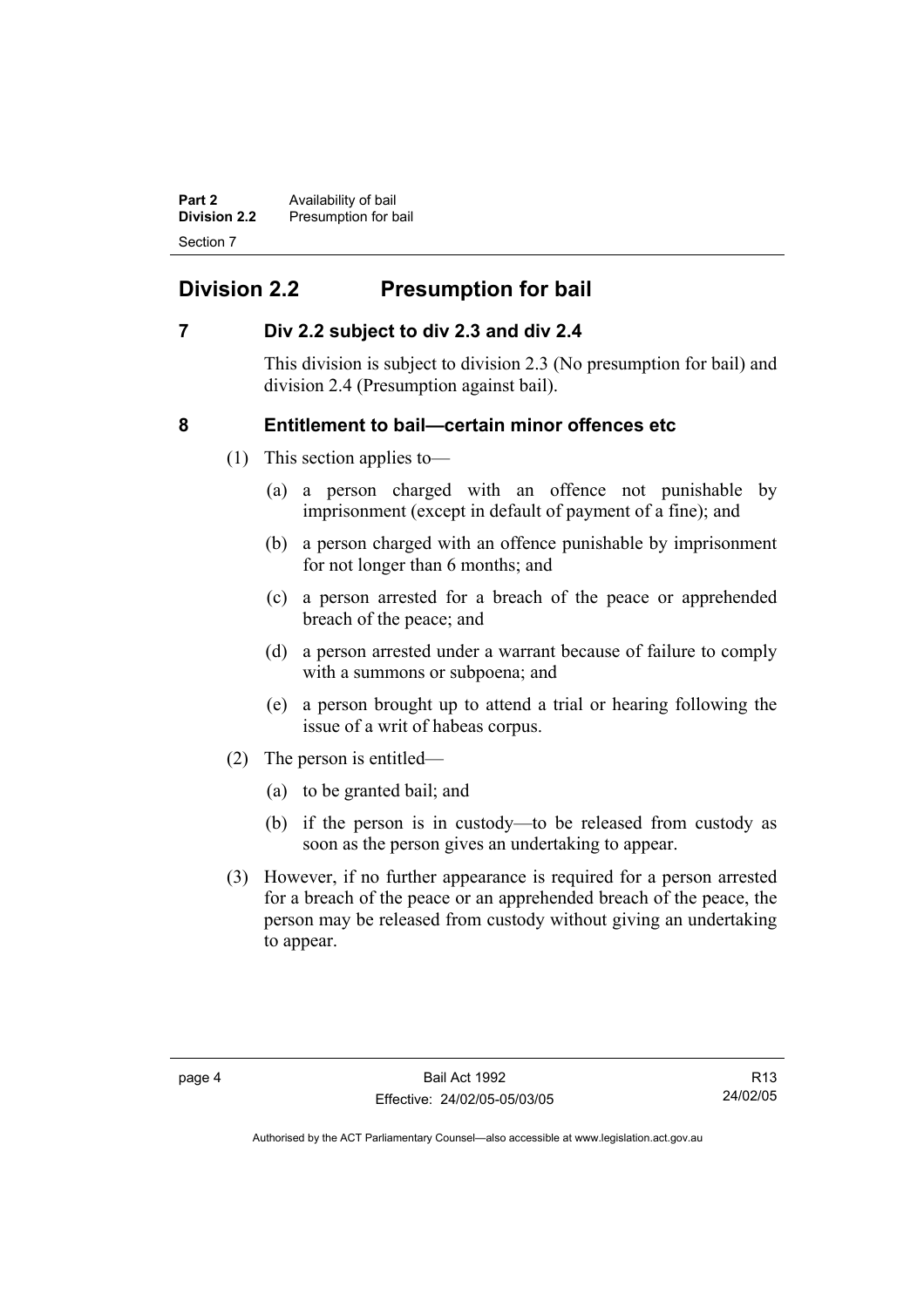## Division 2.2 Presumption for bail

### 7 Div 2.2 subject to div 2.3 and div 2.4

This division is subject to division 2.3 (No presumption for bail) and division 2.4 (Presumption against bail).

### 8 Entitlement to bail—certain minor offences etc

(1) This section applies to—

(a) a person charged with an offence not punishable by imprisonment (except in default of payment of a fine); and

(b) a person charged with an offence punishable by imprisonment for not longer than 6 months; and

(c) a person arrested for a breach of the peace or apprehended breach of the peace; and

(d) a person arrested under a warrant because of failure to comply with a summons or subpoena; and

(e) a person brought up to attend a trial or hearing following the issue of a writ of habeas corpus.

(2) The person is entitled—

(a) to be granted bail; and

(b) if the person is in custody—to be released from custody as soon as the person gives an undertaking to appear.

(3) However, if no further appearance is required for a person arrested for a breach of the peace or an apprehended breach of the peace, the person may be released from custody without giving an undertaking to appear.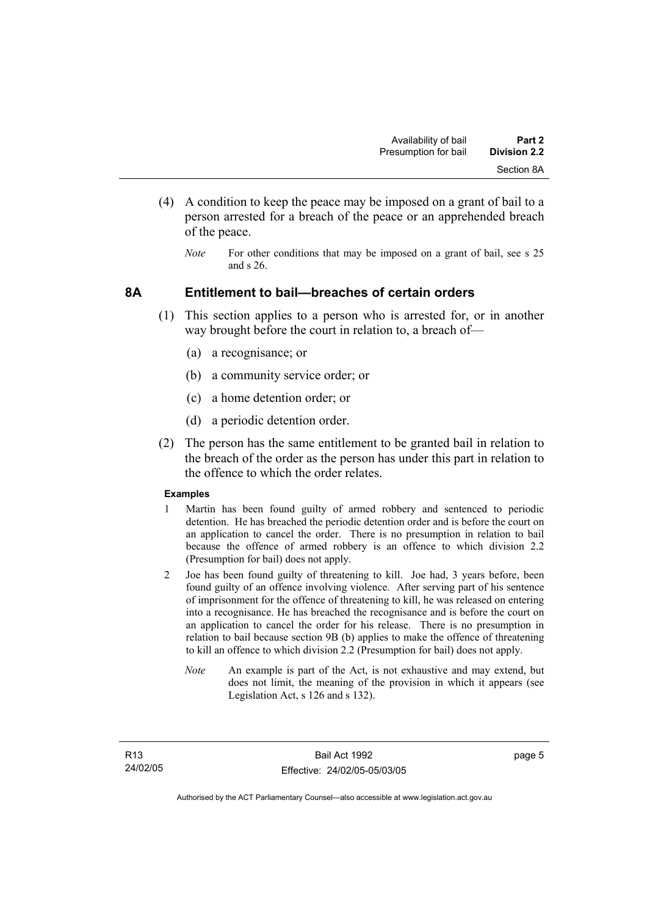(4) A condition to keep the peace may be imposed on a grant of bail to a person arrested for a breach of the peace or an apprehended breach of the peace.

*Note* For other conditions that may be imposed on a grant of bail, see s 25 and s 26.

## 8A Entitlement to bail—breaches of certain orders

(1) This section applies to a person who is arrested for, or in another way brought before the court in relation to, a breach of—

(a) a recognisance; or

(b) a community service order; or

(c) a home detention order; or

(d) a periodic detention order.

(2) The person has the same entitlement to be granted bail in relation to the breach of the order as the person has under this part in relation to the offence to which the order relates.

**Examples**

1 Martin has been found guilty of armed robbery and sentenced to periodic detention. He has breached the periodic detention order and is before the court on an application to cancel the order. There is no presumption in relation to bail because the offence of armed robbery is an offence to which division 2.2 (Presumption for bail) does not apply.

2 Joe has been found guilty of threatening to kill. Joe had, 3 years before, been found guilty of an offence involving violence. After serving part of his sentence of imprisonment for the offence of threatening to kill, he was released on entering into a recognisance. He has breached the recognisance and is before the court on an application to cancel the order for his release. There is no presumption in relation to bail because section 9B (b) applies to make the offence of threatening to kill an offence to which division 2.2 (Presumption for bail) does not apply.

*Note* An example is part of the Act, is not exhaustive and may extend, but does not limit, the meaning of the provision in which it appears (see Legislation Act, s 126 and s 132).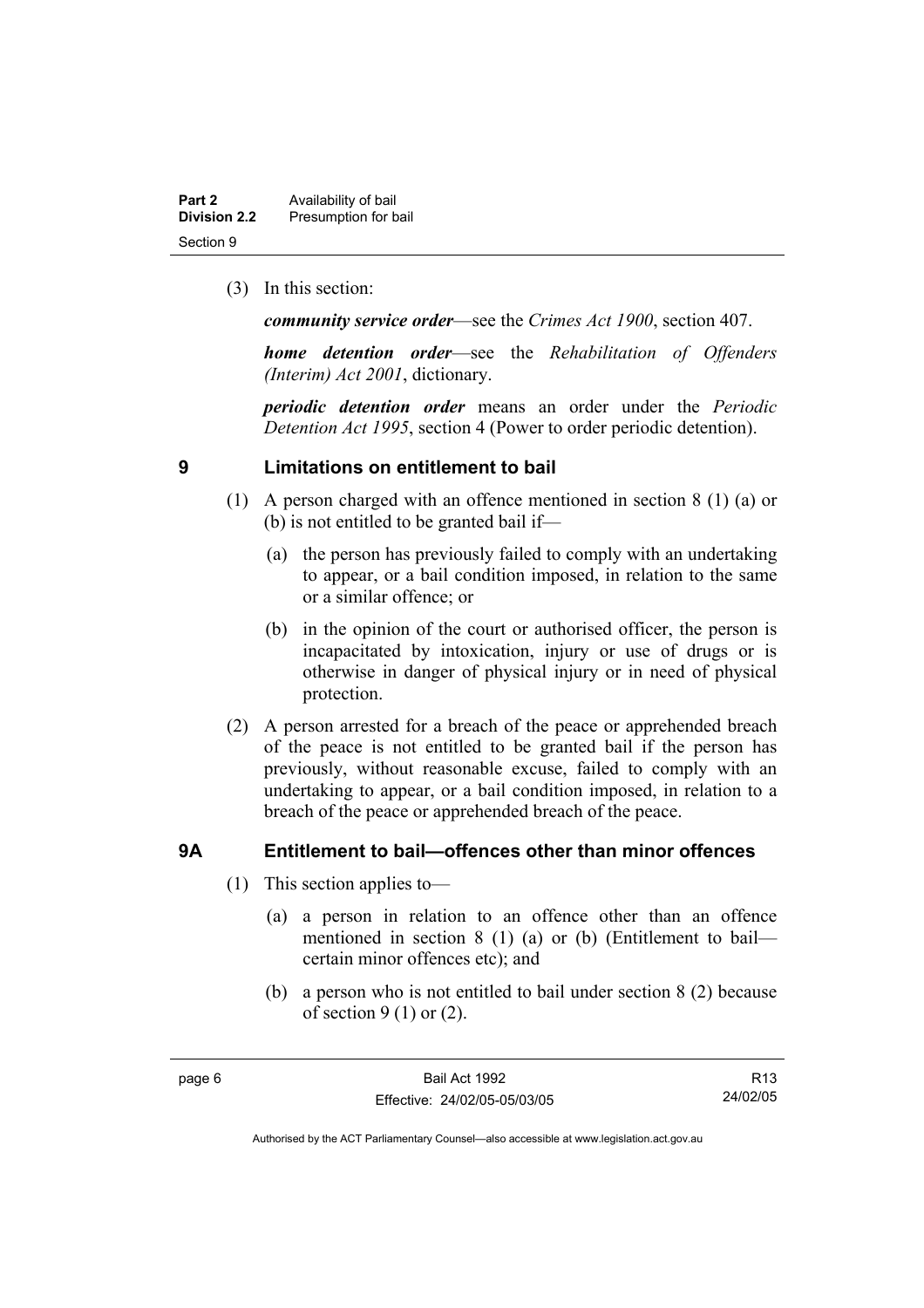(3) In this section:

***community service order***—see the *Crimes Act 1900*, section 407.

***home detention order***—see the *Rehabilitation of Offenders (Interim) Act 2001*, dictionary.

***periodic detention order*** means an order under the *Periodic Detention Act 1995*, section 4 (Power to order periodic detention).

## 9 Limitations on entitlement to bail

(1) A person charged with an offence mentioned in section 8 (1) (a) or (b) is not entitled to be granted bail if—

(a) the person has previously failed to comply with an undertaking to appear, or a bail condition imposed, in relation to the same or a similar offence; or

(b) in the opinion of the court or authorised officer, the person is incapacitated by intoxication, injury or use of drugs or is otherwise in danger of physical injury or in need of physical protection.

(2) A person arrested for a breach of the peace or apprehended breach of the peace is not entitled to be granted bail if the person has previously, without reasonable excuse, failed to comply with an undertaking to appear, or a bail condition imposed, in relation to a breach of the peace or apprehended breach of the peace.

## 9A Entitlement to bail—offences other than minor offences

(1) This section applies to—

(a) a person in relation to an offence other than an offence mentioned in section 8 (1) (a) or (b) (Entitlement to bail—certain minor offences etc); and

(b) a person who is not entitled to bail under section 8 (2) because of section 9 (1) or (2).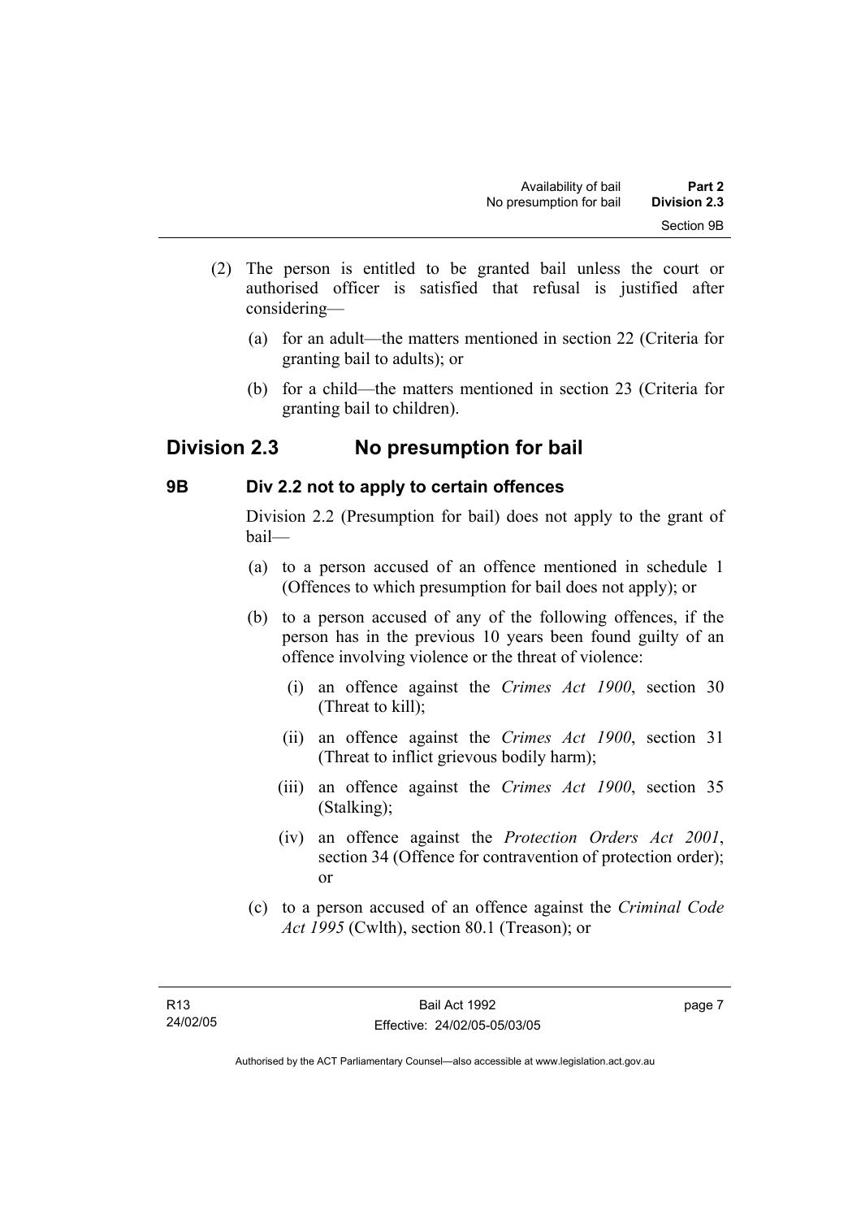(2) The person is entitled to be granted bail unless the court or authorised officer is satisfied that refusal is justified after considering—

   (a) for an adult—the matters mentioned in section 22 (Criteria for granting bail to adults); or

   (b) for a child—the matters mentioned in section 23 (Criteria for granting bail to children).

## Division 2.3 No presumption for bail

### 9B Div 2.2 not to apply to certain offences

Division 2.2 (Presumption for bail) does not apply to the grant of bail—

(a) to a person accused of an offence mentioned in schedule 1 (Offences to which presumption for bail does not apply); or

(b) to a person accused of any of the following offences, if the person has in the previous 10 years been found guilty of an offence involving violence or the threat of violence:

   (i) an offence against the *Crimes Act 1900*, section 30 (Threat to kill);

   (ii) an offence against the *Crimes Act 1900*, section 31 (Threat to inflict grievous bodily harm);

   (iii) an offence against the *Crimes Act 1900*, section 35 (Stalking);

   (iv) an offence against the *Protection Orders Act 2001*, section 34 (Offence for contravention of protection order); or

(c) to a person accused of an offence against the *Criminal Code Act 1995* (Cwlth), section 80.1 (Treason); or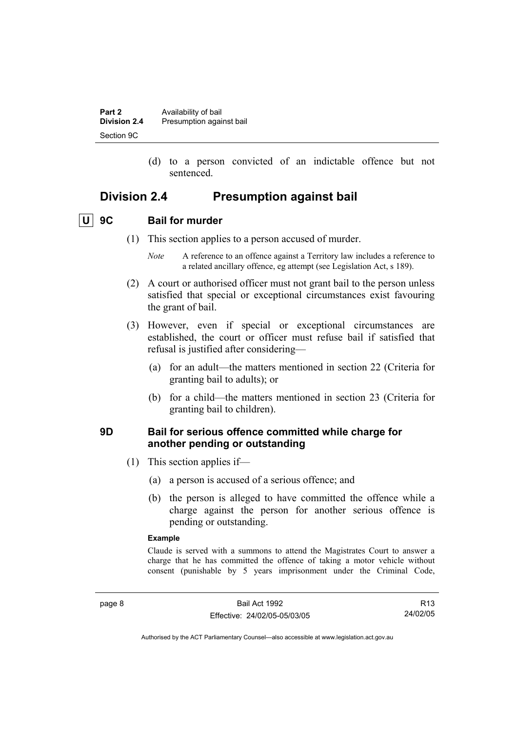(d) to a person convicted of an indictable offence but not sentenced.

## Division 2.4 Presumption against bail

### U 9C Bail for murder

(1) This section applies to a person accused of murder.

*Note* A reference to an offence against a Territory law includes a reference to a related ancillary offence, eg attempt (see Legislation Act, s 189).

(2) A court or authorised officer must not grant bail to the person unless satisfied that special or exceptional circumstances exist favouring the grant of bail.

(3) However, even if special or exceptional circumstances are established, the court or officer must refuse bail if satisfied that refusal is justified after considering—

(a) for an adult—the matters mentioned in section 22 (Criteria for granting bail to adults); or

(b) for a child—the matters mentioned in section 23 (Criteria for granting bail to children).

### 9D Bail for serious offence committed while charge for another pending or outstanding

(1) This section applies if—

(a) a person is accused of a serious offence; and

(b) the person is alleged to have committed the offence while a charge against the person for another serious offence is pending or outstanding.

**Example**

Claude is served with a summons to attend the Magistrates Court to answer a charge that he has committed the offence of taking a motor vehicle without consent (punishable by 5 years imprisonment under the Criminal Code,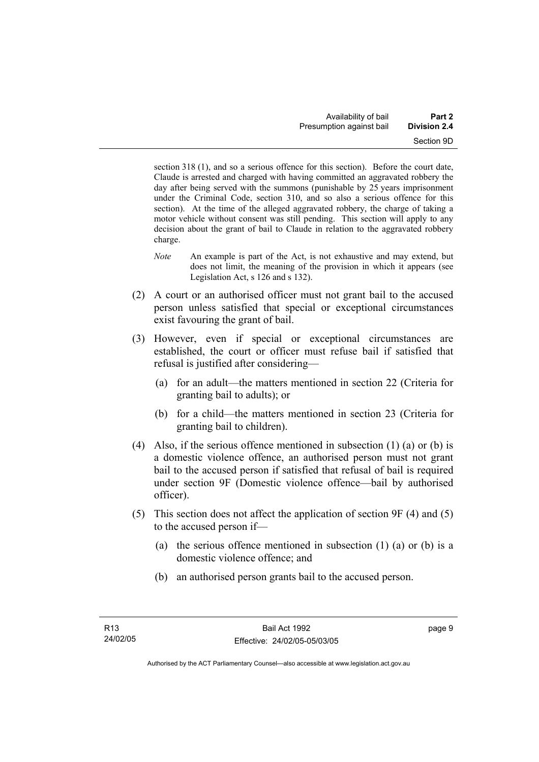section 318 (1), and so a serious offence for this section). Before the court date, Claude is arrested and charged with having committed an aggravated robbery the day after being served with the summons (punishable by 25 years imprisonment under the Criminal Code, section 310, and so also a serious offence for this section). At the time of the alleged aggravated robbery, the charge of taking a motor vehicle without consent was still pending. This section will apply to any decision about the grant of bail to Claude in relation to the aggravated robbery charge.

*Note* An example is part of the Act, is not exhaustive and may extend, but does not limit, the meaning of the provision in which it appears (see Legislation Act, s 126 and s 132).

(2) A court or an authorised officer must not grant bail to the accused person unless satisfied that special or exceptional circumstances exist favouring the grant of bail.

(3) However, even if special or exceptional circumstances are established, the court or officer must refuse bail if satisfied that refusal is justified after considering—

(a) for an adult—the matters mentioned in section 22 (Criteria for granting bail to adults); or

(b) for a child—the matters mentioned in section 23 (Criteria for granting bail to children).

(4) Also, if the serious offence mentioned in subsection (1) (a) or (b) is a domestic violence offence, an authorised person must not grant bail to the accused person if satisfied that refusal of bail is required under section 9F (Domestic violence offence—bail by authorised officer).

(5) This section does not affect the application of section 9F (4) and (5) to the accused person if—

(a) the serious offence mentioned in subsection (1) (a) or (b) is a domestic violence offence; and

(b) an authorised person grants bail to the accused person.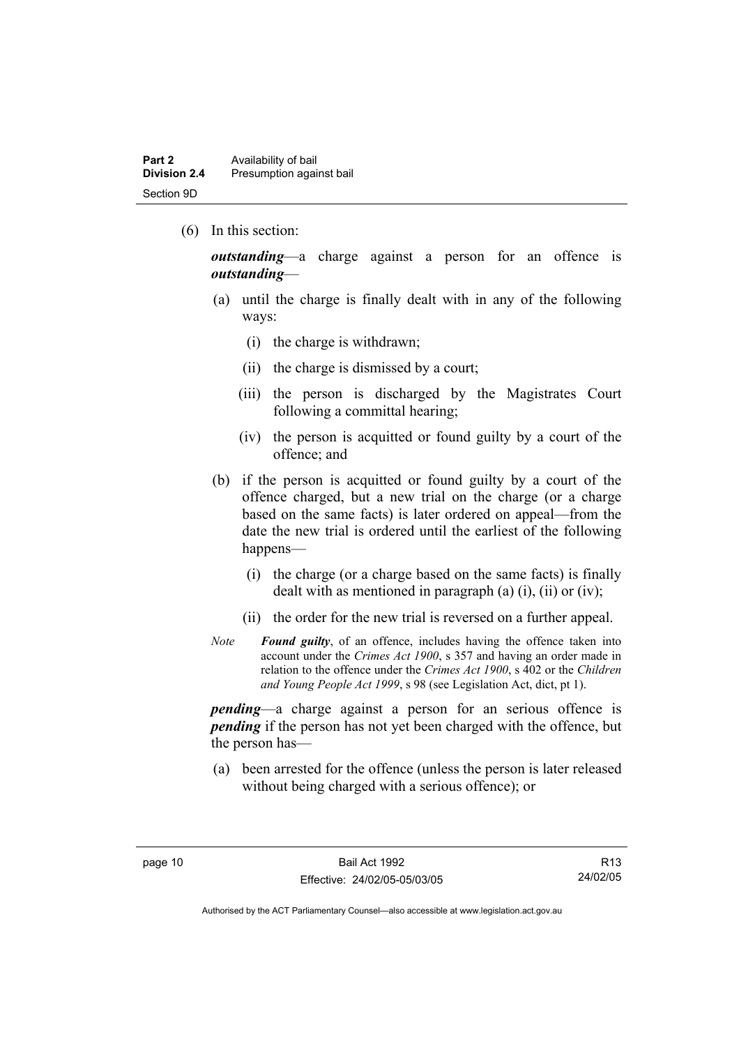(6) In this section:

***outstanding***—a charge against a person for an offence is ***outstanding***—

(a) until the charge is finally dealt with in any of the following ways:

(i) the charge is withdrawn;

(ii) the charge is dismissed by a court;

(iii) the person is discharged by the Magistrates Court following a committal hearing;

(iv) the person is acquitted or found guilty by a court of the offence; and

(b) if the person is acquitted or found guilty by a court of the offence charged, but a new trial on the charge (or a charge based on the same facts) is later ordered on appeal—from the date the new trial is ordered until the earliest of the following happens—

(i) the charge (or a charge based on the same facts) is finally dealt with as mentioned in paragraph (a) (i), (ii) or (iv);

(ii) the order for the new trial is reversed on a further appeal.

*Note* ***Found guilty***, of an offence, includes having the offence taken into account under the *Crimes Act 1900*, s 357 and having an order made in relation to the offence under the *Crimes Act 1900*, s 402 or the *Children and Young People Act 1999*, s 98 (see Legislation Act, dict, pt 1).

***pending***—a charge against a person for an serious offence is ***pending*** if the person has not yet been charged with the offence, but the person has—

(a) been arrested for the offence (unless the person is later released without being charged with a serious offence); or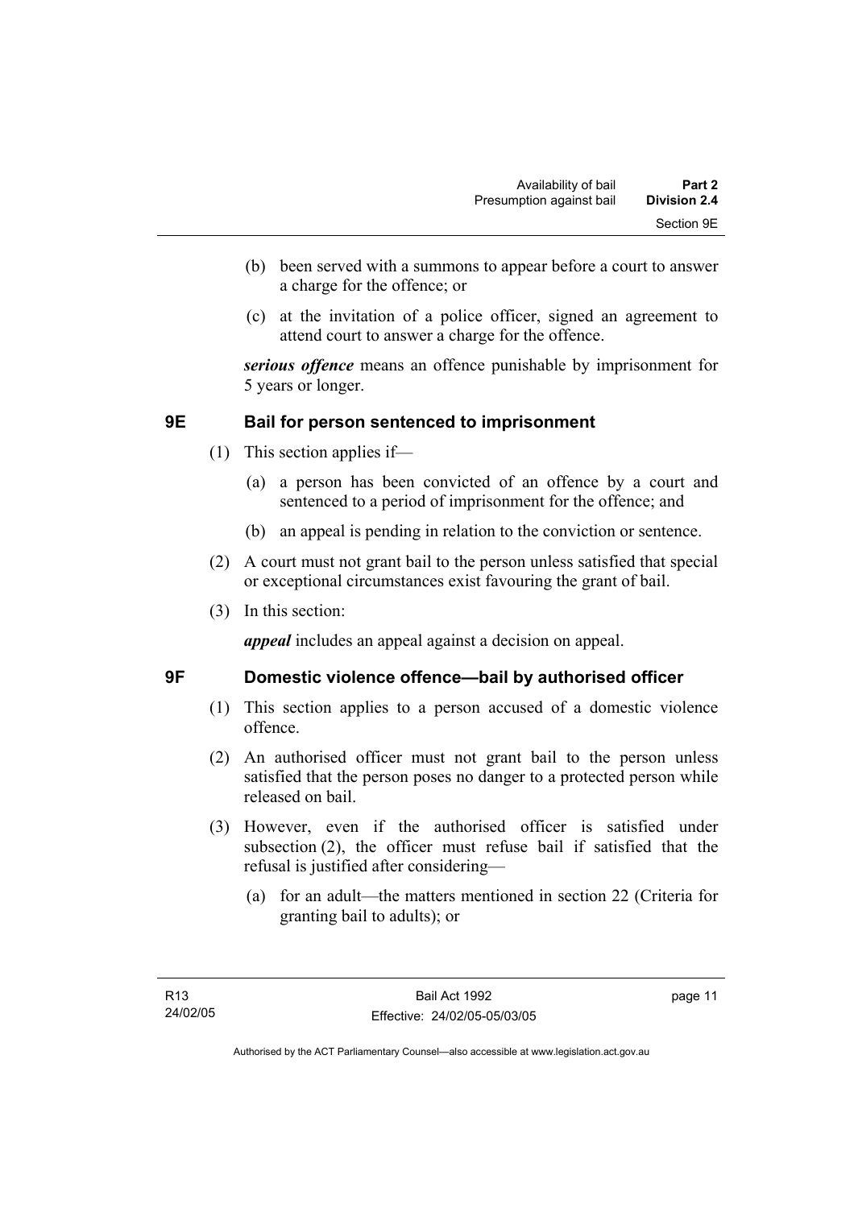(b) been served with a summons to appear before a court to answer a charge for the offence; or

(c) at the invitation of a police officer, signed an agreement to attend court to answer a charge for the offence.

***serious offence*** means an offence punishable by imprisonment for 5 years or longer.

### 9E Bail for person sentenced to imprisonment

(1) This section applies if—

(a) a person has been convicted of an offence by a court and sentenced to a period of imprisonment for the offence; and

(b) an appeal is pending in relation to the conviction or sentence.

(2) A court must not grant bail to the person unless satisfied that special or exceptional circumstances exist favouring the grant of bail.

(3) In this section:

***appeal*** includes an appeal against a decision on appeal.

### 9F Domestic violence offence—bail by authorised officer

(1) This section applies to a person accused of a domestic violence offence.

(2) An authorised officer must not grant bail to the person unless satisfied that the person poses no danger to a protected person while released on bail.

(3) However, even if the authorised officer is satisfied under subsection (2), the officer must refuse bail if satisfied that the refusal is justified after considering—

(a) for an adult—the matters mentioned in section 22 (Criteria for granting bail to adults); or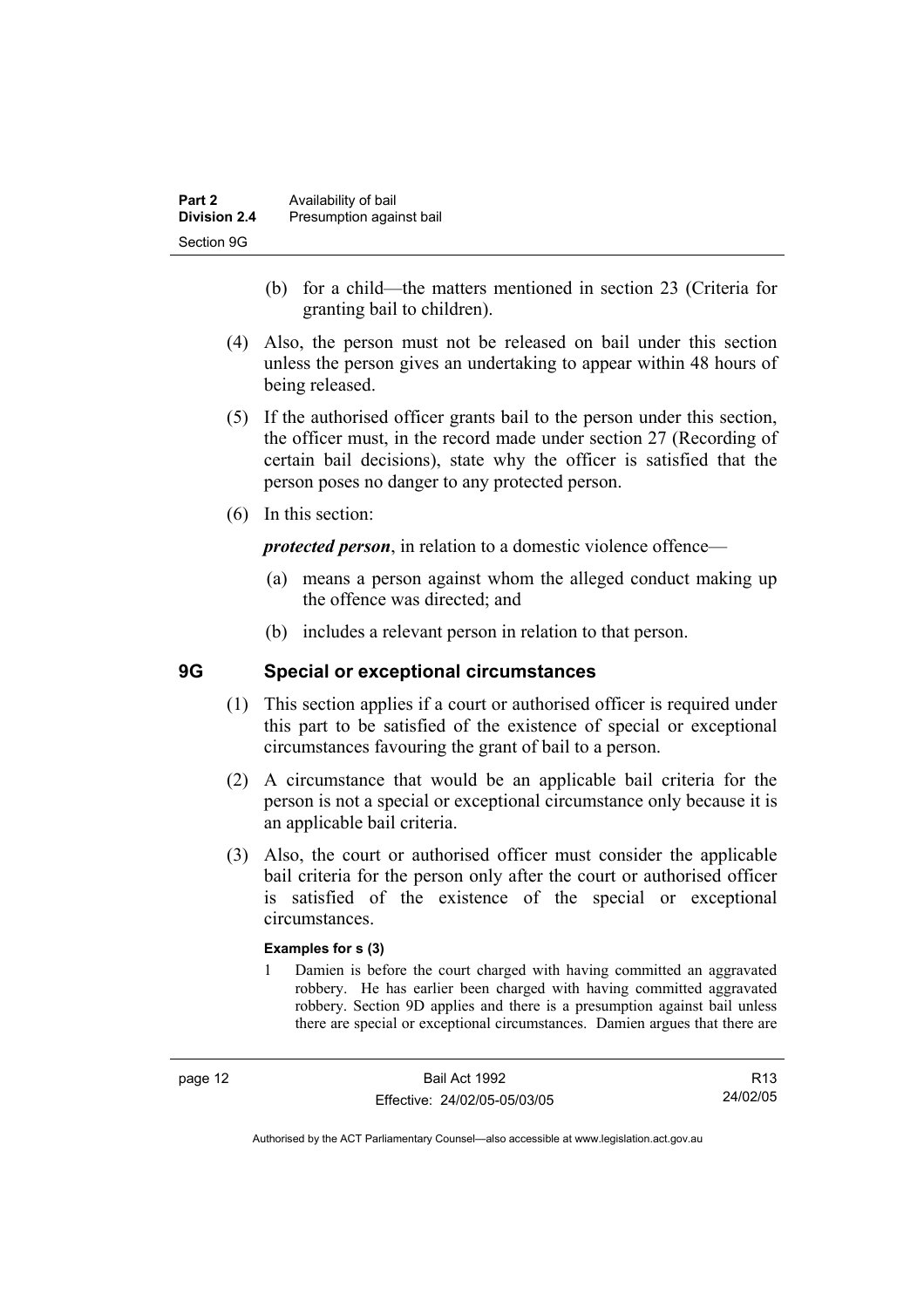(b) for a child—the matters mentioned in section 23 (Criteria for granting bail to children).

(4) Also, the person must not be released on bail under this section unless the person gives an undertaking to appear within 48 hours of being released.

(5) If the authorised officer grants bail to the person under this section, the officer must, in the record made under section 27 (Recording of certain bail decisions), state why the officer is satisfied that the person poses no danger to any protected person.

(6) In this section:

***protected person***, in relation to a domestic violence offence—

(a) means a person against whom the alleged conduct making up the offence was directed; and

(b) includes a relevant person in relation to that person.

## 9G Special or exceptional circumstances

(1) This section applies if a court or authorised officer is required under this part to be satisfied of the existence of special or exceptional circumstances favouring the grant of bail to a person.

(2) A circumstance that would be an applicable bail criteria for the person is not a special or exceptional circumstance only because it is an applicable bail criteria.

(3) Also, the court or authorised officer must consider the applicable bail criteria for the person only after the court or authorised officer is satisfied of the existence of the special or exceptional circumstances.

**Examples for s (3)**

1 Damien is before the court charged with having committed an aggravated robbery. He has earlier been charged with having committed aggravated robbery. Section 9D applies and there is a presumption against bail unless there are special or exceptional circumstances. Damien argues that there are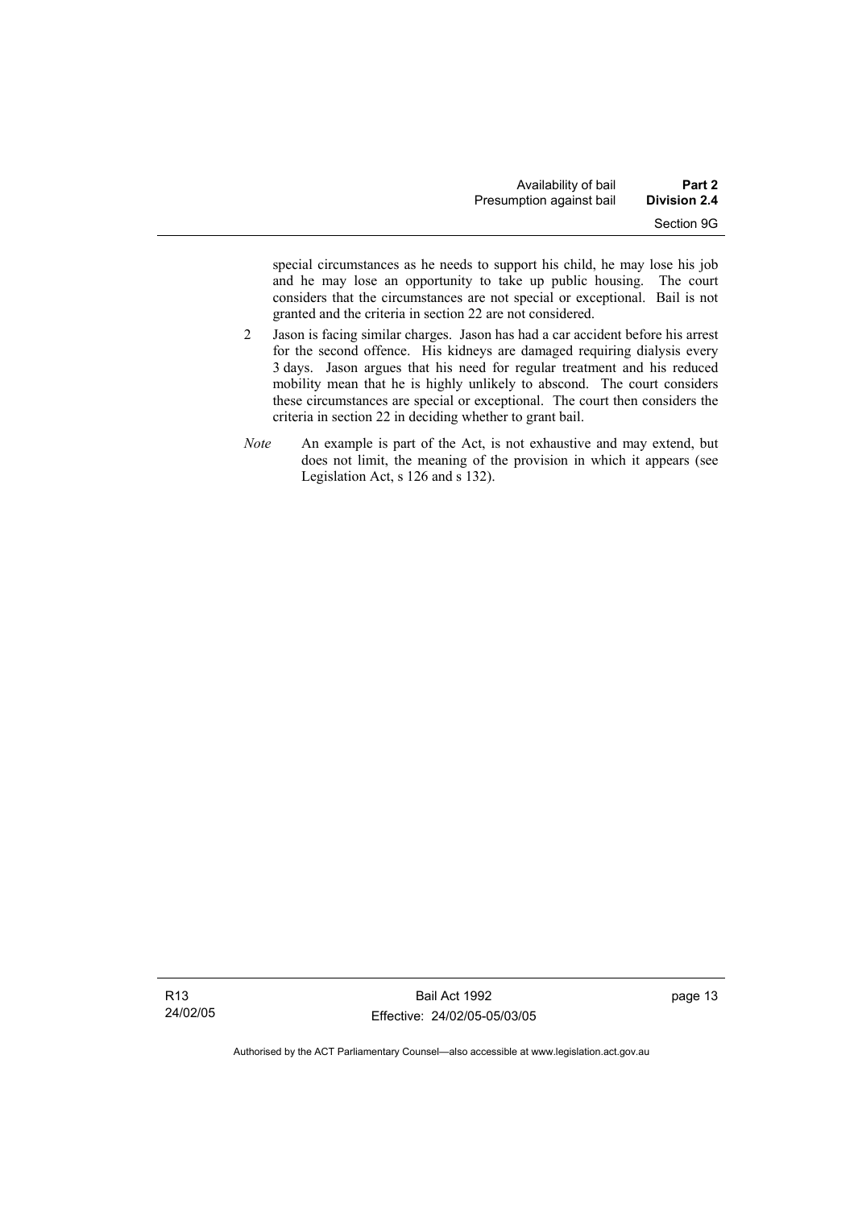special circumstances as he needs to support his child, he may lose his job and he may lose an opportunity to take up public housing. The court considers that the circumstances are not special or exceptional. Bail is not granted and the criteria in section 22 are not considered.

2 Jason is facing similar charges. Jason has had a car accident before his arrest for the second offence. His kidneys are damaged requiring dialysis every 3 days. Jason argues that his need for regular treatment and his reduced mobility mean that he is highly unlikely to abscond. The court considers these circumstances are special or exceptional. The court then considers the criteria in section 22 in deciding whether to grant bail.

*Note* An example is part of the Act, is not exhaustive and may extend, but does not limit, the meaning of the provision in which it appears (see Legislation Act, s 126 and s 132).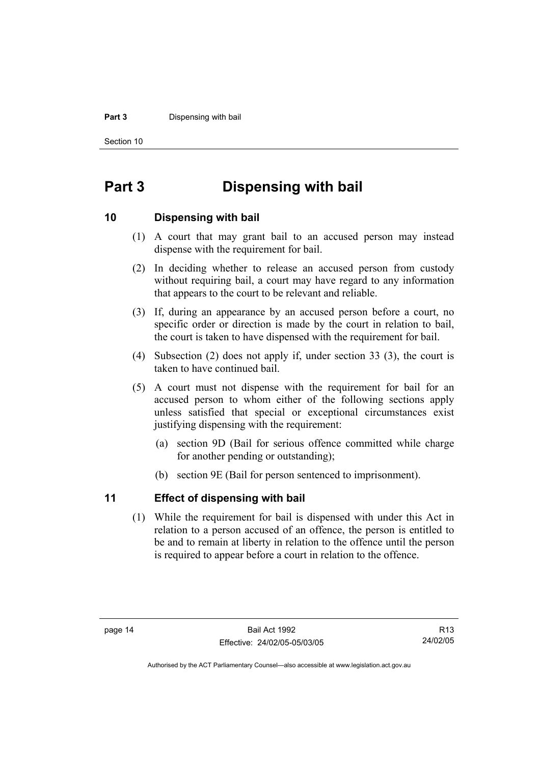# Part 3 Dispensing with bail

## 10 Dispensing with bail

(1) A court that may grant bail to an accused person may instead dispense with the requirement for bail.

(2) In deciding whether to release an accused person from custody without requiring bail, a court may have regard to any information that appears to the court to be relevant and reliable.

(3) If, during an appearance by an accused person before a court, no specific order or direction is made by the court in relation to bail, the court is taken to have dispensed with the requirement for bail.

(4) Subsection (2) does not apply if, under section 33 (3), the court is taken to have continued bail.

(5) A court must not dispense with the requirement for bail for an accused person to whom either of the following sections apply unless satisfied that special or exceptional circumstances exist justifying dispensing with the requirement:

(a) section 9D (Bail for serious offence committed while charge for another pending or outstanding);

(b) section 9E (Bail for person sentenced to imprisonment).

## 11 Effect of dispensing with bail

(1) While the requirement for bail is dispensed with under this Act in relation to a person accused of an offence, the person is entitled to be and to remain at liberty in relation to the offence until the person is required to appear before a court in relation to the offence.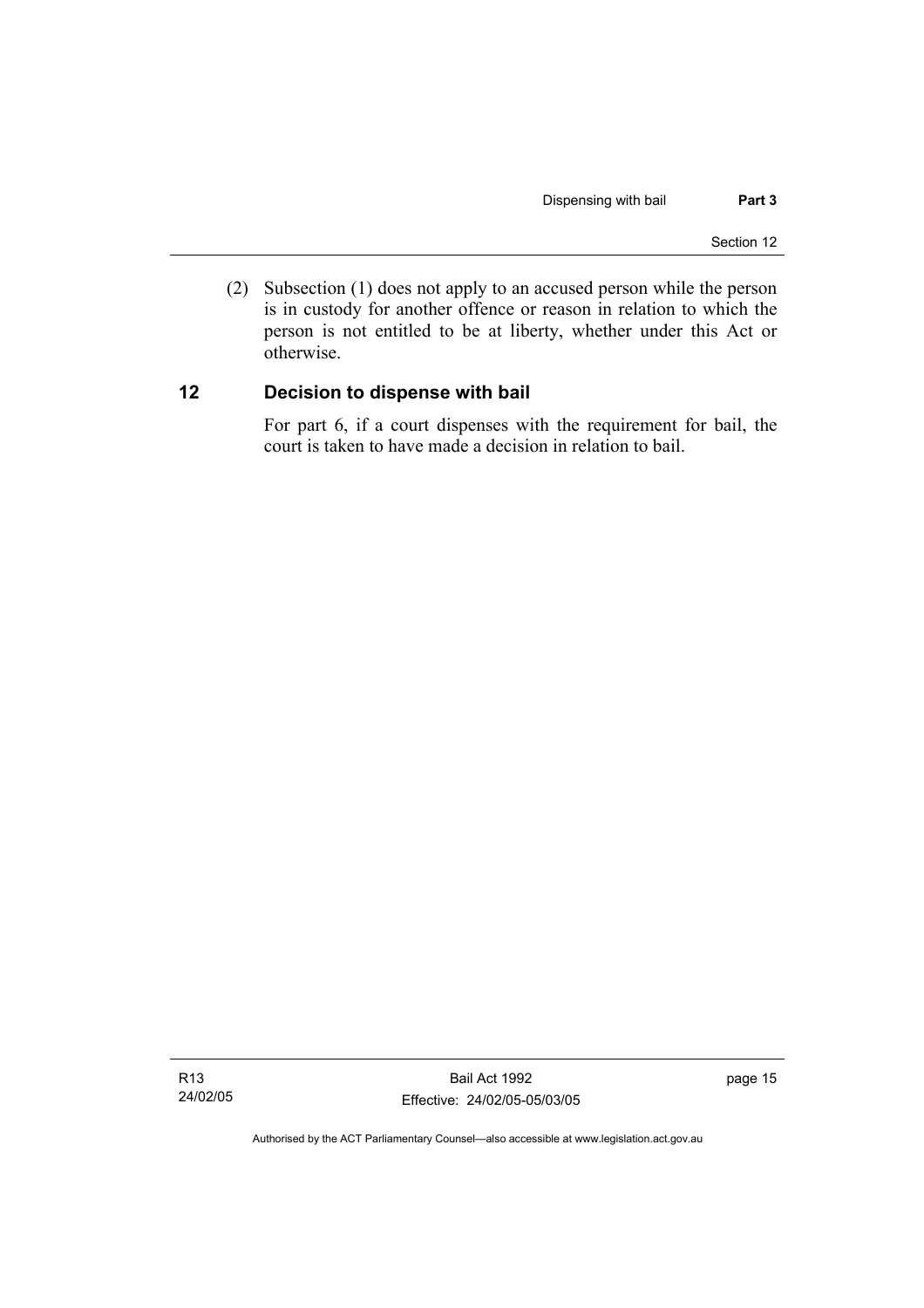(2) Subsection (1) does not apply to an accused person while the person is in custody for another offence or reason in relation to which the person is not entitled to be at liberty, whether under this Act or otherwise.

## 12 Decision to dispense with bail

For part 6, if a court dispenses with the requirement for bail, the court is taken to have made a decision in relation to bail.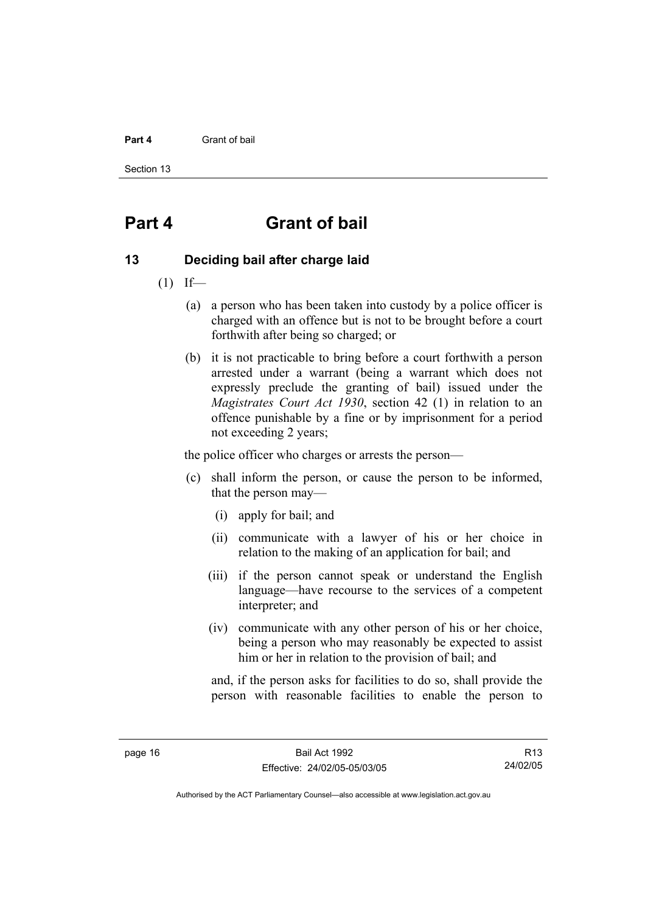# Part 4 Grant of bail

## 13 Deciding bail after charge laid

(1) If—

(a) a person who has been taken into custody by a police officer is charged with an offence but is not to be brought before a court forthwith after being so charged; or

(b) it is not practicable to bring before a court forthwith a person arrested under a warrant (being a warrant which does not expressly preclude the granting of bail) issued under the *Magistrates Court Act 1930*, section 42 (1) in relation to an offence punishable by a fine or by imprisonment for a period not exceeding 2 years;

the police officer who charges or arrests the person—

(c) shall inform the person, or cause the person to be informed, that the person may—

(i) apply for bail; and

(ii) communicate with a lawyer of his or her choice in relation to the making of an application for bail; and

(iii) if the person cannot speak or understand the English language—have recourse to the services of a competent interpreter; and

(iv) communicate with any other person of his or her choice, being a person who may reasonably be expected to assist him or her in relation to the provision of bail; and

and, if the person asks for facilities to do so, shall provide the person with reasonable facilities to enable the person to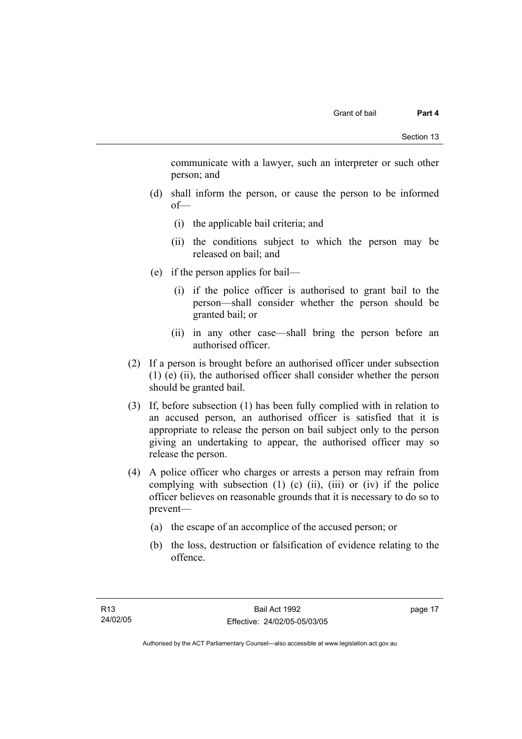communicate with a lawyer, such an interpreter or such other person; and

(d) shall inform the person, or cause the person to be informed of—

(i) the applicable bail criteria; and

(ii) the conditions subject to which the person may be released on bail; and

(e) if the person applies for bail—

(i) if the police officer is authorised to grant bail to the person—shall consider whether the person should be granted bail; or

(ii) in any other case—shall bring the person before an authorised officer.

(2) If a person is brought before an authorised officer under subsection (1) (e) (ii), the authorised officer shall consider whether the person should be granted bail.

(3) If, before subsection (1) has been fully complied with in relation to an accused person, an authorised officer is satisfied that it is appropriate to release the person on bail subject only to the person giving an undertaking to appear, the authorised officer may so release the person.

(4) A police officer who charges or arrests a person may refrain from complying with subsection (1) (c) (ii), (iii) or (iv) if the police officer believes on reasonable grounds that it is necessary to do so to prevent—

(a) the escape of an accomplice of the accused person; or

(b) the loss, destruction or falsification of evidence relating to the offence.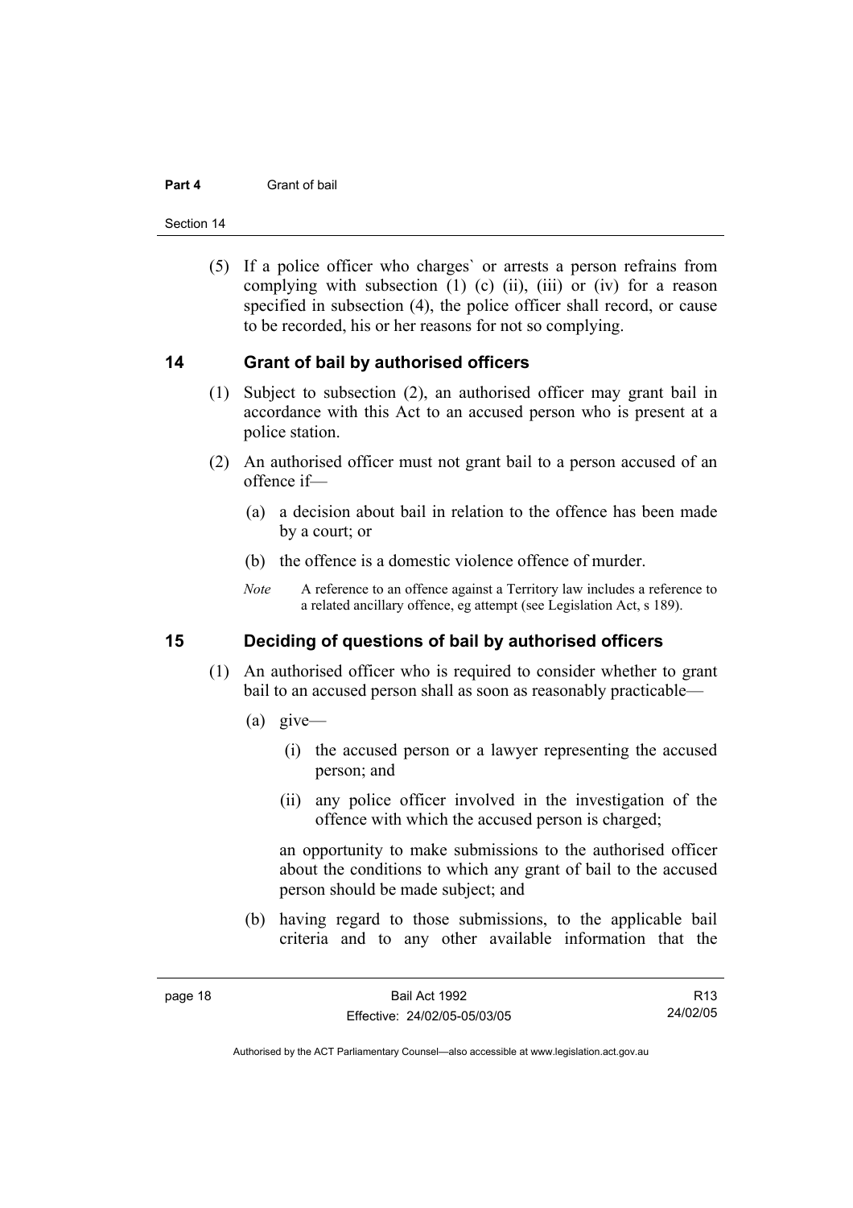(5) If a police officer who charges` or arrests a person refrains from complying with subsection (1) (c) (ii), (iii) or (iv) for a reason specified in subsection (4), the police officer shall record, or cause to be recorded, his or her reasons for not so complying.

## 14 Grant of bail by authorised officers

(1) Subject to subsection (2), an authorised officer may grant bail in accordance with this Act to an accused person who is present at a police station.

(2) An authorised officer must not grant bail to a person accused of an offence if—

(a) a decision about bail in relation to the offence has been made by a court; or

(b) the offence is a domestic violence offence of murder.

*Note* A reference to an offence against a Territory law includes a reference to a related ancillary offence, eg attempt (see Legislation Act, s 189).

## 15 Deciding of questions of bail by authorised officers

(1) An authorised officer who is required to consider whether to grant bail to an accused person shall as soon as reasonably practicable—

(a) give—

(i) the accused person or a lawyer representing the accused person; and

(ii) any police officer involved in the investigation of the offence with which the accused person is charged;

an opportunity to make submissions to the authorised officer about the conditions to which any grant of bail to the accused person should be made subject; and

(b) having regard to those submissions, to the applicable bail criteria and to any other available information that the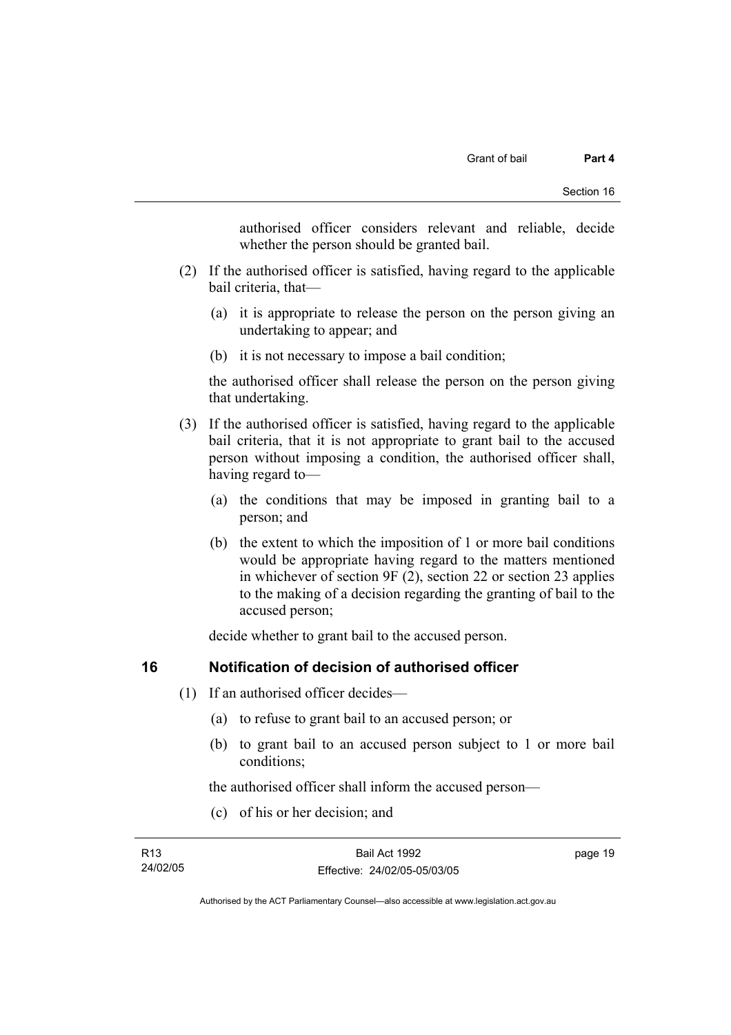authorised officer considers relevant and reliable, decide whether the person should be granted bail.

(2) If the authorised officer is satisfied, having regard to the applicable bail criteria, that—

(a) it is appropriate to release the person on the person giving an undertaking to appear; and

(b) it is not necessary to impose a bail condition;

the authorised officer shall release the person on the person giving that undertaking.

(3) If the authorised officer is satisfied, having regard to the applicable bail criteria, that it is not appropriate to grant bail to the accused person without imposing a condition, the authorised officer shall, having regard to—

(a) the conditions that may be imposed in granting bail to a person; and

(b) the extent to which the imposition of 1 or more bail conditions would be appropriate having regard to the matters mentioned in whichever of section 9F (2), section 22 or section 23 applies to the making of a decision regarding the granting of bail to the accused person;

decide whether to grant bail to the accused person.

## 16 Notification of decision of authorised officer

(1) If an authorised officer decides—

(a) to refuse to grant bail to an accused person; or

(b) to grant bail to an accused person subject to 1 or more bail conditions;

the authorised officer shall inform the accused person—

(c) of his or her decision; and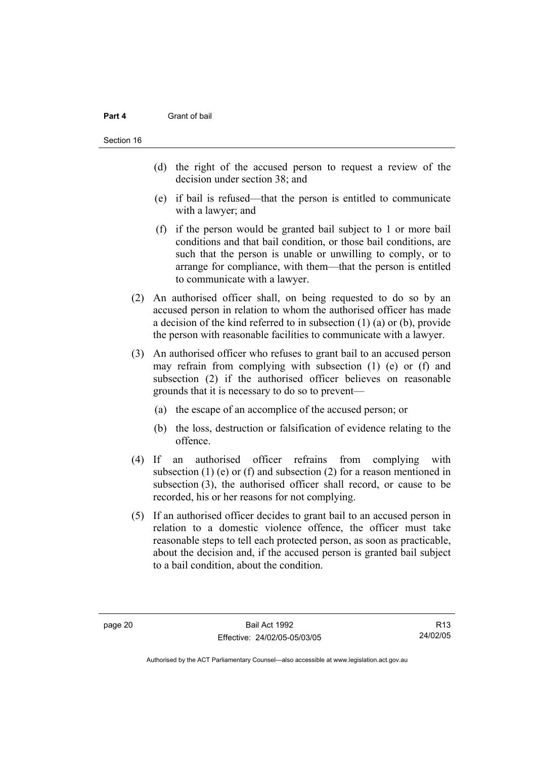(d) the right of the accused person to request a review of the decision under section 38; and

(e) if bail is refused—that the person is entitled to communicate with a lawyer; and

(f) if the person would be granted bail subject to 1 or more bail conditions and that bail condition, or those bail conditions, are such that the person is unable or unwilling to comply, or to arrange for compliance, with them—that the person is entitled to communicate with a lawyer.

(2) An authorised officer shall, on being requested to do so by an accused person in relation to whom the authorised officer has made a decision of the kind referred to in subsection (1) (a) or (b), provide the person with reasonable facilities to communicate with a lawyer.

(3) An authorised officer who refuses to grant bail to an accused person may refrain from complying with subsection (1) (e) or (f) and subsection (2) if the authorised officer believes on reasonable grounds that it is necessary to do so to prevent—

(a) the escape of an accomplice of the accused person; or

(b) the loss, destruction or falsification of evidence relating to the offence.

(4) If an authorised officer refrains from complying with subsection (1) (e) or (f) and subsection (2) for a reason mentioned in subsection (3), the authorised officer shall record, or cause to be recorded, his or her reasons for not complying.

(5) If an authorised officer decides to grant bail to an accused person in relation to a domestic violence offence, the officer must take reasonable steps to tell each protected person, as soon as practicable, about the decision and, if the accused person is granted bail subject to a bail condition, about the condition.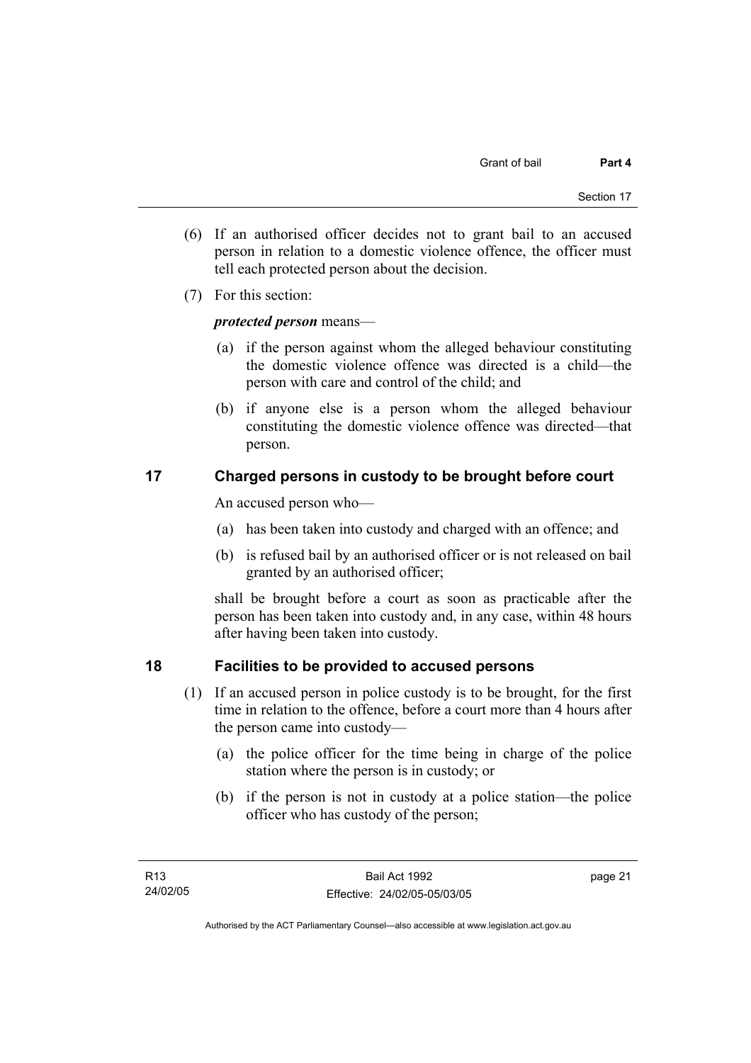(6) If an authorised officer decides not to grant bail to an accused person in relation to a domestic violence offence, the officer must tell each protected person about the decision.

(7) For this section:

***protected person*** means—

(a) if the person against whom the alleged behaviour constituting the domestic violence offence was directed is a child—the person with care and control of the child; and

(b) if anyone else is a person whom the alleged behaviour constituting the domestic violence offence was directed—that person.

## 17 Charged persons in custody to be brought before court

An accused person who—

(a) has been taken into custody and charged with an offence; and

(b) is refused bail by an authorised officer or is not released on bail granted by an authorised officer;

shall be brought before a court as soon as practicable after the person has been taken into custody and, in any case, within 48 hours after having been taken into custody.

## 18 Facilities to be provided to accused persons

(1) If an accused person in police custody is to be brought, for the first time in relation to the offence, before a court more than 4 hours after the person came into custody—

(a) the police officer for the time being in charge of the police station where the person is in custody; or

(b) if the person is not in custody at a police station—the police officer who has custody of the person;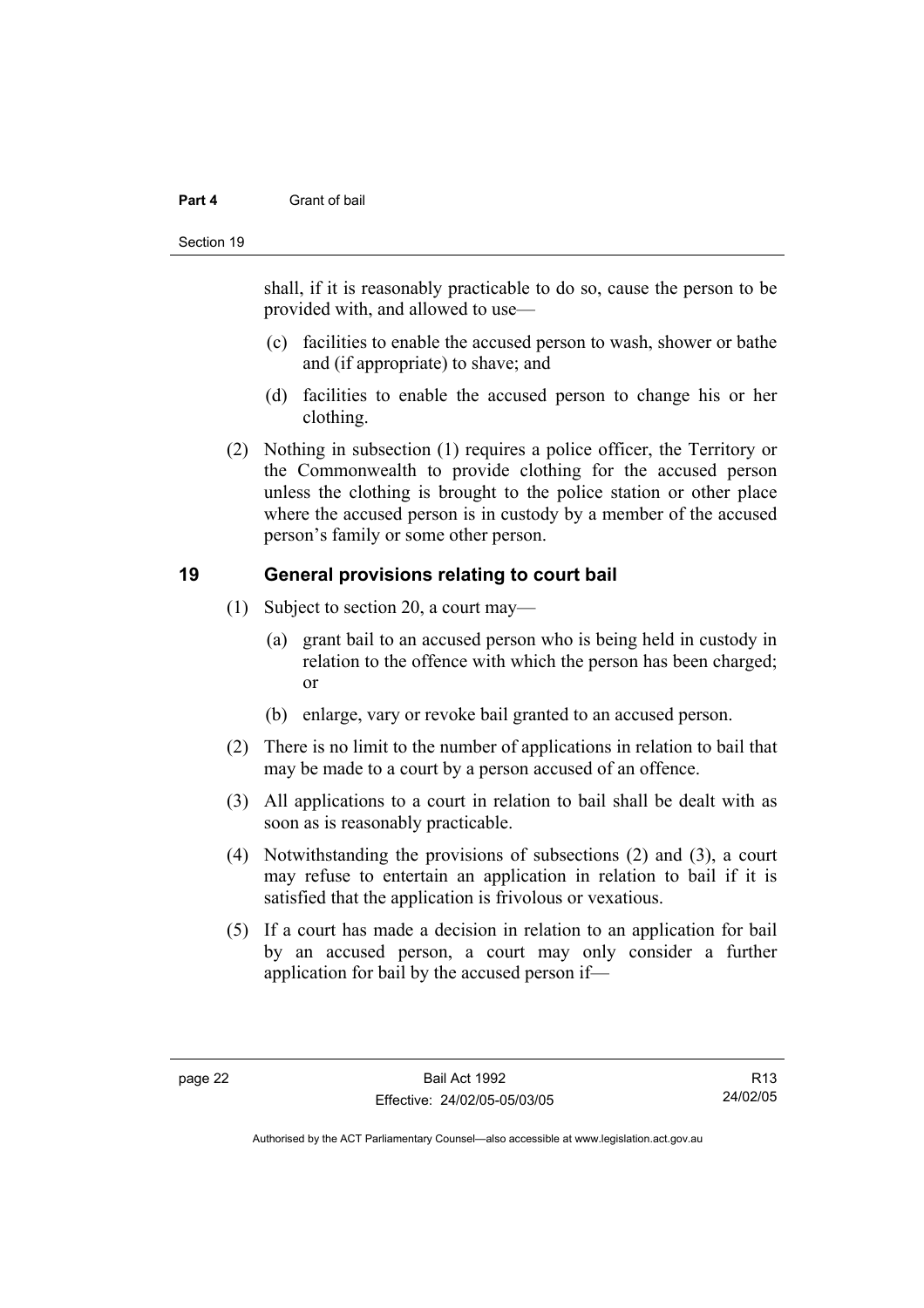shall, if it is reasonably practicable to do so, cause the person to be provided with, and allowed to use—

(c) facilities to enable the accused person to wash, shower or bathe and (if appropriate) to shave; and

(d) facilities to enable the accused person to change his or her clothing.

(2) Nothing in subsection (1) requires a police officer, the Territory or the Commonwealth to provide clothing for the accused person unless the clothing is brought to the police station or other place where the accused person is in custody by a member of the accused person's family or some other person.

## 19 General provisions relating to court bail

(1) Subject to section 20, a court may—

(a) grant bail to an accused person who is being held in custody in relation to the offence with which the person has been charged; or

(b) enlarge, vary or revoke bail granted to an accused person.

(2) There is no limit to the number of applications in relation to bail that may be made to a court by a person accused of an offence.

(3) All applications to a court in relation to bail shall be dealt with as soon as is reasonably practicable.

(4) Notwithstanding the provisions of subsections (2) and (3), a court may refuse to entertain an application in relation to bail if it is satisfied that the application is frivolous or vexatious.

(5) If a court has made a decision in relation to an application for bail by an accused person, a court may only consider a further application for bail by the accused person if—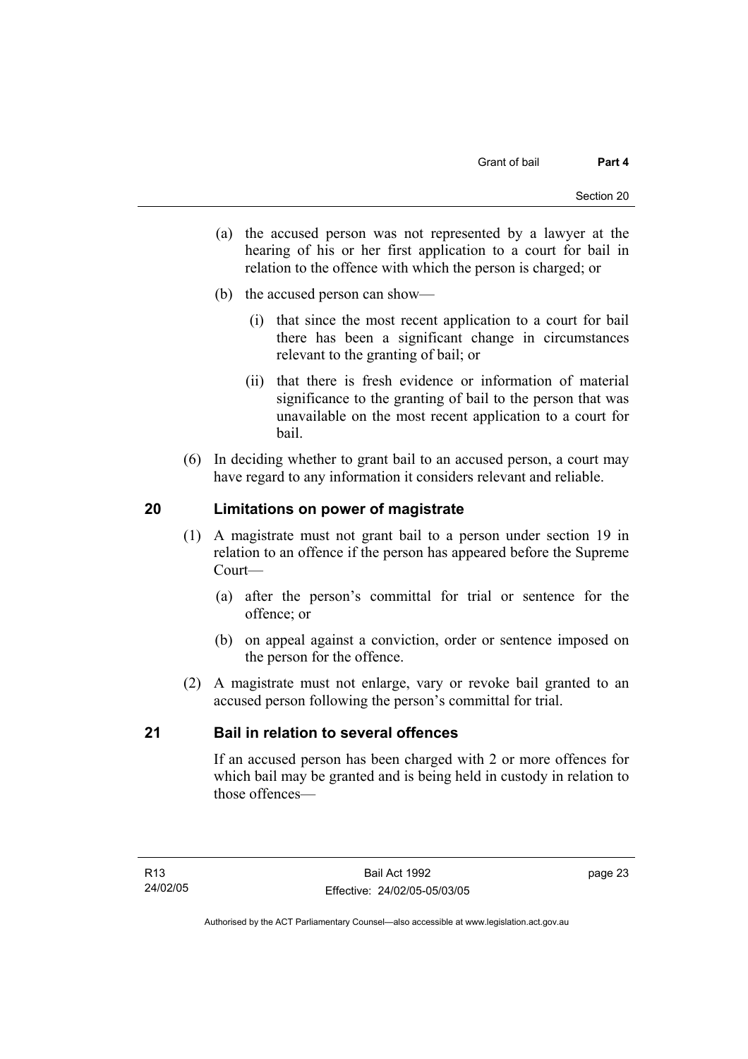(a) the accused person was not represented by a lawyer at the hearing of his or her first application to a court for bail in relation to the offence with which the person is charged; or

(b) the accused person can show—

(i) that since the most recent application to a court for bail there has been a significant change in circumstances relevant to the granting of bail; or

(ii) that there is fresh evidence or information of material significance to the granting of bail to the person that was unavailable on the most recent application to a court for bail.

(6) In deciding whether to grant bail to an accused person, a court may have regard to any information it considers relevant and reliable.

## 20 Limitations on power of magistrate

(1) A magistrate must not grant bail to a person under section 19 in relation to an offence if the person has appeared before the Supreme Court—

(a) after the person's committal for trial or sentence for the offence; or

(b) on appeal against a conviction, order or sentence imposed on the person for the offence.

(2) A magistrate must not enlarge, vary or revoke bail granted to an accused person following the person's committal for trial.

## 21 Bail in relation to several offences

If an accused person has been charged with 2 or more offences for which bail may be granted and is being held in custody in relation to those offences—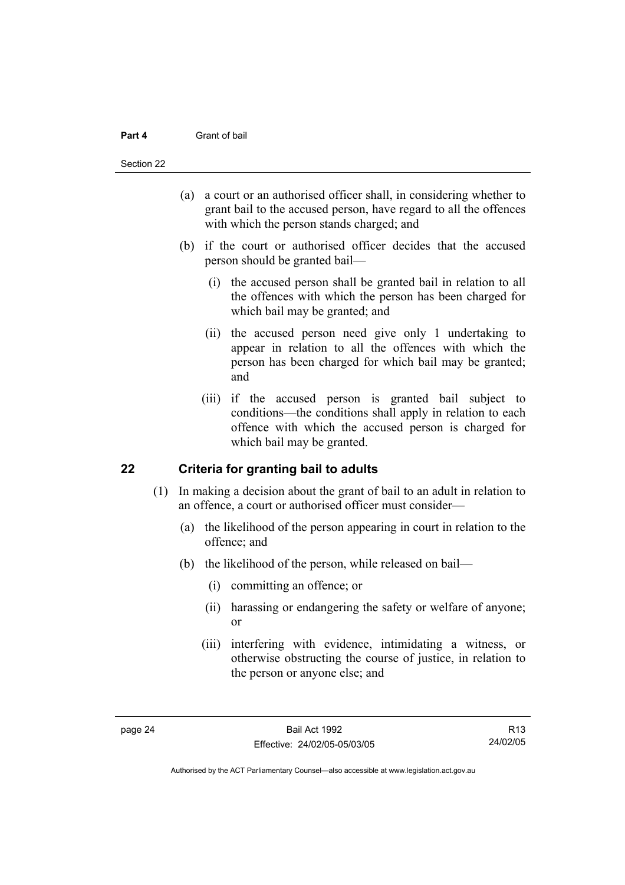(a) a court or an authorised officer shall, in considering whether to grant bail to the accused person, have regard to all the offences with which the person stands charged; and

(b) if the court or authorised officer decides that the accused person should be granted bail—

(i) the accused person shall be granted bail in relation to all the offences with which the person has been charged for which bail may be granted; and

(ii) the accused person need give only 1 undertaking to appear in relation to all the offences with which the person has been charged for which bail may be granted; and

(iii) if the accused person is granted bail subject to conditions—the conditions shall apply in relation to each offence with which the accused person is charged for which bail may be granted.

## 22 Criteria for granting bail to adults

(1) In making a decision about the grant of bail to an adult in relation to an offence, a court or authorised officer must consider—

(a) the likelihood of the person appearing in court in relation to the offence; and

(b) the likelihood of the person, while released on bail—

(i) committing an offence; or

(ii) harassing or endangering the safety or welfare of anyone; or

(iii) interfering with evidence, intimidating a witness, or otherwise obstructing the course of justice, in relation to the person or anyone else; and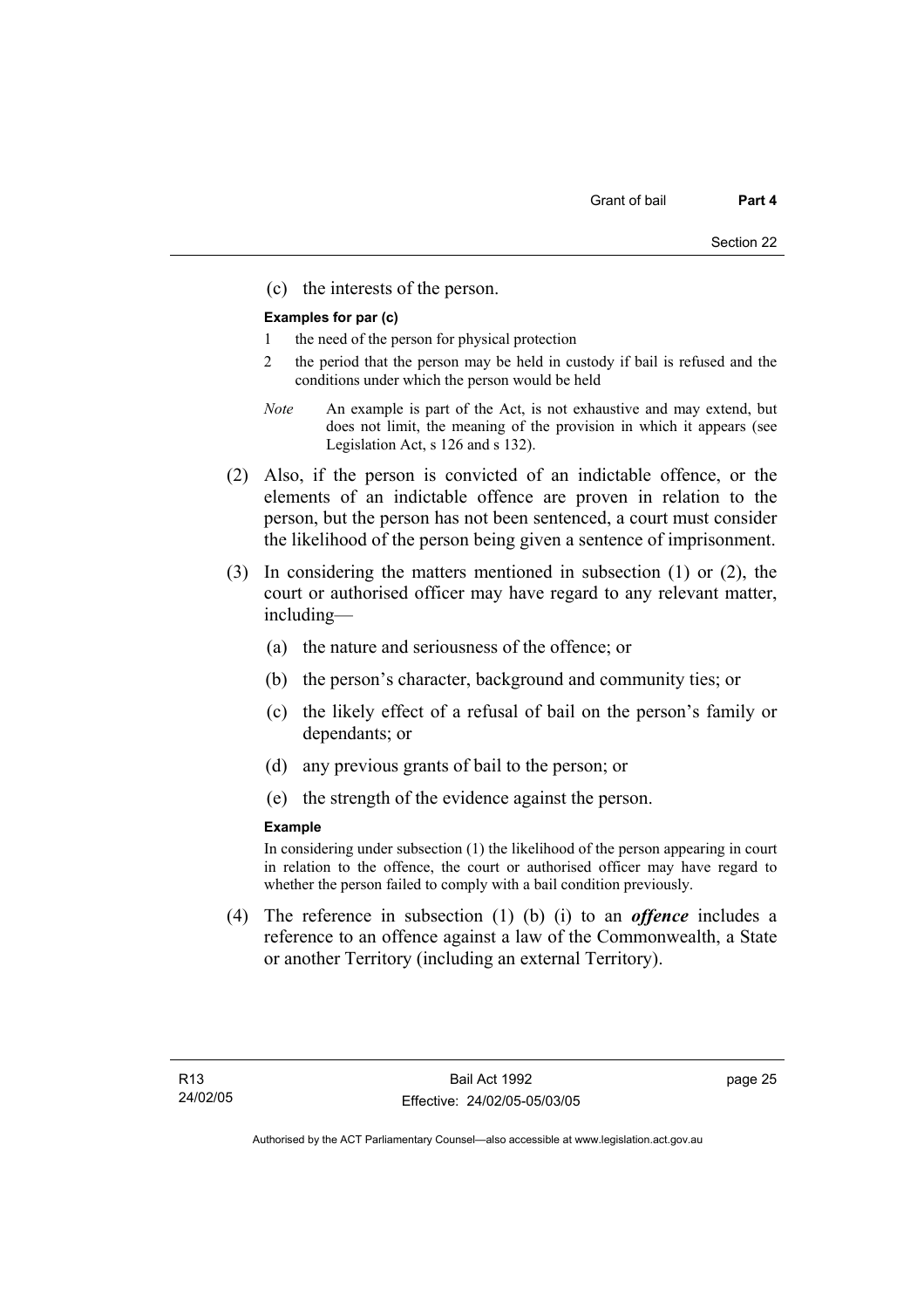(c) the interests of the person.

**Examples for par (c)**

1 the need of the person for physical protection

2 the period that the person may be held in custody if bail is refused and the conditions under which the person would be held

*Note* An example is part of the Act, is not exhaustive and may extend, but does not limit, the meaning of the provision in which it appears (see Legislation Act, s 126 and s 132).

(2) Also, if the person is convicted of an indictable offence, or the elements of an indictable offence are proven in relation to the person, but the person has not been sentenced, a court must consider the likelihood of the person being given a sentence of imprisonment.

(3) In considering the matters mentioned in subsection (1) or (2), the court or authorised officer may have regard to any relevant matter, including—

(a) the nature and seriousness of the offence; or

(b) the person's character, background and community ties; or

(c) the likely effect of a refusal of bail on the person's family or dependants; or

(d) any previous grants of bail to the person; or

(e) the strength of the evidence against the person.

**Example**

In considering under subsection (1) the likelihood of the person appearing in court in relation to the offence, the court or authorised officer may have regard to whether the person failed to comply with a bail condition previously.

(4) The reference in subsection (1) (b) (i) to an ***offence*** includes a reference to an offence against a law of the Commonwealth, a State or another Territory (including an external Territory).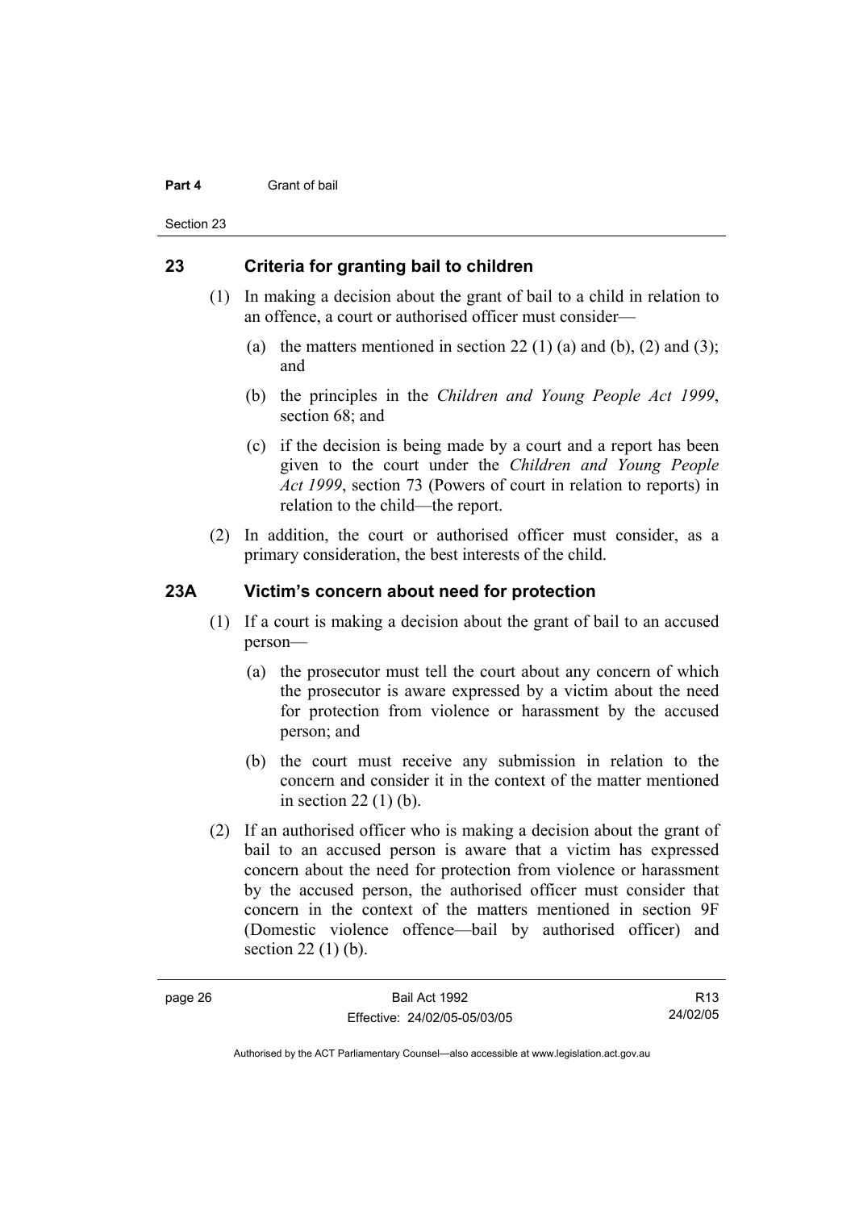## 23 Criteria for granting bail to children

(1) In making a decision about the grant of bail to a child in relation to an offence, a court or authorised officer must consider—

(a) the matters mentioned in section 22 (1) (a) and (b), (2) and (3); and

(b) the principles in the *Children and Young People Act 1999*, section 68; and

(c) if the decision is being made by a court and a report has been given to the court under the *Children and Young People Act 1999*, section 73 (Powers of court in relation to reports) in relation to the child—the report.

(2) In addition, the court or authorised officer must consider, as a primary consideration, the best interests of the child.

## 23A Victim's concern about need for protection

(1) If a court is making a decision about the grant of bail to an accused person—

(a) the prosecutor must tell the court about any concern of which the prosecutor is aware expressed by a victim about the need for protection from violence or harassment by the accused person; and

(b) the court must receive any submission in relation to the concern and consider it in the context of the matter mentioned in section 22 (1) (b).

(2) If an authorised officer who is making a decision about the grant of bail to an accused person is aware that a victim has expressed concern about the need for protection from violence or harassment by the accused person, the authorised officer must consider that concern in the context of the matters mentioned in section 9F (Domestic violence offence—bail by authorised officer) and section 22 (1) (b).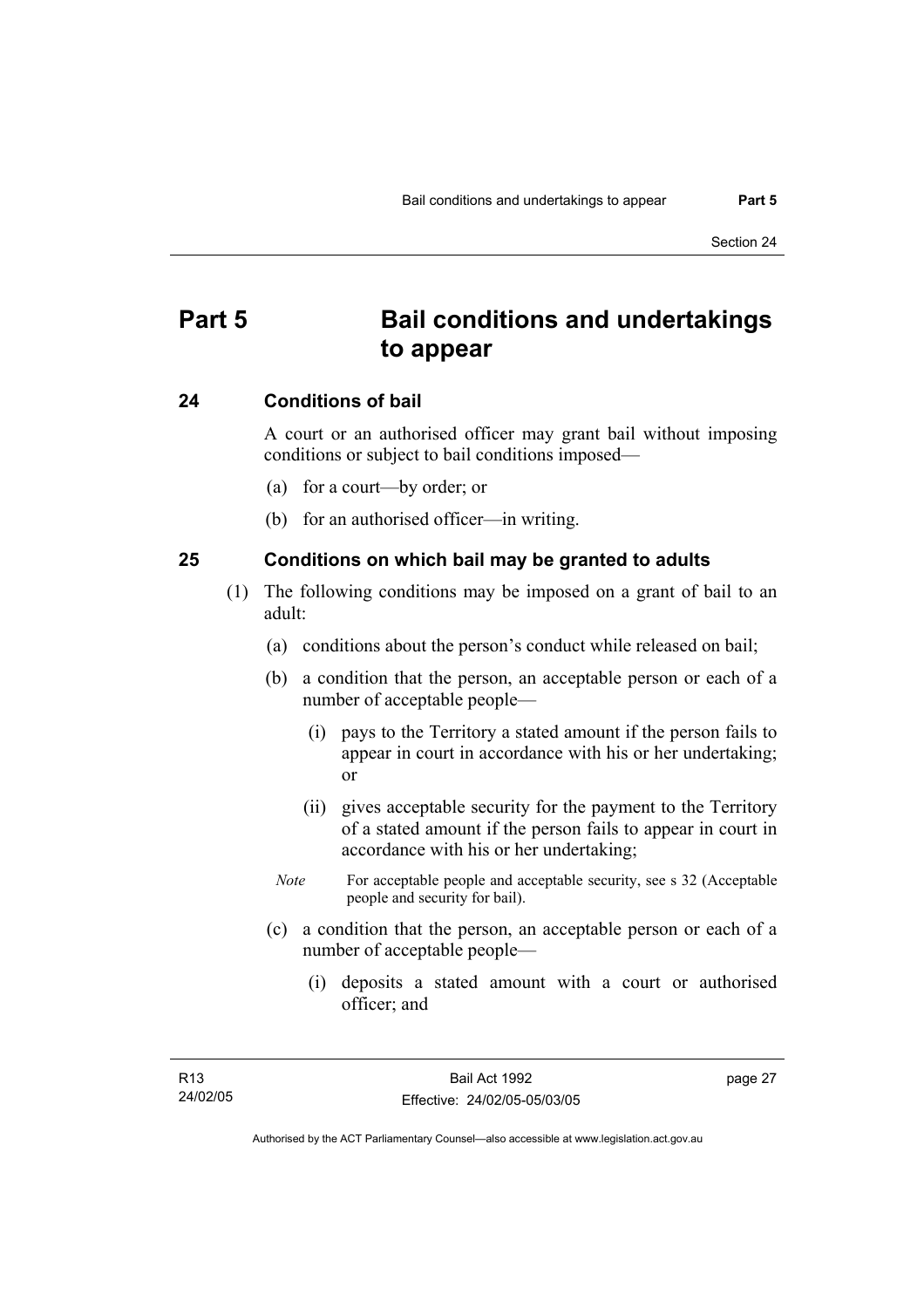# Part 5 Bail conditions and undertakings to appear

## 24 Conditions of bail

A court or an authorised officer may grant bail without imposing conditions or subject to bail conditions imposed—

(a) for a court—by order; or

(b) for an authorised officer—in writing.

## 25 Conditions on which bail may be granted to adults

(1) The following conditions may be imposed on a grant of bail to an adult:

(a) conditions about the person's conduct while released on bail;

(b) a condition that the person, an acceptable person or each of a number of acceptable people—

(i) pays to the Territory a stated amount if the person fails to appear in court in accordance with his or her undertaking; or

(ii) gives acceptable security for the payment to the Territory of a stated amount if the person fails to appear in court in accordance with his or her undertaking;

*Note* For acceptable people and acceptable security, see s 32 (Acceptable people and security for bail).

(c) a condition that the person, an acceptable person or each of a number of acceptable people—

(i) deposits a stated amount with a court or authorised officer; and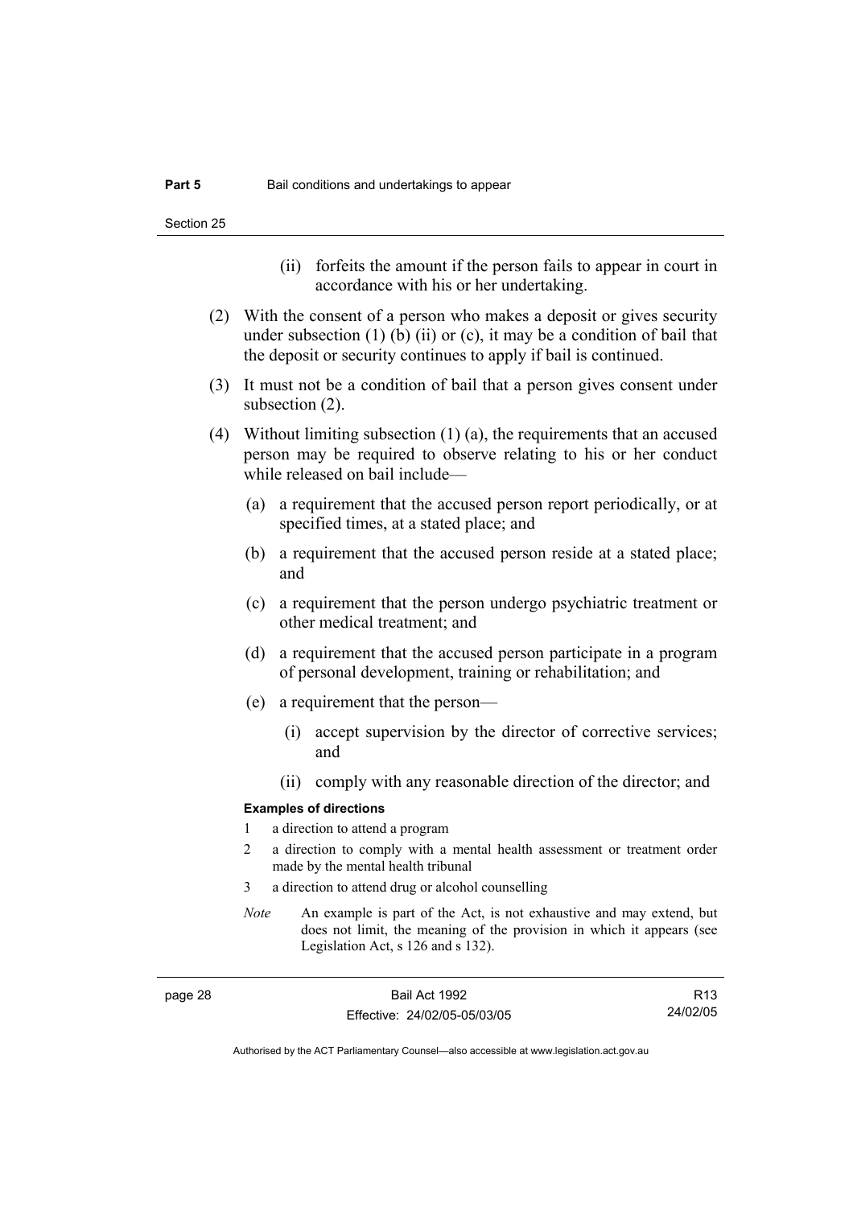(ii) forfeits the amount if the person fails to appear in court in accordance with his or her undertaking.

(2) With the consent of a person who makes a deposit or gives security under subsection (1) (b) (ii) or (c), it may be a condition of bail that the deposit or security continues to apply if bail is continued.

(3) It must not be a condition of bail that a person gives consent under subsection (2).

(4) Without limiting subsection (1) (a), the requirements that an accused person may be required to observe relating to his or her conduct while released on bail include—

(a) a requirement that the accused person report periodically, or at specified times, at a stated place; and

(b) a requirement that the accused person reside at a stated place; and

(c) a requirement that the person undergo psychiatric treatment or other medical treatment; and

(d) a requirement that the accused person participate in a program of personal development, training or rehabilitation; and

(e) a requirement that the person—

(i) accept supervision by the director of corrective services; and

(ii) comply with any reasonable direction of the director; and

**Examples of directions**

1 a direction to attend a program

2 a direction to comply with a mental health assessment or treatment order made by the mental health tribunal

3 a direction to attend drug or alcohol counselling

*Note* An example is part of the Act, is not exhaustive and may extend, but does not limit, the meaning of the provision in which it appears (see Legislation Act, s 126 and s 132).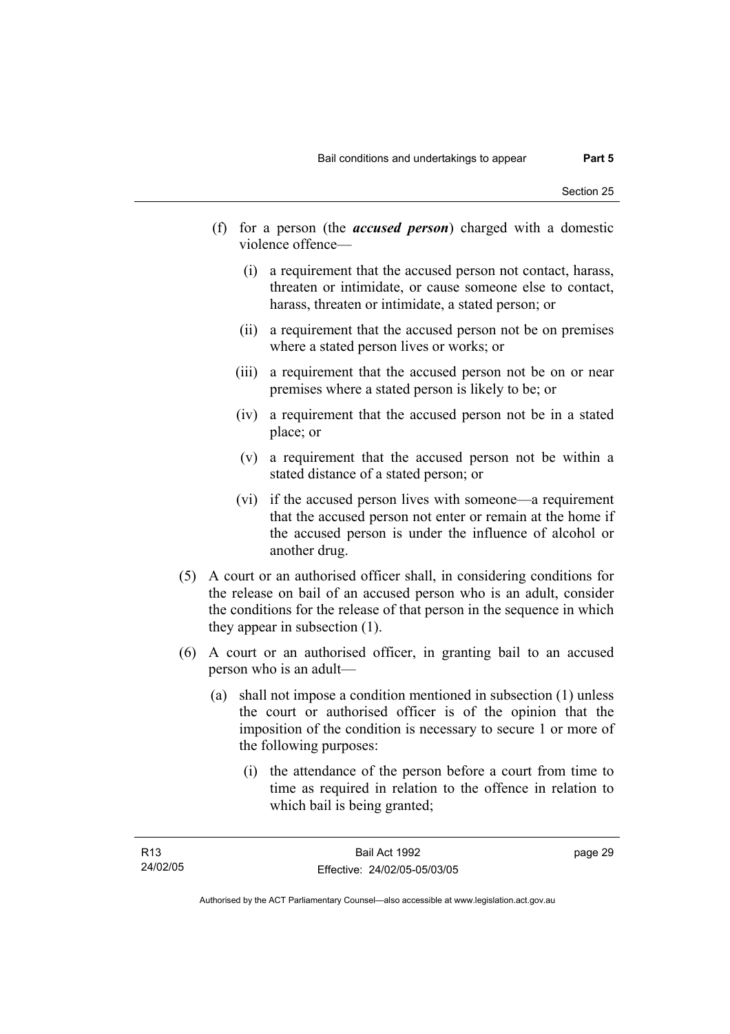(f) for a person (the ***accused person***) charged with a domestic violence offence—

   (i) a requirement that the accused person not contact, harass, threaten or intimidate, or cause someone else to contact, harass, threaten or intimidate, a stated person; or

   (ii) a requirement that the accused person not be on premises where a stated person lives or works; or

   (iii) a requirement that the accused person not be on or near premises where a stated person is likely to be; or

   (iv) a requirement that the accused person not be in a stated place; or

   (v) a requirement that the accused person not be within a stated distance of a stated person; or

   (vi) if the accused person lives with someone—a requirement that the accused person not enter or remain at the home if the accused person is under the influence of alcohol or another drug.

(5) A court or an authorised officer shall, in considering conditions for the release on bail of an accused person who is an adult, consider the conditions for the release of that person in the sequence in which they appear in subsection (1).

(6) A court or an authorised officer, in granting bail to an accused person who is an adult—

   (a) shall not impose a condition mentioned in subsection (1) unless the court or authorised officer is of the opinion that the imposition of the condition is necessary to secure 1 or more of the following purposes:

      (i) the attendance of the person before a court from time to time as required in relation to the offence in relation to which bail is being granted;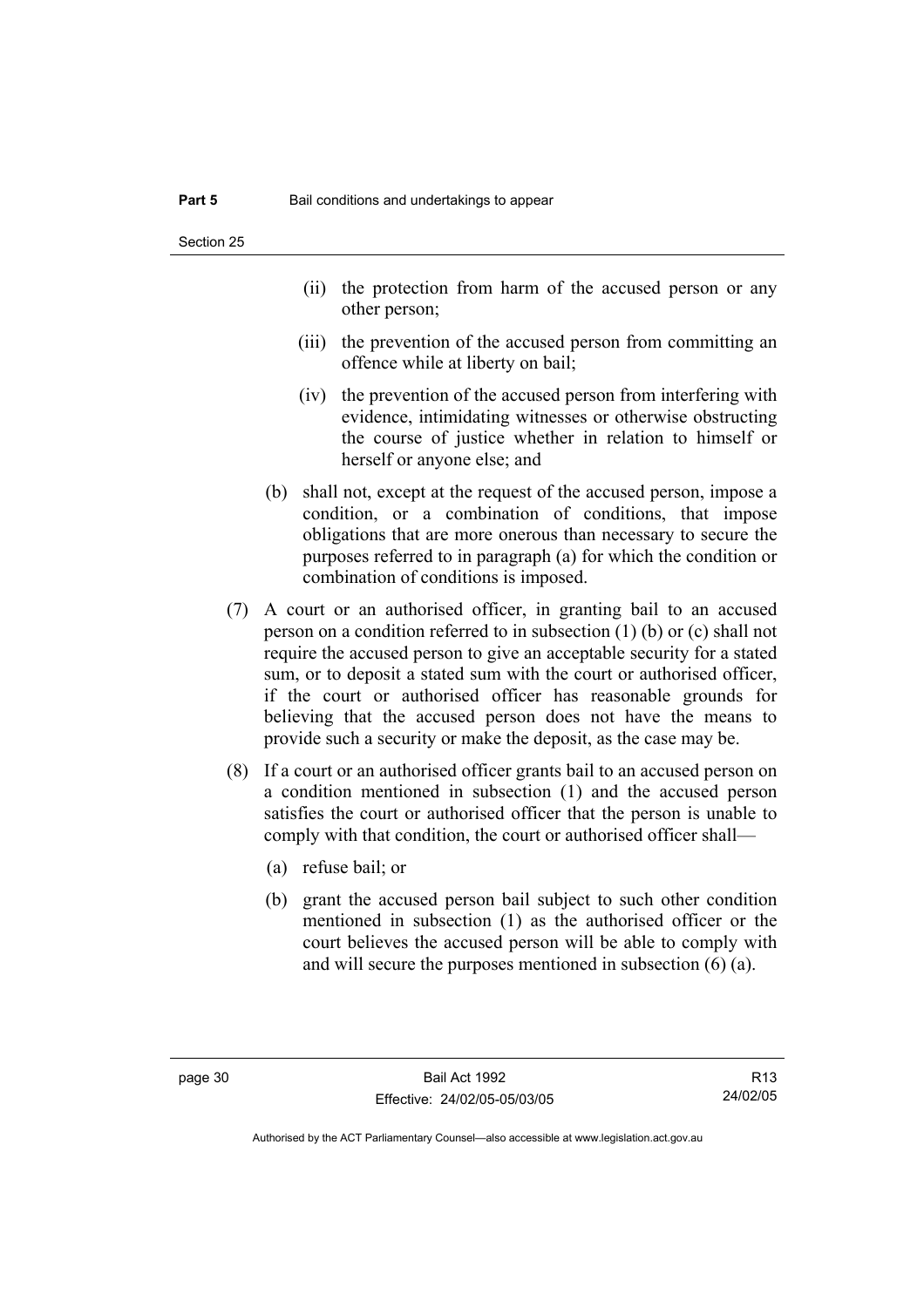(ii) the protection from harm of the accused person or any other person;

(iii) the prevention of the accused person from committing an offence while at liberty on bail;

(iv) the prevention of the accused person from interfering with evidence, intimidating witnesses or otherwise obstructing the course of justice whether in relation to himself or herself or anyone else; and

(b) shall not, except at the request of the accused person, impose a condition, or a combination of conditions, that impose obligations that are more onerous than necessary to secure the purposes referred to in paragraph (a) for which the condition or combination of conditions is imposed.

(7) A court or an authorised officer, in granting bail to an accused person on a condition referred to in subsection (1) (b) or (c) shall not require the accused person to give an acceptable security for a stated sum, or to deposit a stated sum with the court or authorised officer, if the court or authorised officer has reasonable grounds for believing that the accused person does not have the means to provide such a security or make the deposit, as the case may be.

(8) If a court or an authorised officer grants bail to an accused person on a condition mentioned in subsection (1) and the accused person satisfies the court or authorised officer that the person is unable to comply with that condition, the court or authorised officer shall—

(a) refuse bail; or

(b) grant the accused person bail subject to such other condition mentioned in subsection (1) as the authorised officer or the court believes the accused person will be able to comply with and will secure the purposes mentioned in subsection (6) (a).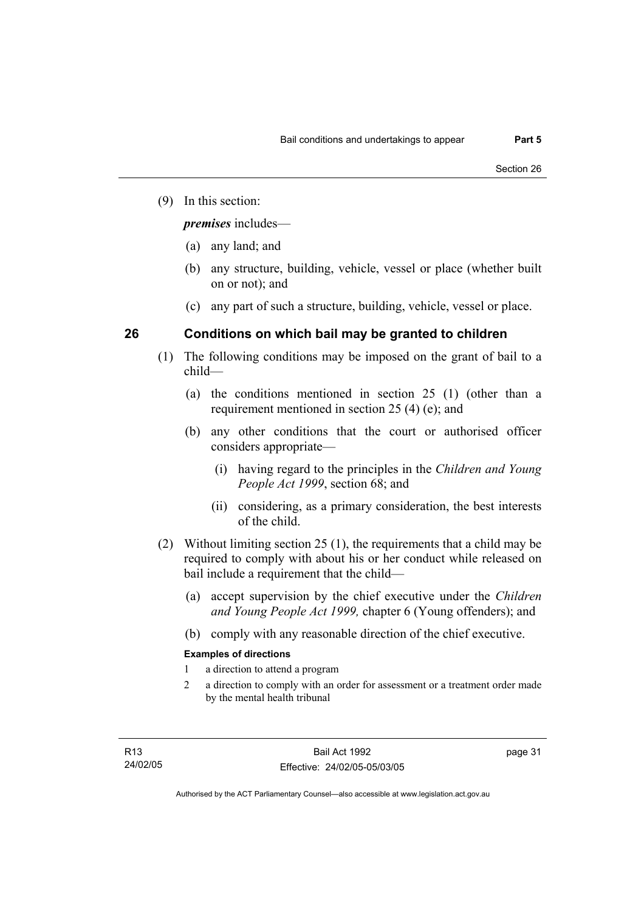(9) In this section:

***premises*** includes—

(a) any land; and

(b) any structure, building, vehicle, vessel or place (whether built on or not); and

(c) any part of such a structure, building, vehicle, vessel or place.

## 26 Conditions on which bail may be granted to children

(1) The following conditions may be imposed on the grant of bail to a child—

(a) the conditions mentioned in section 25 (1) (other than a requirement mentioned in section 25 (4) (e); and

(b) any other conditions that the court or authorised officer considers appropriate—

(i) having regard to the principles in the *Children and Young People Act 1999*, section 68; and

(ii) considering, as a primary consideration, the best interests of the child.

(2) Without limiting section 25 (1), the requirements that a child may be required to comply with about his or her conduct while released on bail include a requirement that the child—

(a) accept supervision by the chief executive under the *Children and Young People Act 1999,* chapter 6 (Young offenders); and

(b) comply with any reasonable direction of the chief executive.

**Examples of directions**

1 a direction to attend a program

2 a direction to comply with an order for assessment or a treatment order made by the mental health tribunal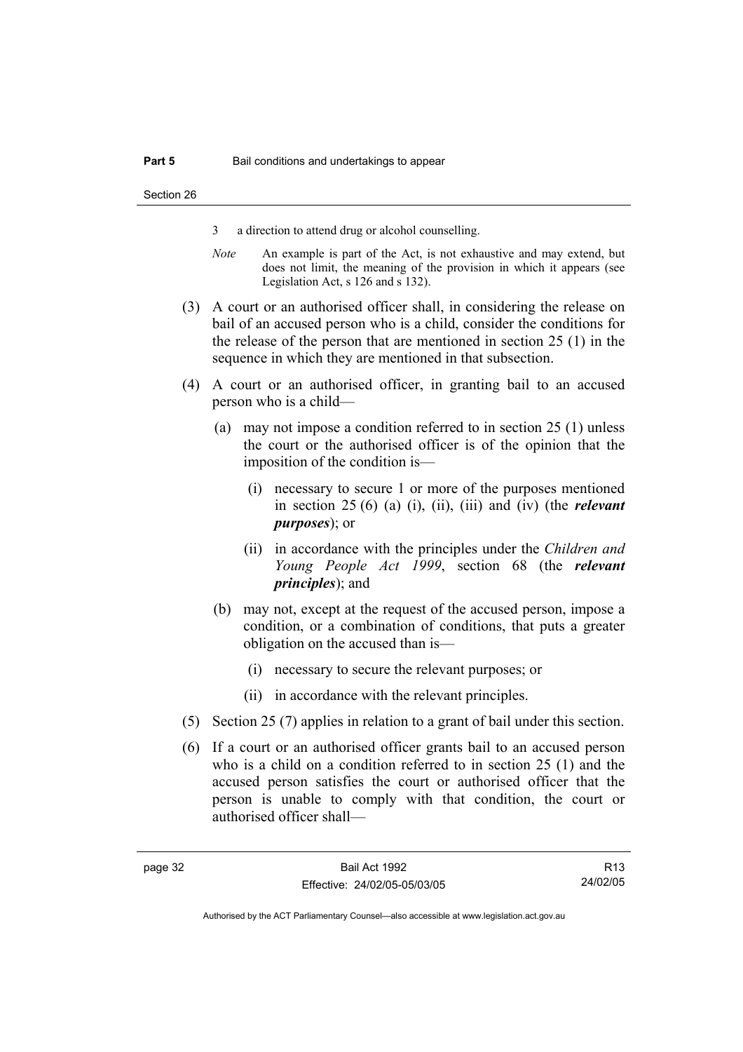3 a direction to attend drug or alcohol counselling.

*Note* An example is part of the Act, is not exhaustive and may extend, but does not limit, the meaning of the provision in which it appears (see Legislation Act, s 126 and s 132).

(3) A court or an authorised officer shall, in considering the release on bail of an accused person who is a child, consider the conditions for the release of the person that are mentioned in section 25 (1) in the sequence in which they are mentioned in that subsection.

(4) A court or an authorised officer, in granting bail to an accused person who is a child—

(a) may not impose a condition referred to in section 25 (1) unless the court or the authorised officer is of the opinion that the imposition of the condition is—

(i) necessary to secure 1 or more of the purposes mentioned in section 25 (6) (a) (i), (ii), (iii) and (iv) (the ***relevant purposes***); or

(ii) in accordance with the principles under the *Children and Young People Act 1999*, section 68 (the ***relevant principles***); and

(b) may not, except at the request of the accused person, impose a condition, or a combination of conditions, that puts a greater obligation on the accused than is—

(i) necessary to secure the relevant purposes; or

(ii) in accordance with the relevant principles.

(5) Section 25 (7) applies in relation to a grant of bail under this section.

(6) If a court or an authorised officer grants bail to an accused person who is a child on a condition referred to in section 25 (1) and the accused person satisfies the court or authorised officer that the person is unable to comply with that condition, the court or authorised officer shall—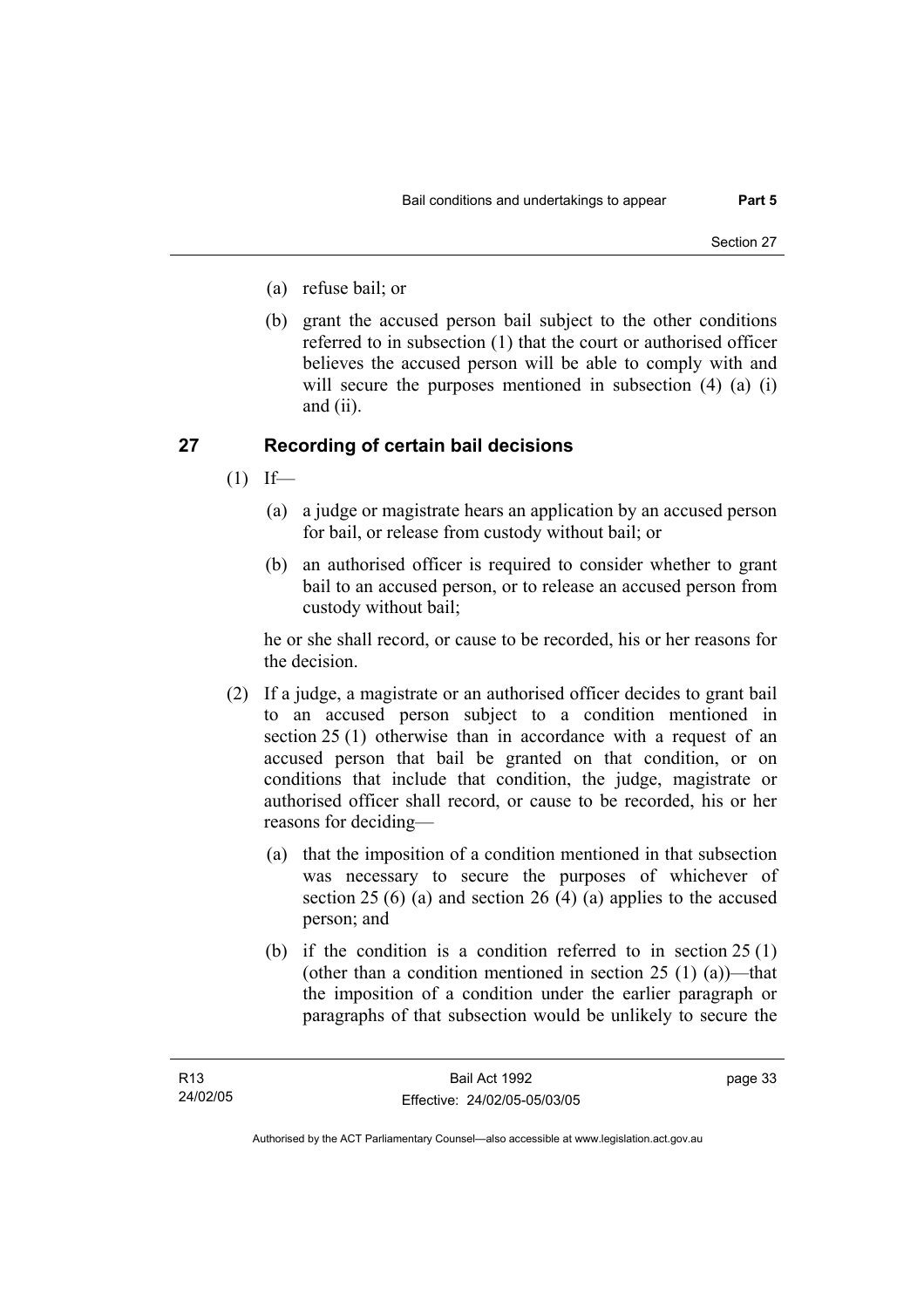(a) refuse bail; or

(b) grant the accused person bail subject to the other conditions referred to in subsection (1) that the court or authorised officer believes the accused person will be able to comply with and will secure the purposes mentioned in subsection (4) (a) (i) and (ii).

## 27 Recording of certain bail decisions

(1) If—

(a) a judge or magistrate hears an application by an accused person for bail, or release from custody without bail; or

(b) an authorised officer is required to consider whether to grant bail to an accused person, or to release an accused person from custody without bail;

he or she shall record, or cause to be recorded, his or her reasons for the decision.

(2) If a judge, a magistrate or an authorised officer decides to grant bail to an accused person subject to a condition mentioned in section 25 (1) otherwise than in accordance with a request of an accused person that bail be granted on that condition, or on conditions that include that condition, the judge, magistrate or authorised officer shall record, or cause to be recorded, his or her reasons for deciding—

(a) that the imposition of a condition mentioned in that subsection was necessary to secure the purposes of whichever of section 25 (6) (a) and section 26 (4) (a) applies to the accused person; and

(b) if the condition is a condition referred to in section 25 (1) (other than a condition mentioned in section 25 (1) (a))—that the imposition of a condition under the earlier paragraph or paragraphs of that subsection would be unlikely to secure the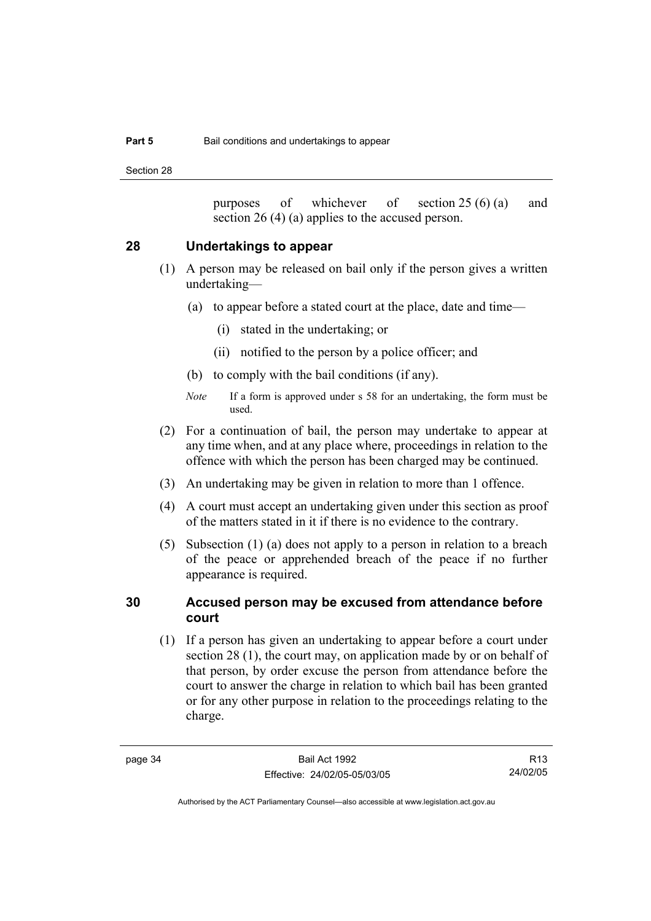purposes of whichever of section 25 (6) (a) and section 26 (4) (a) applies to the accused person.

## 28 Undertakings to appear

(1) A person may be released on bail only if the person gives a written undertaking—

(a) to appear before a stated court at the place, date and time—

(i) stated in the undertaking; or

(ii) notified to the person by a police officer; and

(b) to comply with the bail conditions (if any).

*Note* If a form is approved under s 58 for an undertaking, the form must be used.

(2) For a continuation of bail, the person may undertake to appear at any time when, and at any place where, proceedings in relation to the offence with which the person has been charged may be continued.

(3) An undertaking may be given in relation to more than 1 offence.

(4) A court must accept an undertaking given under this section as proof of the matters stated in it if there is no evidence to the contrary.

(5) Subsection (1) (a) does not apply to a person in relation to a breach of the peace or apprehended breach of the peace if no further appearance is required.

## 30 Accused person may be excused from attendance before court

(1) If a person has given an undertaking to appear before a court under section 28 (1), the court may, on application made by or on behalf of that person, by order excuse the person from attendance before the court to answer the charge in relation to which bail has been granted or for any other purpose in relation to the proceedings relating to the charge.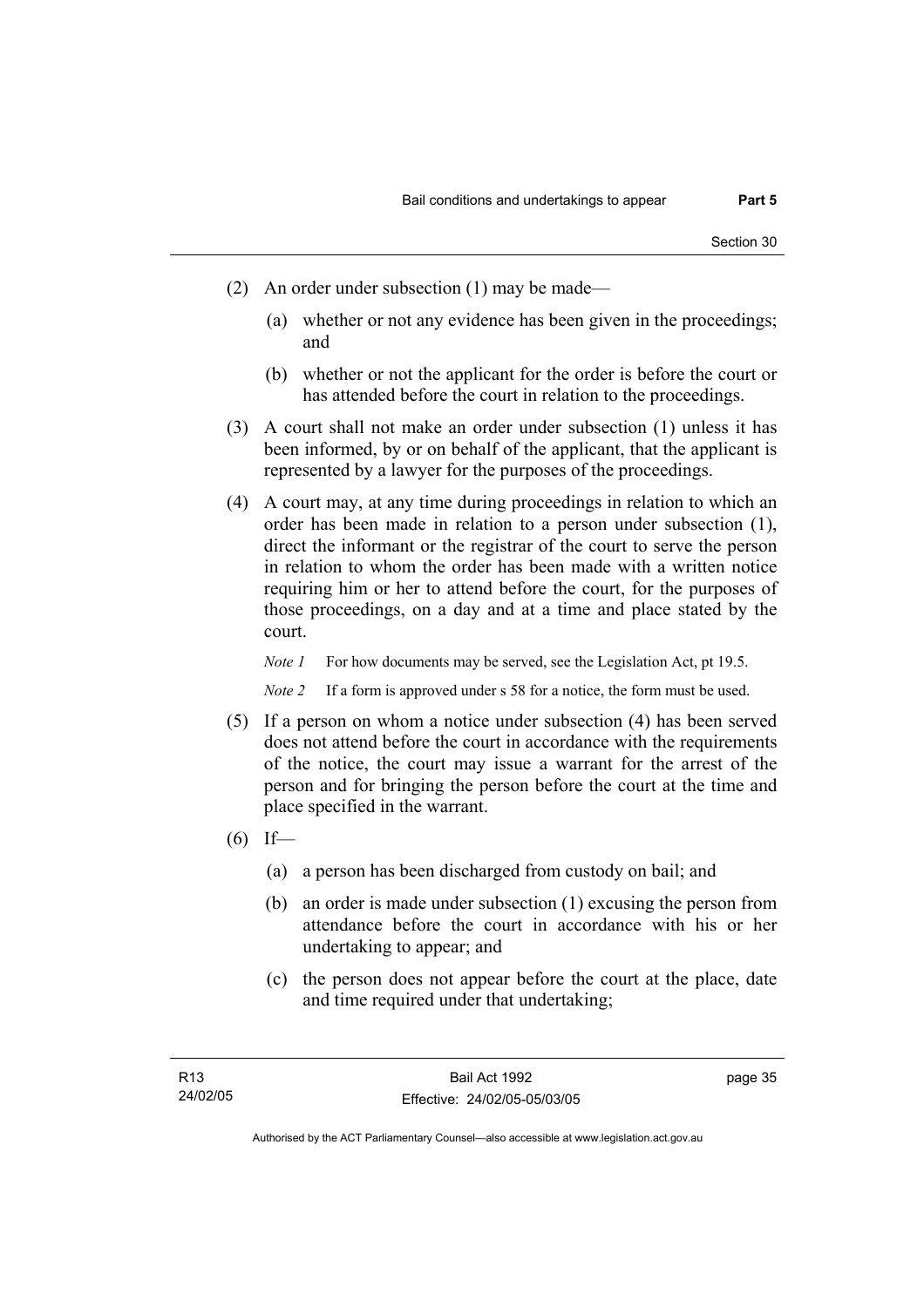(2) An order under subsection (1) may be made—

   (a) whether or not any evidence has been given in the proceedings; and

   (b) whether or not the applicant for the order is before the court or has attended before the court in relation to the proceedings.

(3) A court shall not make an order under subsection (1) unless it has been informed, by or on behalf of the applicant, that the applicant is represented by a lawyer for the purposes of the proceedings.

(4) A court may, at any time during proceedings in relation to which an order has been made in relation to a person under subsection (1), direct the informant or the registrar of the court to serve the person in relation to whom the order has been made with a written notice requiring him or her to attend before the court, for the purposes of those proceedings, on a day and at a time and place stated by the court.

   *Note 1* For how documents may be served, see the Legislation Act, pt 19.5.

   *Note 2* If a form is approved under s 58 for a notice, the form must be used.

(5) If a person on whom a notice under subsection (4) has been served does not attend before the court in accordance with the requirements of the notice, the court may issue a warrant for the arrest of the person and for bringing the person before the court at the time and place specified in the warrant.

(6) If—

   (a) a person has been discharged from custody on bail; and

   (b) an order is made under subsection (1) excusing the person from attendance before the court in accordance with his or her undertaking to appear; and

   (c) the person does not appear before the court at the place, date and time required under that undertaking;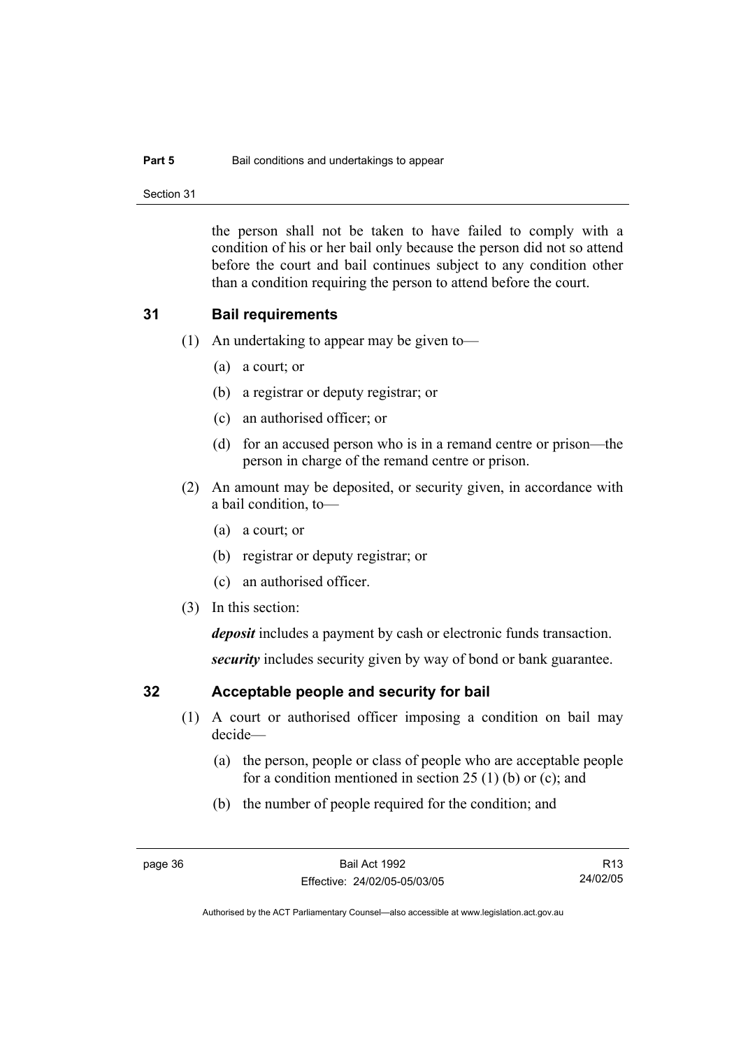the person shall not be taken to have failed to comply with a condition of his or her bail only because the person did not so attend before the court and bail continues subject to any condition other than a condition requiring the person to attend before the court.

## 31 Bail requirements

(1) An undertaking to appear may be given to—

(a) a court; or

(b) a registrar or deputy registrar; or

(c) an authorised officer; or

(d) for an accused person who is in a remand centre or prison—the person in charge of the remand centre or prison.

(2) An amount may be deposited, or security given, in accordance with a bail condition, to—

(a) a court; or

(b) registrar or deputy registrar; or

(c) an authorised officer.

(3) In this section:

***deposit*** includes a payment by cash or electronic funds transaction.

***security*** includes security given by way of bond or bank guarantee.

## 32 Acceptable people and security for bail

(1) A court or authorised officer imposing a condition on bail may decide—

(a) the person, people or class of people who are acceptable people for a condition mentioned in section 25 (1) (b) or (c); and

(b) the number of people required for the condition; and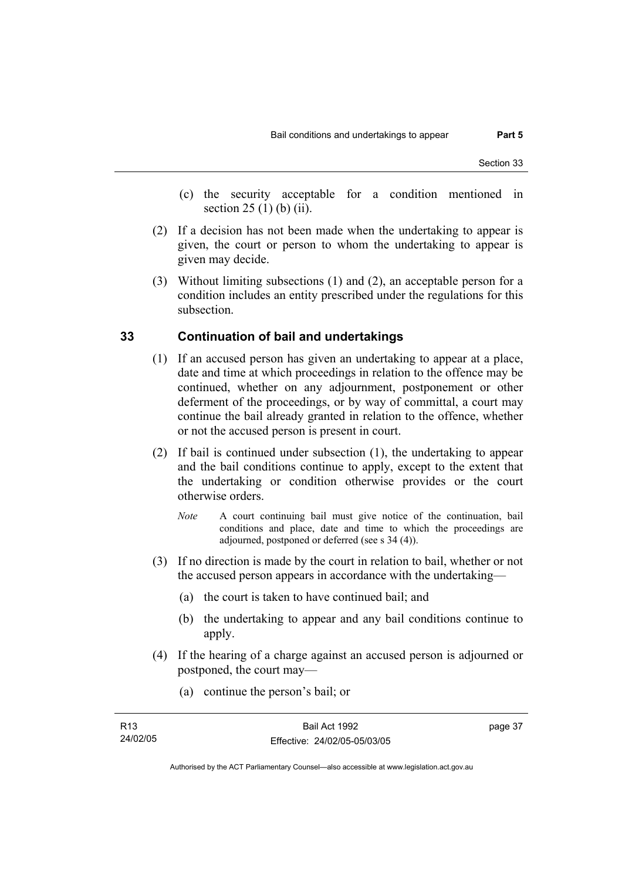(c) the security acceptable for a condition mentioned in section 25 (1) (b) (ii).

(2) If a decision has not been made when the undertaking to appear is given, the court or person to whom the undertaking to appear is given may decide.

(3) Without limiting subsections (1) and (2), an acceptable person for a condition includes an entity prescribed under the regulations for this subsection.

## 33 Continuation of bail and undertakings

(1) If an accused person has given an undertaking to appear at a place, date and time at which proceedings in relation to the offence may be continued, whether on any adjournment, postponement or other deferment of the proceedings, or by way of committal, a court may continue the bail already granted in relation to the offence, whether or not the accused person is present in court.

(2) If bail is continued under subsection (1), the undertaking to appear and the bail conditions continue to apply, except to the extent that the undertaking or condition otherwise provides or the court otherwise orders.

*Note* A court continuing bail must give notice of the continuation, bail conditions and place, date and time to which the proceedings are adjourned, postponed or deferred (see s 34 (4)).

(3) If no direction is made by the court in relation to bail, whether or not the accused person appears in accordance with the undertaking—

(a) the court is taken to have continued bail; and

(b) the undertaking to appear and any bail conditions continue to apply.

(4) If the hearing of a charge against an accused person is adjourned or postponed, the court may—

(a) continue the person's bail; or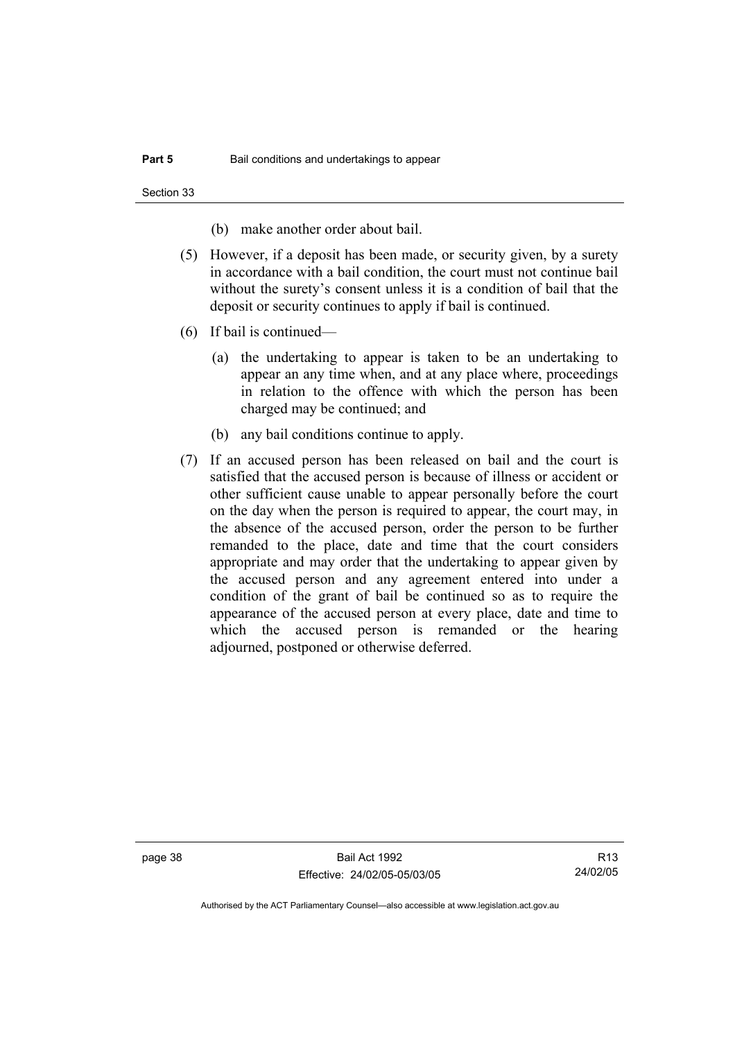(b) make another order about bail.

(5) However, if a deposit has been made, or security given, by a surety in accordance with a bail condition, the court must not continue bail without the surety's consent unless it is a condition of bail that the deposit or security continues to apply if bail is continued.

(6) If bail is continued—

(a) the undertaking to appear is taken to be an undertaking to appear an any time when, and at any place where, proceedings in relation to the offence with which the person has been charged may be continued; and

(b) any bail conditions continue to apply.

(7) If an accused person has been released on bail and the court is satisfied that the accused person is because of illness or accident or other sufficient cause unable to appear personally before the court on the day when the person is required to appear, the court may, in the absence of the accused person, order the person to be further remanded to the place, date and time that the court considers appropriate and may order that the undertaking to appear given by the accused person and any agreement entered into under a condition of the grant of bail be continued so as to require the appearance of the accused person at every place, date and time to which the accused person is remanded or the hearing adjourned, postponed or otherwise deferred.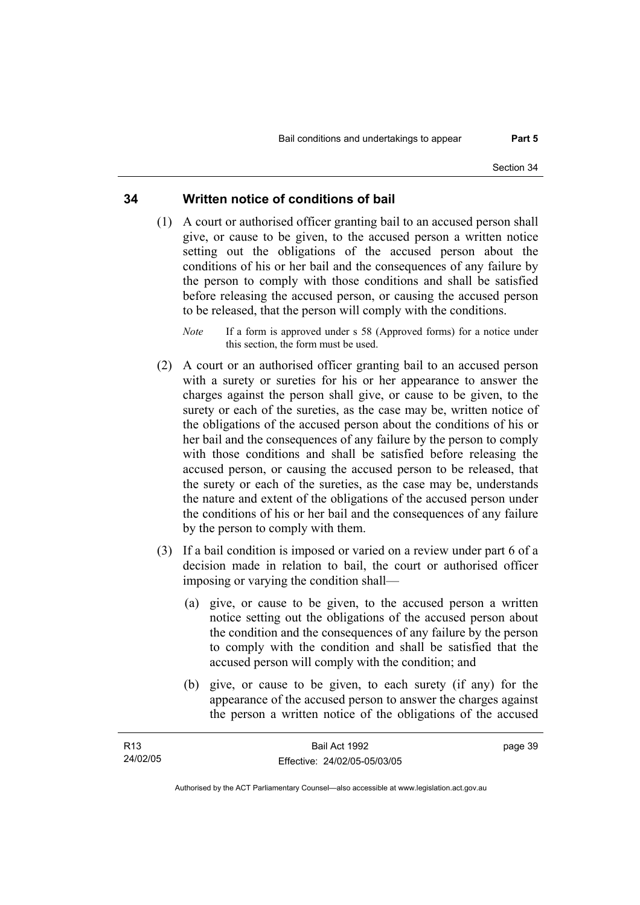## 34 Written notice of conditions of bail

(1) A court or authorised officer granting bail to an accused person shall give, or cause to be given, to the accused person a written notice setting out the obligations of the accused person about the conditions of his or her bail and the consequences of any failure by the person to comply with those conditions and shall be satisfied before releasing the accused person, or causing the accused person to be released, that the person will comply with the conditions.

*Note* If a form is approved under s 58 (Approved forms) for a notice under this section, the form must be used.

(2) A court or an authorised officer granting bail to an accused person with a surety or sureties for his or her appearance to answer the charges against the person shall give, or cause to be given, to the surety or each of the sureties, as the case may be, written notice of the obligations of the accused person about the conditions of his or her bail and the consequences of any failure by the person to comply with those conditions and shall be satisfied before releasing the accused person, or causing the accused person to be released, that the surety or each of the sureties, as the case may be, understands the nature and extent of the obligations of the accused person under the conditions of his or her bail and the consequences of any failure by the person to comply with them.

(3) If a bail condition is imposed or varied on a review under part 6 of a decision made in relation to bail, the court or authorised officer imposing or varying the condition shall—

(a) give, or cause to be given, to the accused person a written notice setting out the obligations of the accused person about the condition and the consequences of any failure by the person to comply with the condition and shall be satisfied that the accused person will comply with the condition; and

(b) give, or cause to be given, to each surety (if any) for the appearance of the accused person to answer the charges against the person a written notice of the obligations of the accused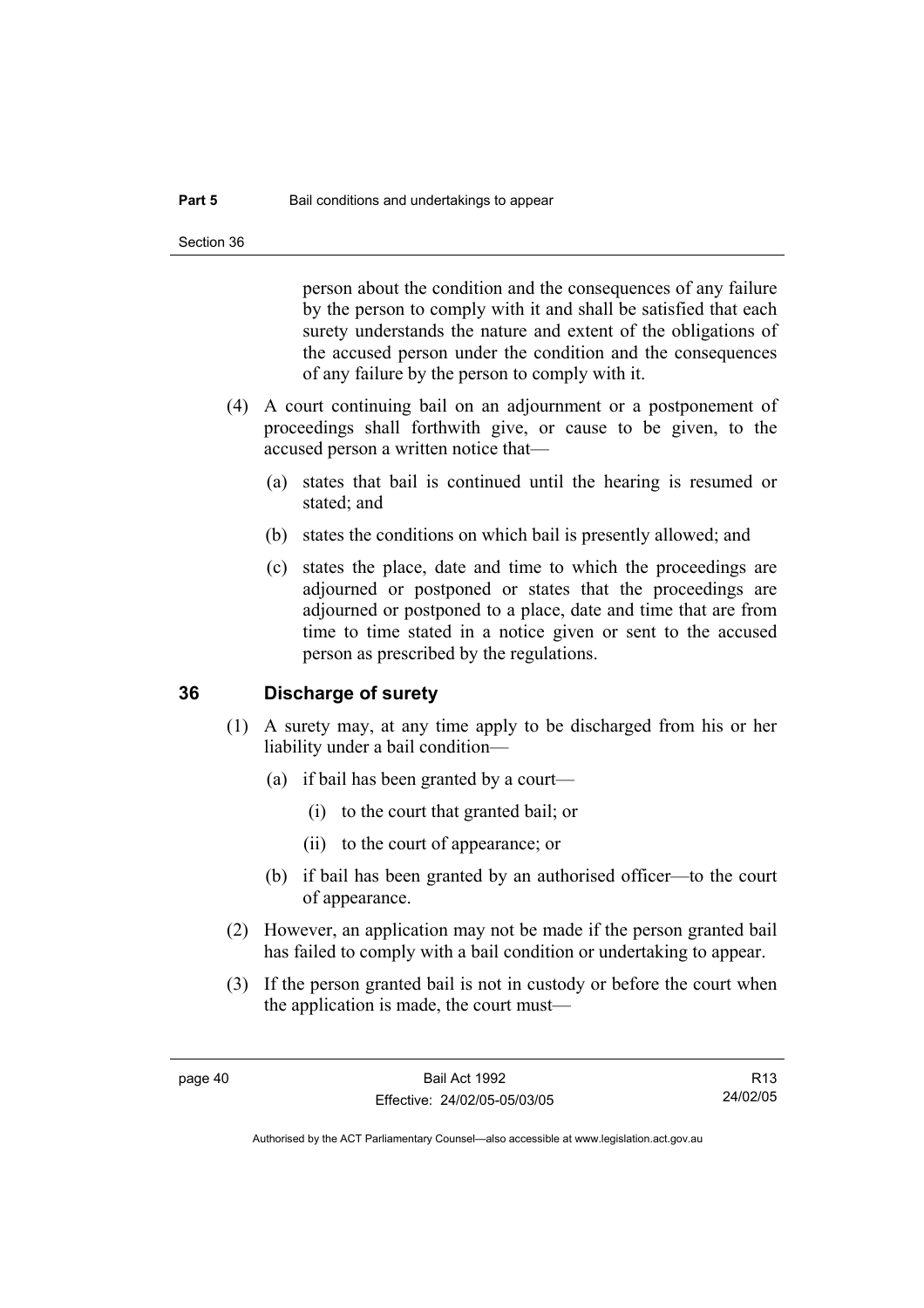person about the condition and the consequences of any failure by the person to comply with it and shall be satisfied that each surety understands the nature and extent of the obligations of the accused person under the condition and the consequences of any failure by the person to comply with it.

(4) A court continuing bail on an adjournment or a postponement of proceedings shall forthwith give, or cause to be given, to the accused person a written notice that—

(a) states that bail is continued until the hearing is resumed or stated; and

(b) states the conditions on which bail is presently allowed; and

(c) states the place, date and time to which the proceedings are adjourned or postponed or states that the proceedings are adjourned or postponed to a place, date and time that are from time to time stated in a notice given or sent to the accused person as prescribed by the regulations.

## 36 Discharge of surety

(1) A surety may, at any time apply to be discharged from his or her liability under a bail condition—

(a) if bail has been granted by a court—

(i) to the court that granted bail; or

(ii) to the court of appearance; or

(b) if bail has been granted by an authorised officer—to the court of appearance.

(2) However, an application may not be made if the person granted bail has failed to comply with a bail condition or undertaking to appear.

(3) If the person granted bail is not in custody or before the court when the application is made, the court must—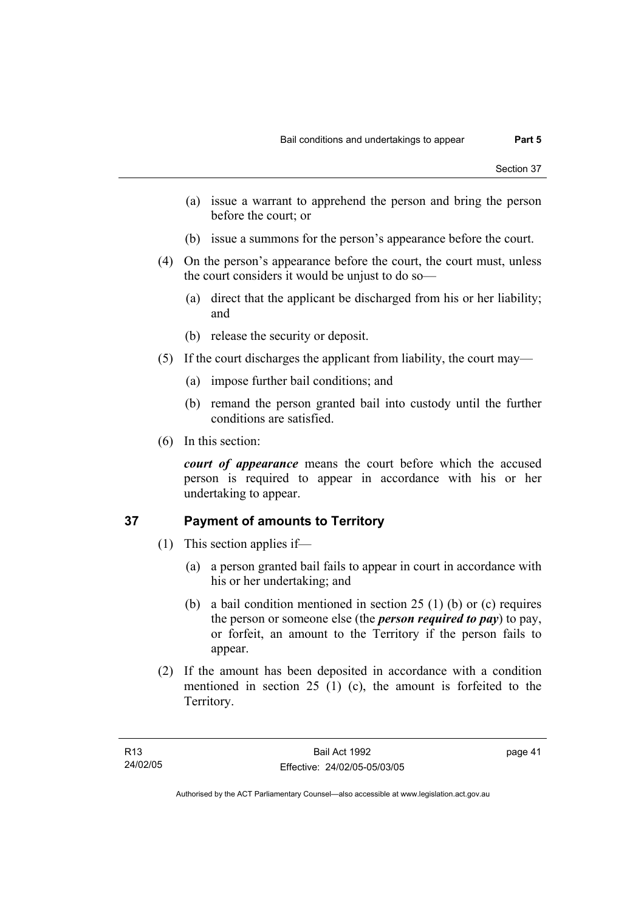(a) issue a warrant to apprehend the person and bring the person before the court; or

(b) issue a summons for the person's appearance before the court.

(4) On the person's appearance before the court, the court must, unless the court considers it would be unjust to do so—

(a) direct that the applicant be discharged from his or her liability; and

(b) release the security or deposit.

(5) If the court discharges the applicant from liability, the court may—

(a) impose further bail conditions; and

(b) remand the person granted bail into custody until the further conditions are satisfied.

(6) In this section:

***court of appearance*** means the court before which the accused person is required to appear in accordance with his or her undertaking to appear.

## 37 Payment of amounts to Territory

(1) This section applies if—

(a) a person granted bail fails to appear in court in accordance with his or her undertaking; and

(b) a bail condition mentioned in section 25 (1) (b) or (c) requires the person or someone else (the ***person required to pay***) to pay, or forfeit, an amount to the Territory if the person fails to appear.

(2) If the amount has been deposited in accordance with a condition mentioned in section 25 (1) (c), the amount is forfeited to the Territory.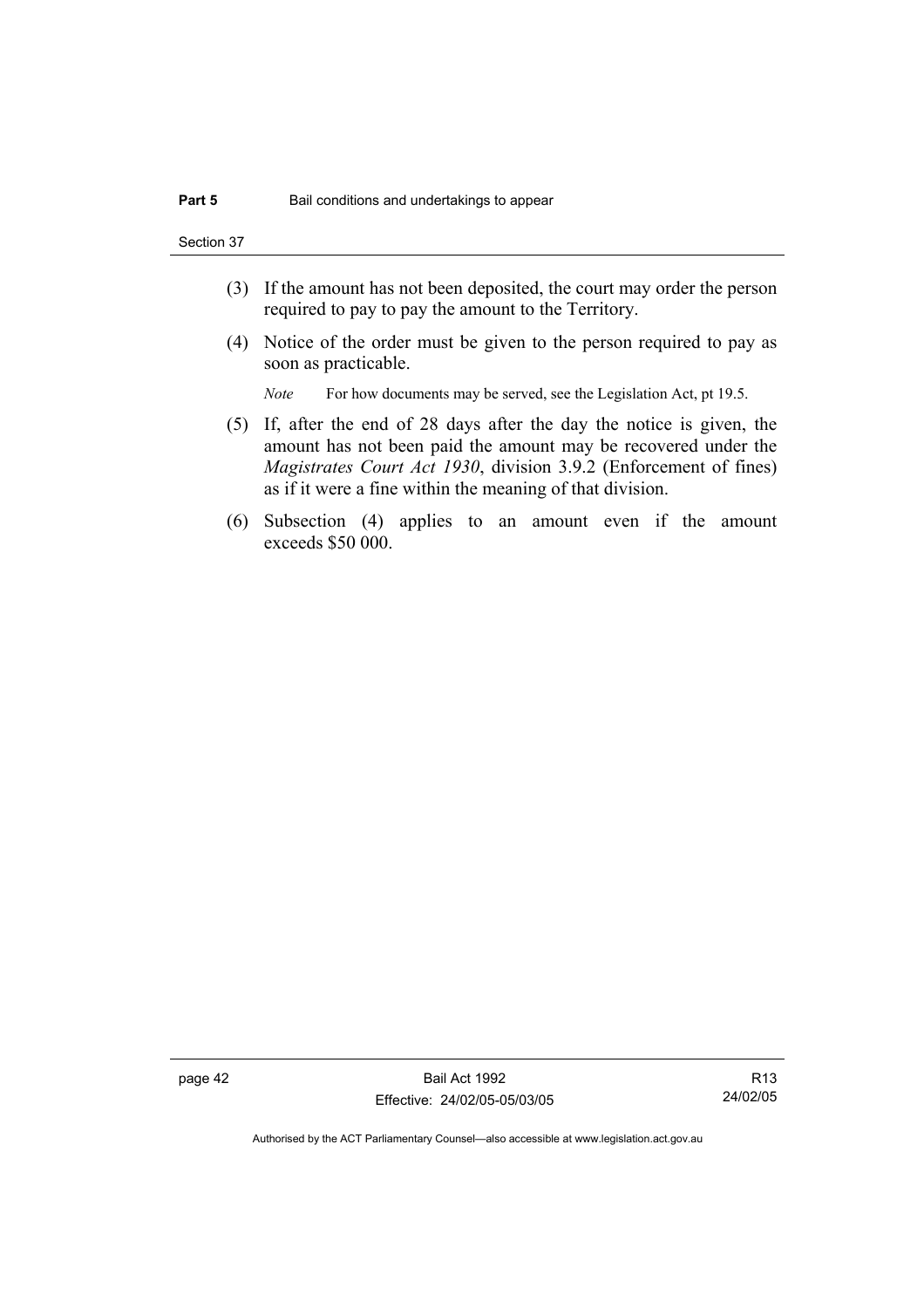(3) If the amount has not been deposited, the court may order the person required to pay to pay the amount to the Territory.

(4) Notice of the order must be given to the person required to pay as soon as practicable.

*Note* For how documents may be served, see the Legislation Act, pt 19.5.

(5) If, after the end of 28 days after the day the notice is given, the amount has not been paid the amount may be recovered under the *Magistrates Court Act 1930*, division 3.9.2 (Enforcement of fines) as if it were a fine within the meaning of that division.

(6) Subsection (4) applies to an amount even if the amount exceeds $50 000.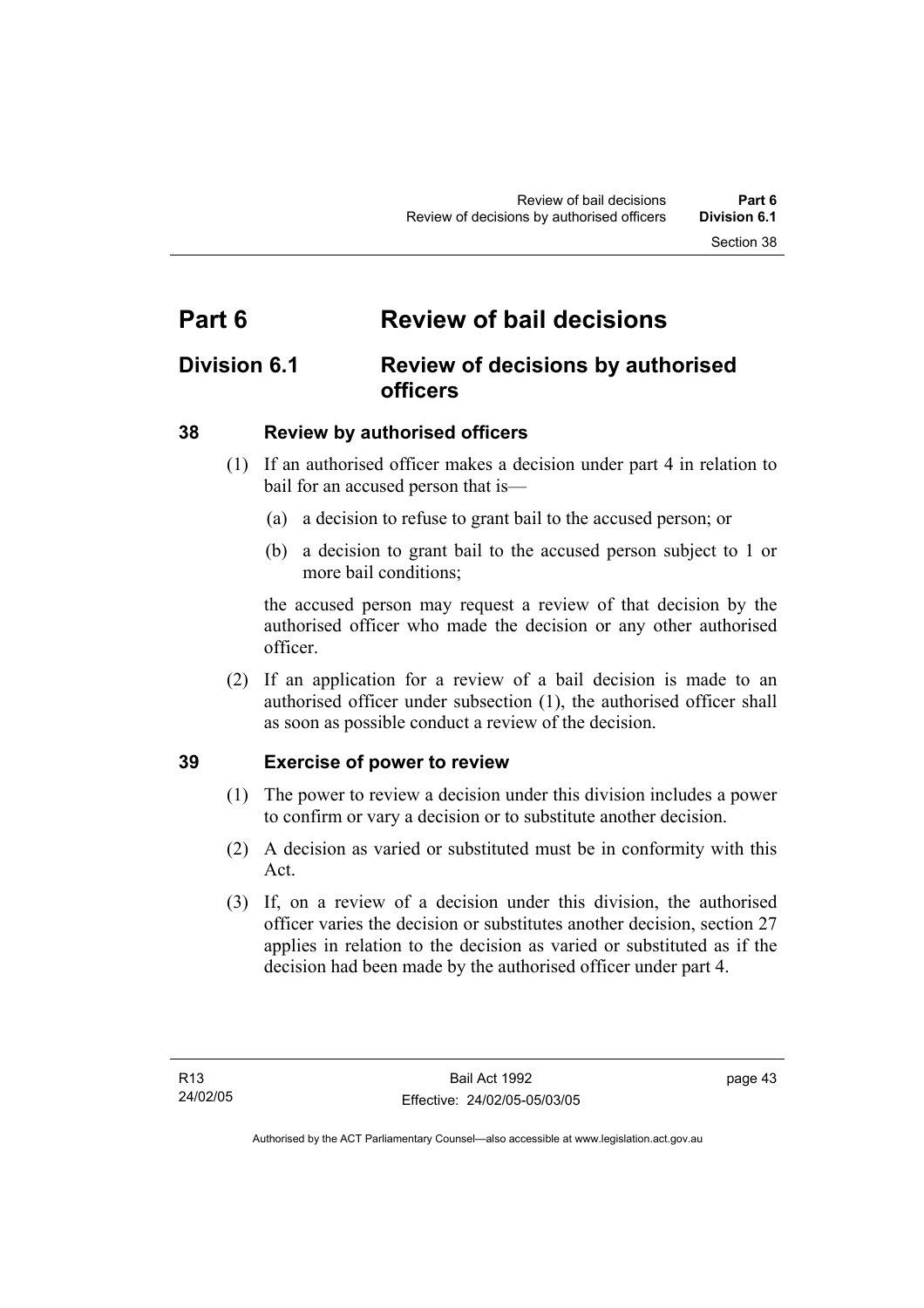# Part 6 Review of bail decisions

## Division 6.1 Review of decisions by authorised officers

### 38 Review by authorised officers

(1) If an authorised officer makes a decision under part 4 in relation to bail for an accused person that is—

(a) a decision to refuse to grant bail to the accused person; or

(b) a decision to grant bail to the accused person subject to 1 or more bail conditions;

the accused person may request a review of that decision by the authorised officer who made the decision or any other authorised officer.

(2) If an application for a review of a bail decision is made to an authorised officer under subsection (1), the authorised officer shall as soon as possible conduct a review of the decision.

### 39 Exercise of power to review

(1) The power to review a decision under this division includes a power to confirm or vary a decision or to substitute another decision.

(2) A decision as varied or substituted must be in conformity with this Act.

(3) If, on a review of a decision under this division, the authorised officer varies the decision or substitutes another decision, section 27 applies in relation to the decision as varied or substituted as if the decision had been made by the authorised officer under part 4.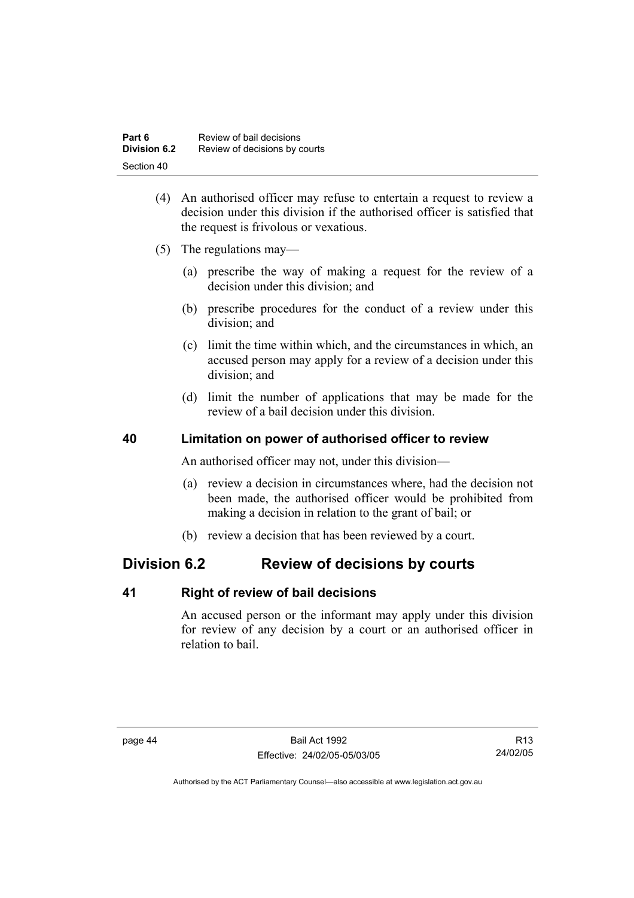(4) An authorised officer may refuse to entertain a request to review a decision under this division if the authorised officer is satisfied that the request is frivolous or vexatious.

(5) The regulations may—

(a) prescribe the way of making a request for the review of a decision under this division; and

(b) prescribe procedures for the conduct of a review under this division; and

(c) limit the time within which, and the circumstances in which, an accused person may apply for a review of a decision under this division; and

(d) limit the number of applications that may be made for the review of a bail decision under this division.

### 40 Limitation on power of authorised officer to review

An authorised officer may not, under this division—

(a) review a decision in circumstances where, had the decision not been made, the authorised officer would be prohibited from making a decision in relation to the grant of bail; or

(b) review a decision that has been reviewed by a court.

## Division 6.2 Review of decisions by courts

### 41 Right of review of bail decisions

An accused person or the informant may apply under this division for review of any decision by a court or an authorised officer in relation to bail.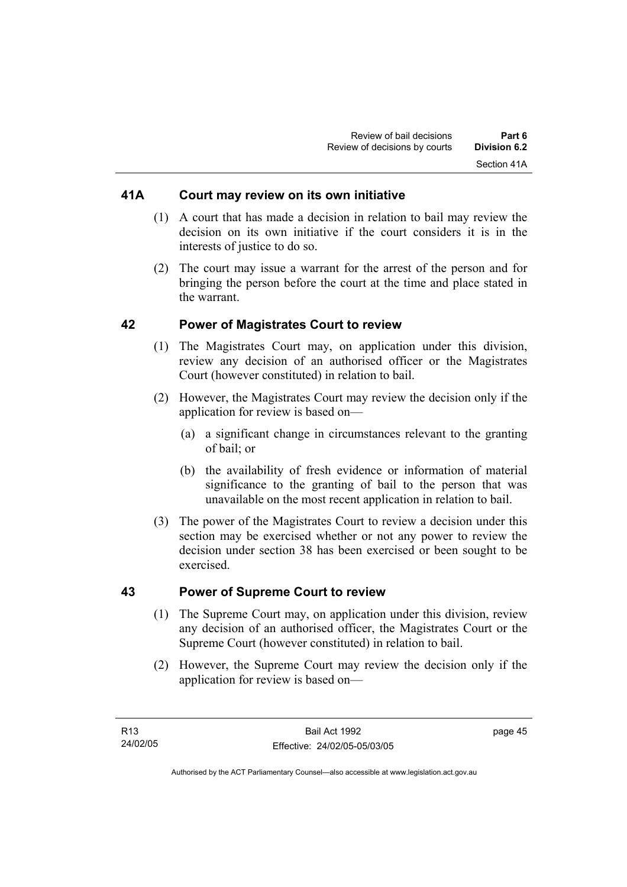## 41A Court may review on its own initiative

(1) A court that has made a decision in relation to bail may review the decision on its own initiative if the court considers it is in the interests of justice to do so.

(2) The court may issue a warrant for the arrest of the person and for bringing the person before the court at the time and place stated in the warrant.

## 42 Power of Magistrates Court to review

(1) The Magistrates Court may, on application under this division, review any decision of an authorised officer or the Magistrates Court (however constituted) in relation to bail.

(2) However, the Magistrates Court may review the decision only if the application for review is based on—

(a) a significant change in circumstances relevant to the granting of bail; or

(b) the availability of fresh evidence or information of material significance to the granting of bail to the person that was unavailable on the most recent application in relation to bail.

(3) The power of the Magistrates Court to review a decision under this section may be exercised whether or not any power to review the decision under section 38 has been exercised or been sought to be exercised.

## 43 Power of Supreme Court to review

(1) The Supreme Court may, on application under this division, review any decision of an authorised officer, the Magistrates Court or the Supreme Court (however constituted) in relation to bail.

(2) However, the Supreme Court may review the decision only if the application for review is based on—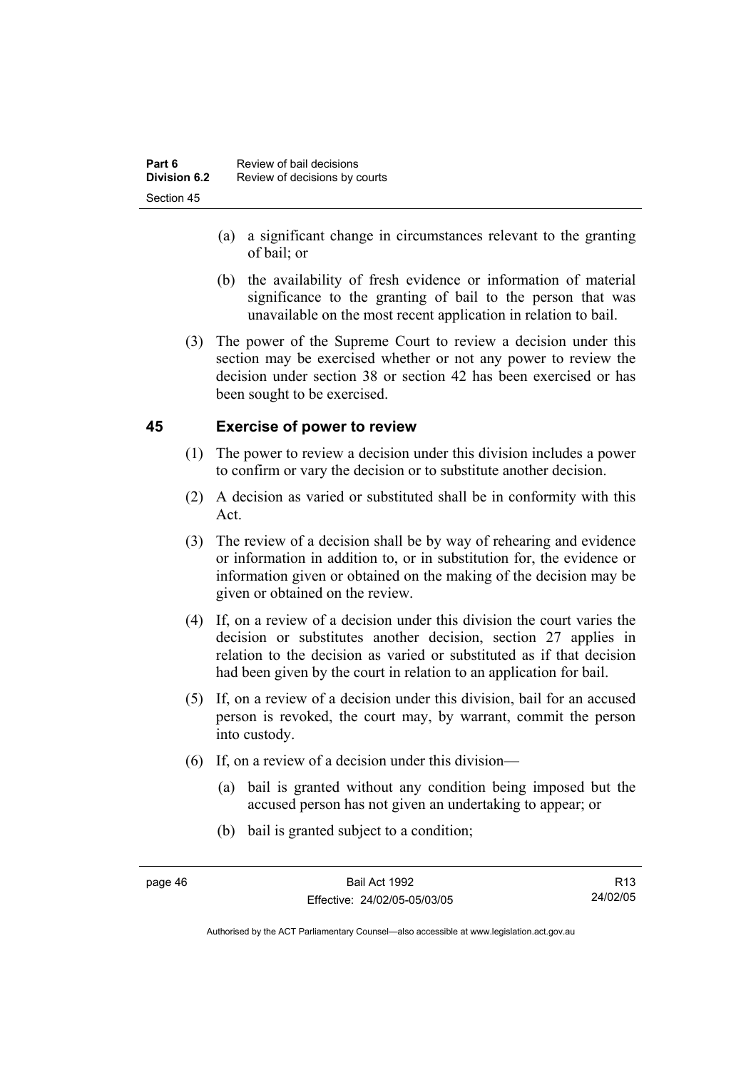(a) a significant change in circumstances relevant to the granting of bail; or

(b) the availability of fresh evidence or information of material significance to the granting of bail to the person that was unavailable on the most recent application in relation to bail.

(3) The power of the Supreme Court to review a decision under this section may be exercised whether or not any power to review the decision under section 38 or section 42 has been exercised or has been sought to be exercised.

## 45 Exercise of power to review

(1) The power to review a decision under this division includes a power to confirm or vary the decision or to substitute another decision.

(2) A decision as varied or substituted shall be in conformity with this Act.

(3) The review of a decision shall be by way of rehearing and evidence or information in addition to, or in substitution for, the evidence or information given or obtained on the making of the decision may be given or obtained on the review.

(4) If, on a review of a decision under this division the court varies the decision or substitutes another decision, section 27 applies in relation to the decision as varied or substituted as if that decision had been given by the court in relation to an application for bail.

(5) If, on a review of a decision under this division, bail for an accused person is revoked, the court may, by warrant, commit the person into custody.

(6) If, on a review of a decision under this division—

(a) bail is granted without any condition being imposed but the accused person has not given an undertaking to appear; or

(b) bail is granted subject to a condition;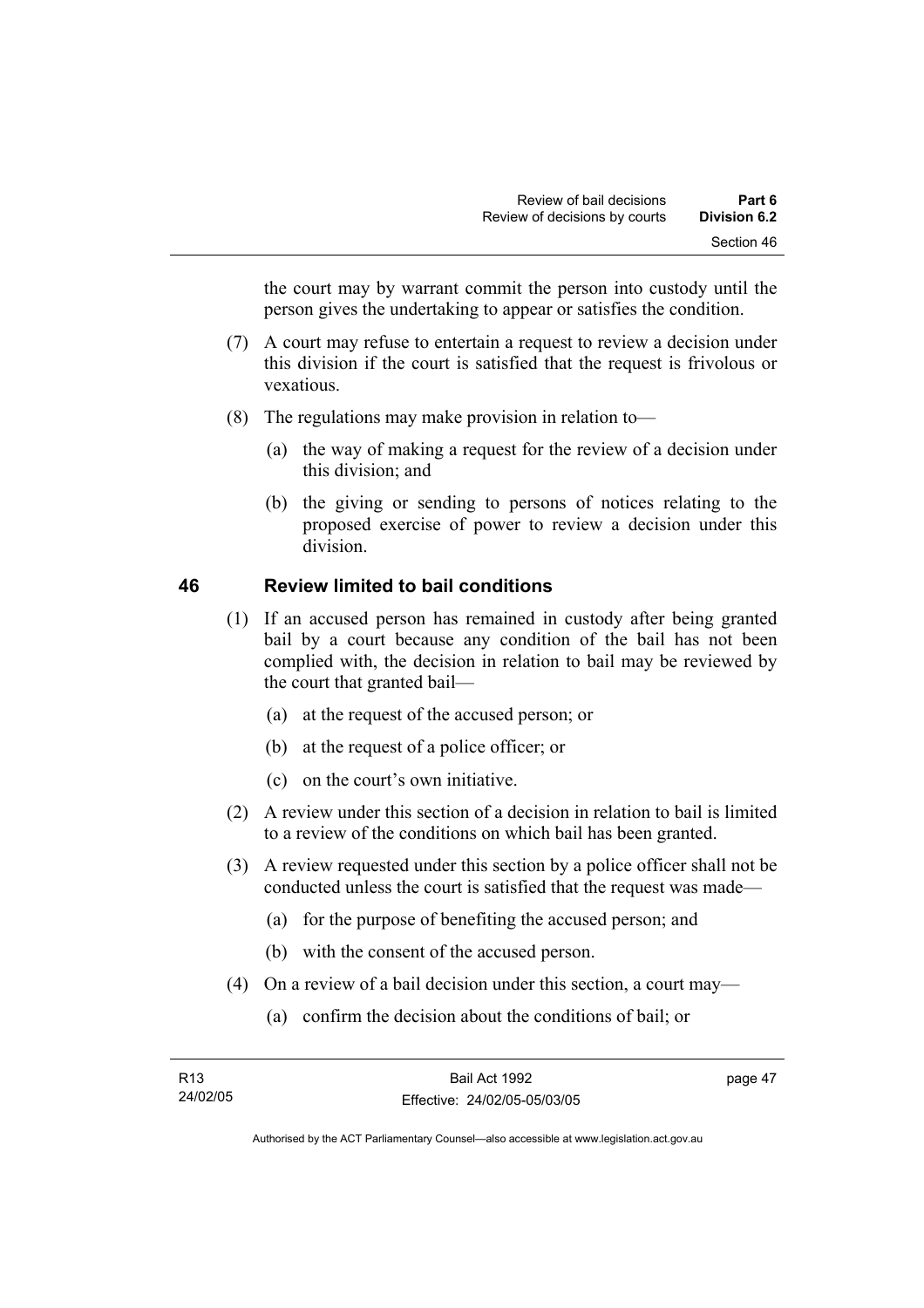the court may by warrant commit the person into custody until the person gives the undertaking to appear or satisfies the condition.

(7) A court may refuse to entertain a request to review a decision under this division if the court is satisfied that the request is frivolous or vexatious.

(8) The regulations may make provision in relation to—

(a) the way of making a request for the review of a decision under this division; and

(b) the giving or sending to persons of notices relating to the proposed exercise of power to review a decision under this division.

## 46 Review limited to bail conditions

(1) If an accused person has remained in custody after being granted bail by a court because any condition of the bail has not been complied with, the decision in relation to bail may be reviewed by the court that granted bail—

(a) at the request of the accused person; or

(b) at the request of a police officer; or

(c) on the court's own initiative.

(2) A review under this section of a decision in relation to bail is limited to a review of the conditions on which bail has been granted.

(3) A review requested under this section by a police officer shall not be conducted unless the court is satisfied that the request was made—

(a) for the purpose of benefiting the accused person; and

(b) with the consent of the accused person.

(4) On a review of a bail decision under this section, a court may—

(a) confirm the decision about the conditions of bail; or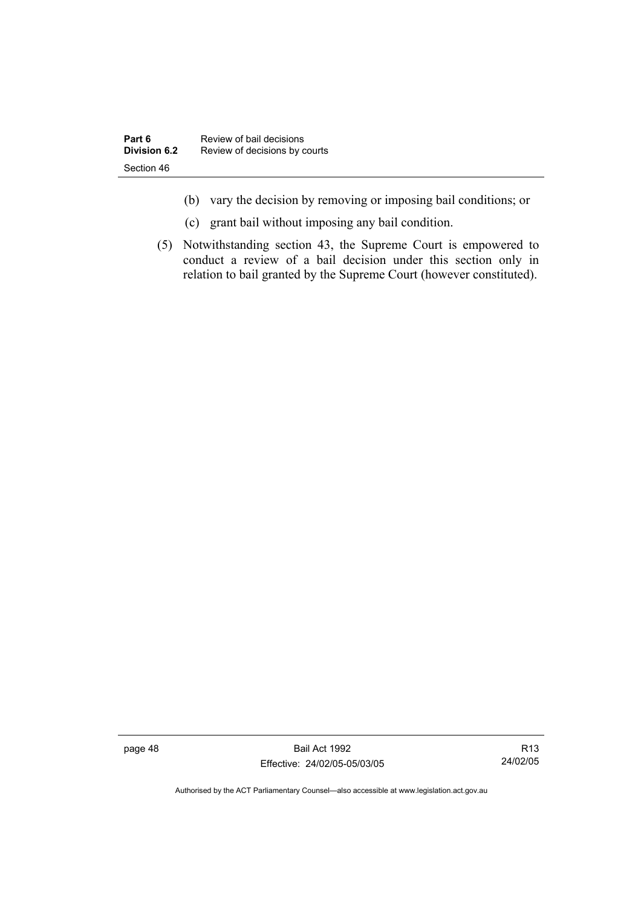(b) vary the decision by removing or imposing bail conditions; or

(c) grant bail without imposing any bail condition.

(5) Notwithstanding section 43, the Supreme Court is empowered to conduct a review of a bail decision under this section only in relation to bail granted by the Supreme Court (however constituted).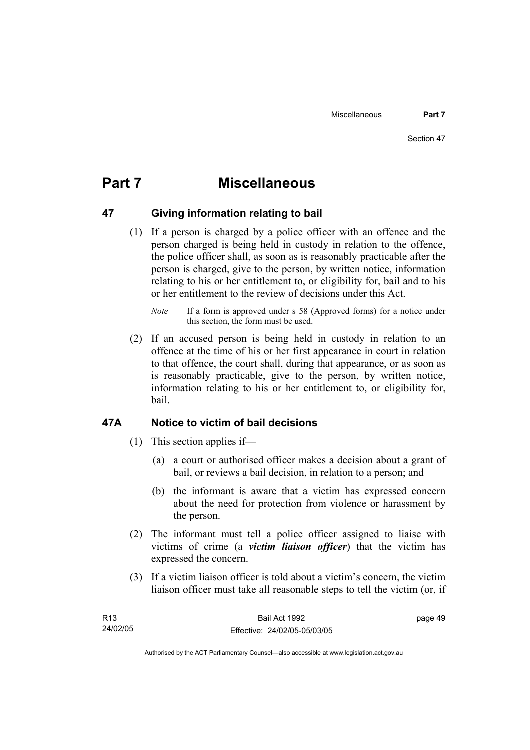# Part 7 Miscellaneous

## 47 Giving information relating to bail

(1) If a person is charged by a police officer with an offence and the person charged is being held in custody in relation to the offence, the police officer shall, as soon as is reasonably practicable after the person is charged, give to the person, by written notice, information relating to his or her entitlement to, or eligibility for, bail and to his or her entitlement to the review of decisions under this Act.

*Note* If a form is approved under s 58 (Approved forms) for a notice under this section, the form must be used.

(2) If an accused person is being held in custody in relation to an offence at the time of his or her first appearance in court in relation to that offence, the court shall, during that appearance, or as soon as is reasonably practicable, give to the person, by written notice, information relating to his or her entitlement to, or eligibility for, bail.

## 47A Notice to victim of bail decisions

(1) This section applies if—

(a) a court or authorised officer makes a decision about a grant of bail, or reviews a bail decision, in relation to a person; and

(b) the informant is aware that a victim has expressed concern about the need for protection from violence or harassment by the person.

(2) The informant must tell a police officer assigned to liaise with victims of crime (a ***victim liaison officer***) that the victim has expressed the concern.

(3) If a victim liaison officer is told about a victim's concern, the victim liaison officer must take all reasonable steps to tell the victim (or, if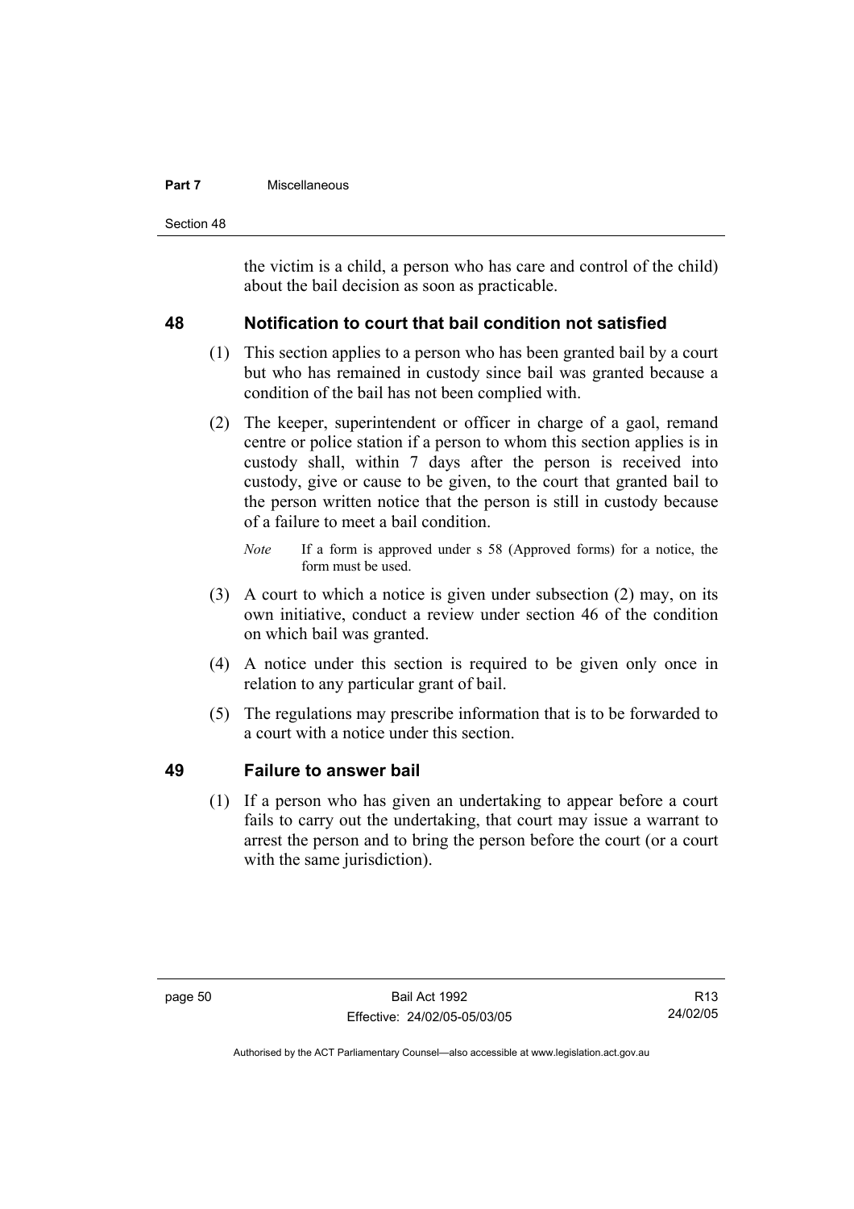the victim is a child, a person who has care and control of the child) about the bail decision as soon as practicable.

## 48 Notification to court that bail condition not satisfied

(1) This section applies to a person who has been granted bail by a court but who has remained in custody since bail was granted because a condition of the bail has not been complied with.

(2) The keeper, superintendent or officer in charge of a gaol, remand centre or police station if a person to whom this section applies is in custody shall, within 7 days after the person is received into custody, give or cause to be given, to the court that granted bail to the person written notice that the person is still in custody because of a failure to meet a bail condition.

*Note* If a form is approved under s 58 (Approved forms) for a notice, the form must be used.

(3) A court to which a notice is given under subsection (2) may, on its own initiative, conduct a review under section 46 of the condition on which bail was granted.

(4) A notice under this section is required to be given only once in relation to any particular grant of bail.

(5) The regulations may prescribe information that is to be forwarded to a court with a notice under this section.

## 49 Failure to answer bail

(1) If a person who has given an undertaking to appear before a court fails to carry out the undertaking, that court may issue a warrant to arrest the person and to bring the person before the court (or a court with the same jurisdiction).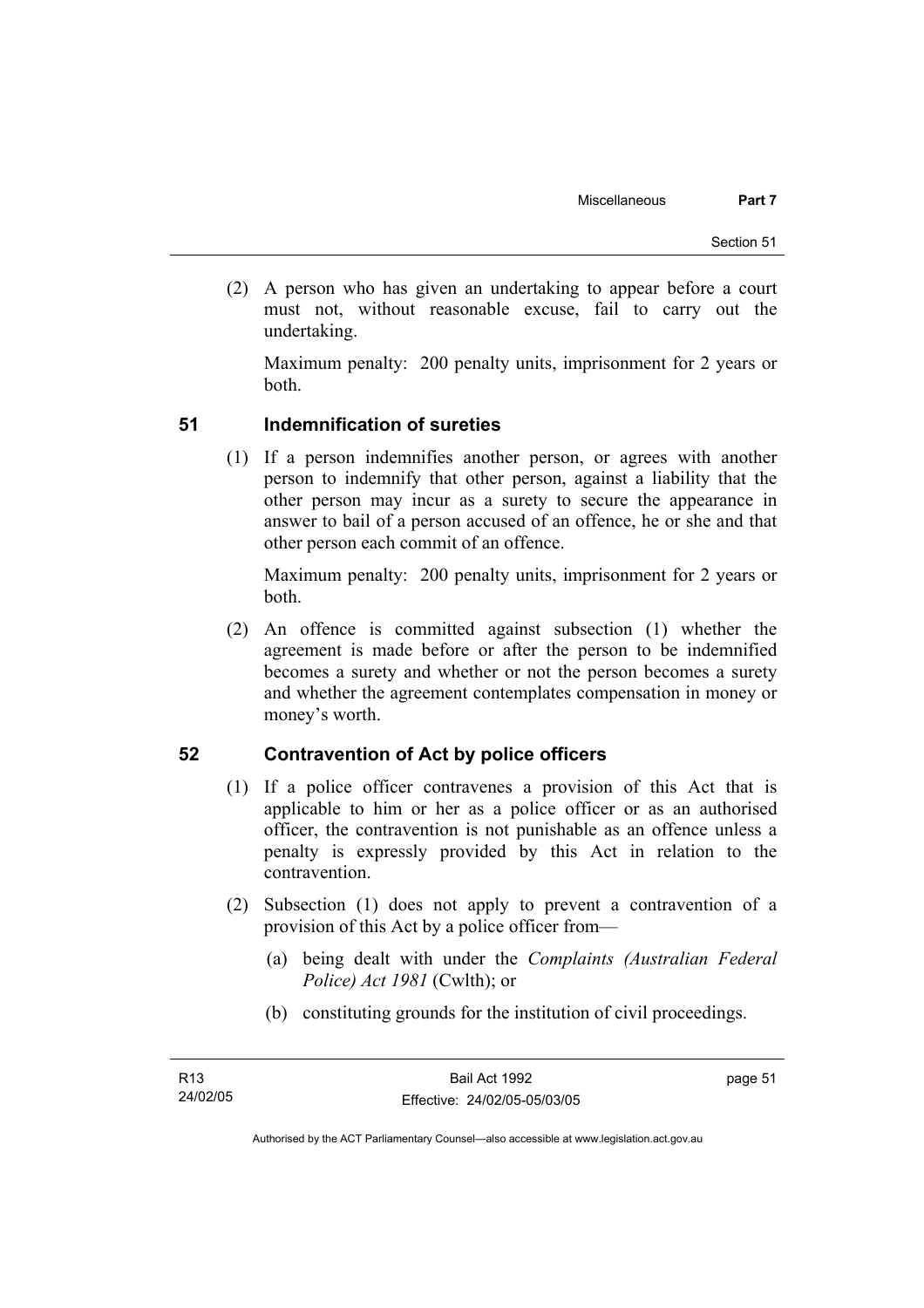(2) A person who has given an undertaking to appear before a court must not, without reasonable excuse, fail to carry out the undertaking.

Maximum penalty: 200 penalty units, imprisonment for 2 years or both.

## 51 Indemnification of sureties

(1) If a person indemnifies another person, or agrees with another person to indemnify that other person, against a liability that the other person may incur as a surety to secure the appearance in answer to bail of a person accused of an offence, he or she and that other person each commit of an offence.

Maximum penalty: 200 penalty units, imprisonment for 2 years or both.

(2) An offence is committed against subsection (1) whether the agreement is made before or after the person to be indemnified becomes a surety and whether or not the person becomes a surety and whether the agreement contemplates compensation in money or money's worth.

## 52 Contravention of Act by police officers

(1) If a police officer contravenes a provision of this Act that is applicable to him or her as a police officer or as an authorised officer, the contravention is not punishable as an offence unless a penalty is expressly provided by this Act in relation to the contravention.

(2) Subsection (1) does not apply to prevent a contravention of a provision of this Act by a police officer from—

(a) being dealt with under the *Complaints (Australian Federal Police) Act 1981* (Cwlth); or

(b) constituting grounds for the institution of civil proceedings.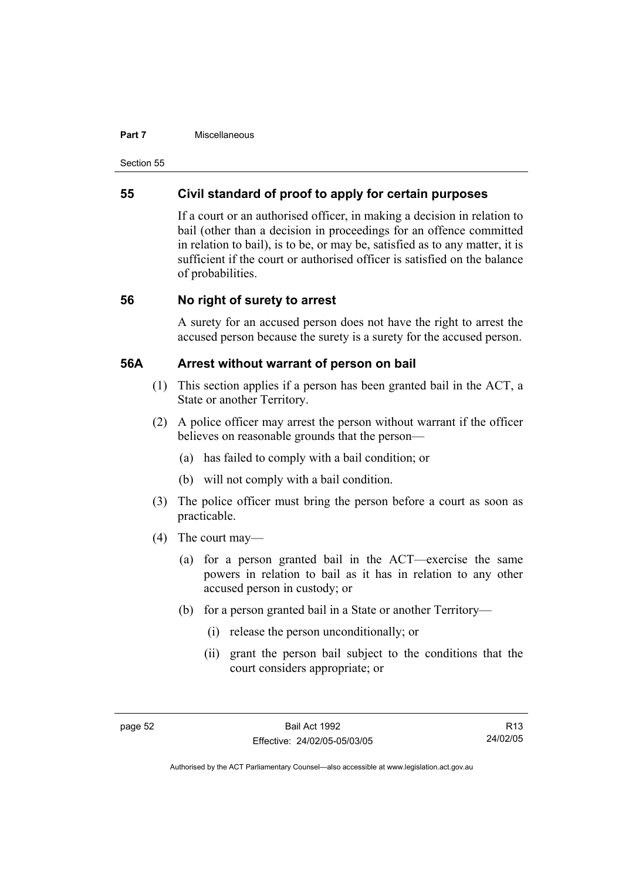## 55 Civil standard of proof to apply for certain purposes

If a court or an authorised officer, in making a decision in relation to bail (other than a decision in proceedings for an offence committed in relation to bail), is to be, or may be, satisfied as to any matter, it is sufficient if the court or authorised officer is satisfied on the balance of probabilities.

## 56 No right of surety to arrest

A surety for an accused person does not have the right to arrest the accused person because the surety is a surety for the accused person.

## 56A Arrest without warrant of person on bail

(1) This section applies if a person has been granted bail in the ACT, a State or another Territory.

(2) A police officer may arrest the person without warrant if the officer believes on reasonable grounds that the person—

- (a) has failed to comply with a bail condition; or
- (b) will not comply with a bail condition.

(3) The police officer must bring the person before a court as soon as practicable.

(4) The court may—

- (a) for a person granted bail in the ACT—exercise the same powers in relation to bail as it has in relation to any other accused person in custody; or
- (b) for a person granted bail in a State or another Territory—
  - (i) release the person unconditionally; or
  - (ii) grant the person bail subject to the conditions that the court considers appropriate; or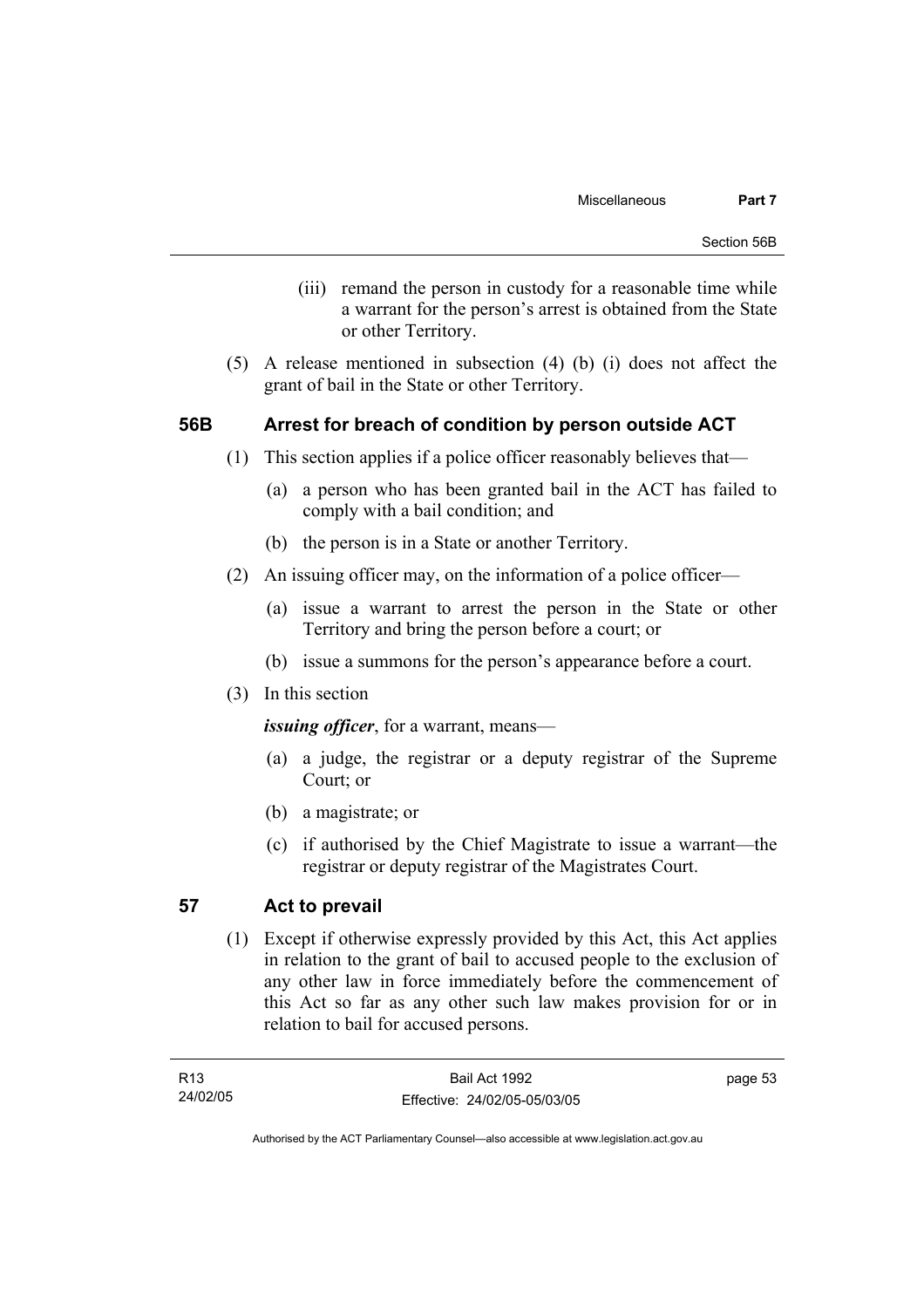(iii) remand the person in custody for a reasonable time while a warrant for the person's arrest is obtained from the State or other Territory.

(5) A release mentioned in subsection (4) (b) (i) does not affect the grant of bail in the State or other Territory.

## 56B Arrest for breach of condition by person outside ACT

(1) This section applies if a police officer reasonably believes that—

(a) a person who has been granted bail in the ACT has failed to comply with a bail condition; and

(b) the person is in a State or another Territory.

(2) An issuing officer may, on the information of a police officer—

(a) issue a warrant to arrest the person in the State or other Territory and bring the person before a court; or

(b) issue a summons for the person's appearance before a court.

(3) In this section

***issuing officer***, for a warrant, means—

(a) a judge, the registrar or a deputy registrar of the Supreme Court; or

(b) a magistrate; or

(c) if authorised by the Chief Magistrate to issue a warrant—the registrar or deputy registrar of the Magistrates Court.

## 57 Act to prevail

(1) Except if otherwise expressly provided by this Act, this Act applies in relation to the grant of bail to accused people to the exclusion of any other law in force immediately before the commencement of this Act so far as any other such law makes provision for or in relation to bail for accused persons.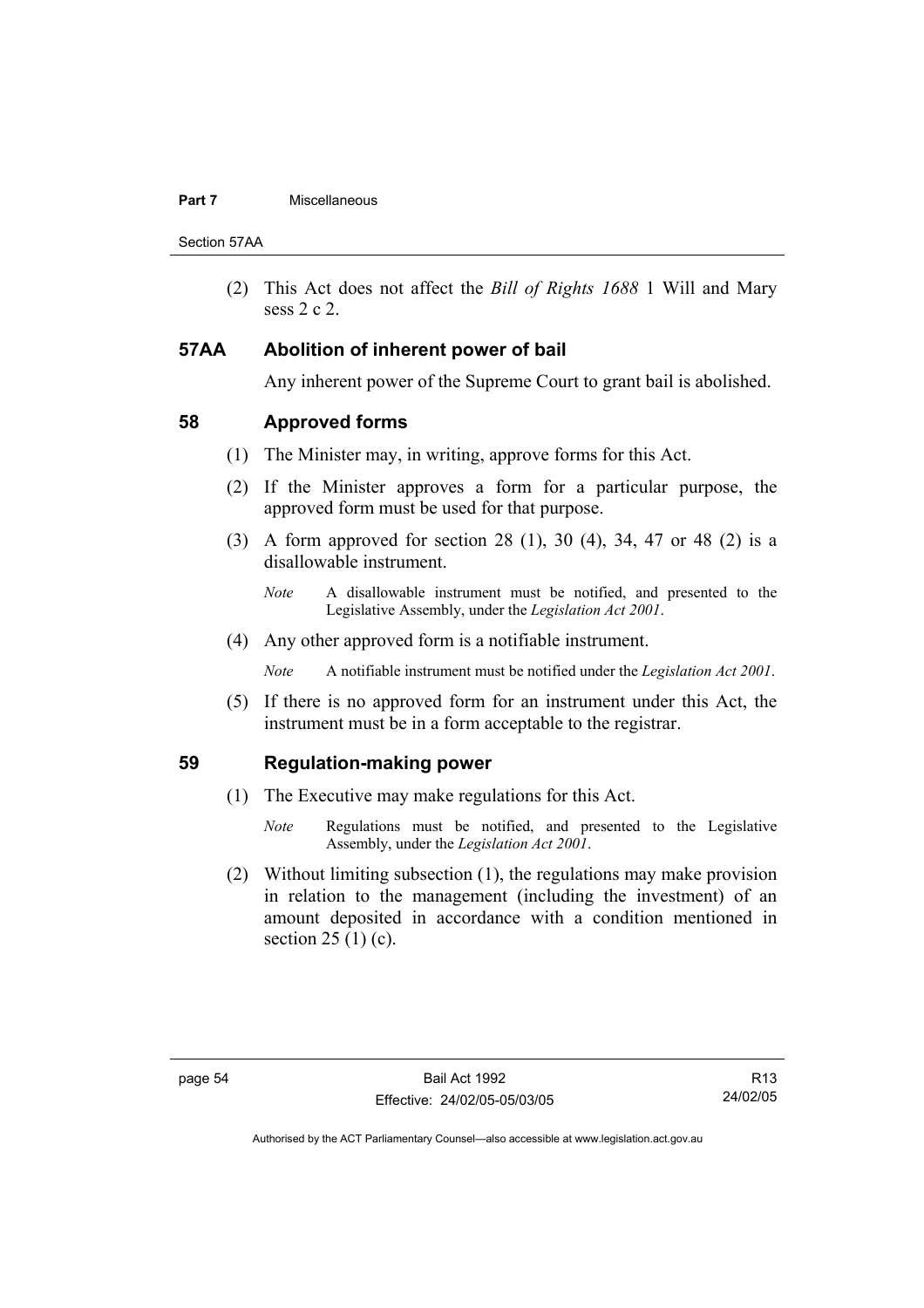(2) This Act does not affect the *Bill of Rights 1688* 1 Will and Mary sess 2 c 2.

### 57AA Abolition of inherent power of bail

Any inherent power of the Supreme Court to grant bail is abolished.

### 58 Approved forms

(1) The Minister may, in writing, approve forms for this Act.

(2) If the Minister approves a form for a particular purpose, the approved form must be used for that purpose.

(3) A form approved for section 28 (1), 30 (4), 34, 47 or 48 (2) is a disallowable instrument.

*Note* A disallowable instrument must be notified, and presented to the Legislative Assembly, under the *Legislation Act 2001*.

(4) Any other approved form is a notifiable instrument.

*Note* A notifiable instrument must be notified under the *Legislation Act 2001*.

(5) If there is no approved form for an instrument under this Act, the instrument must be in a form acceptable to the registrar.

### 59 Regulation-making power

(1) The Executive may make regulations for this Act.

*Note* Regulations must be notified, and presented to the Legislative Assembly, under the *Legislation Act 2001*.

(2) Without limiting subsection (1), the regulations may make provision in relation to the management (including the investment) of an amount deposited in accordance with a condition mentioned in section 25 (1) (c).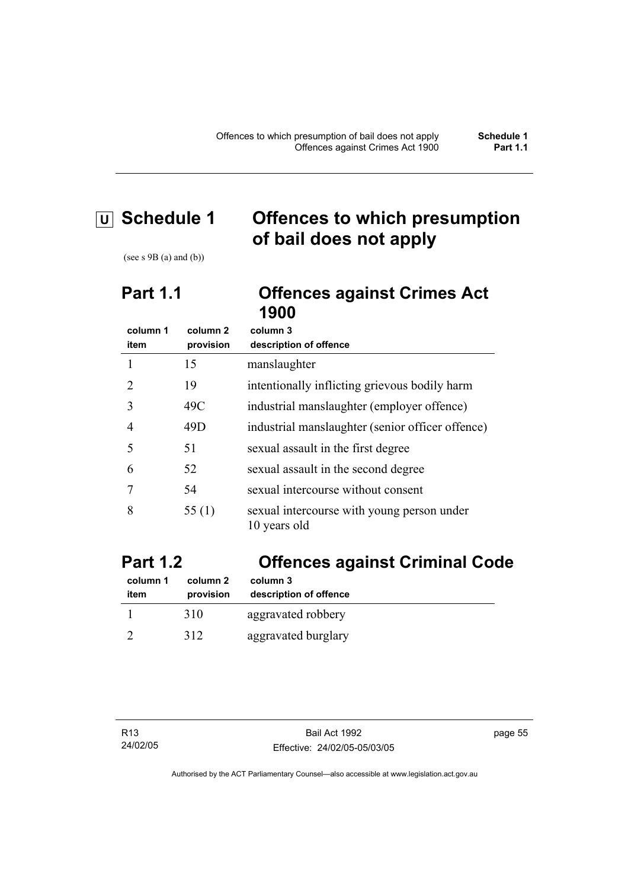# U Schedule 1 Offences to which presumption of bail does not apply

(see s 9B (a) and (b))

## Part 1.1 Offences against Crimes Act 1900

| column 1 item | column 2 provision | column 3 description of offence |
|---|---|---|
| 1 | 15 | manslaughter |
| 2 | 19 | intentionally inflicting grievous bodily harm |
| 3 | 49C | industrial manslaughter (employer offence) |
| 4 | 49D | industrial manslaughter (senior officer offence) |
| 5 | 51 | sexual assault in the first degree |
| 6 | 52 | sexual assault in the second degree |
| 7 | 54 | sexual intercourse without consent |
| 8 | 55 (1) | sexual intercourse with young person under 10 years old |

## Part 1.2 Offences against Criminal Code

| column 1 item | column 2 provision | column 3 description of offence |
|---|---|---|
| 1 | 310 | aggravated robbery |
| 2 | 312 | aggravated burglary |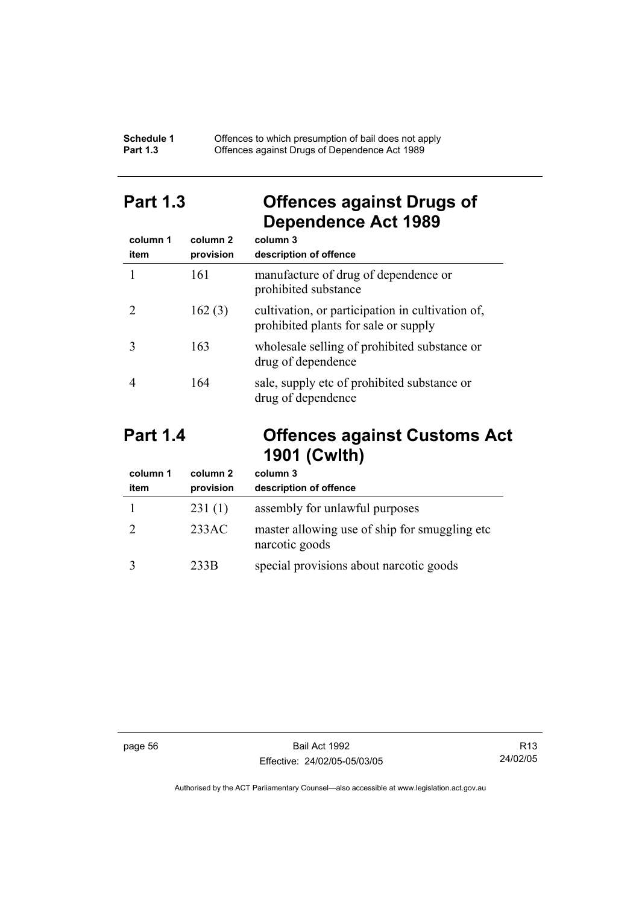## Part 1.3 Offences against Drugs of Dependence Act 1989

| column 1 item | column 2 provision | column 3 description of offence |
|---|---|---|
| 1 | 161 | manufacture of drug of dependence or prohibited substance |
| 2 | 162 (3) | cultivation, or participation in cultivation of, prohibited plants for sale or supply |
| 3 | 163 | wholesale selling of prohibited substance or drug of dependence |
| 4 | 164 | sale, supply etc of prohibited substance or drug of dependence |

## Part 1.4 Offences against Customs Act 1901 (Cwlth)

| column 1 item | column 2 provision | column 3 description of offence |
|---|---|---|
| 1 | 231 (1) | assembly for unlawful purposes |
| 2 | 233AC | master allowing use of ship for smuggling etc narcotic goods |
| 3 | 233B | special provisions about narcotic goods |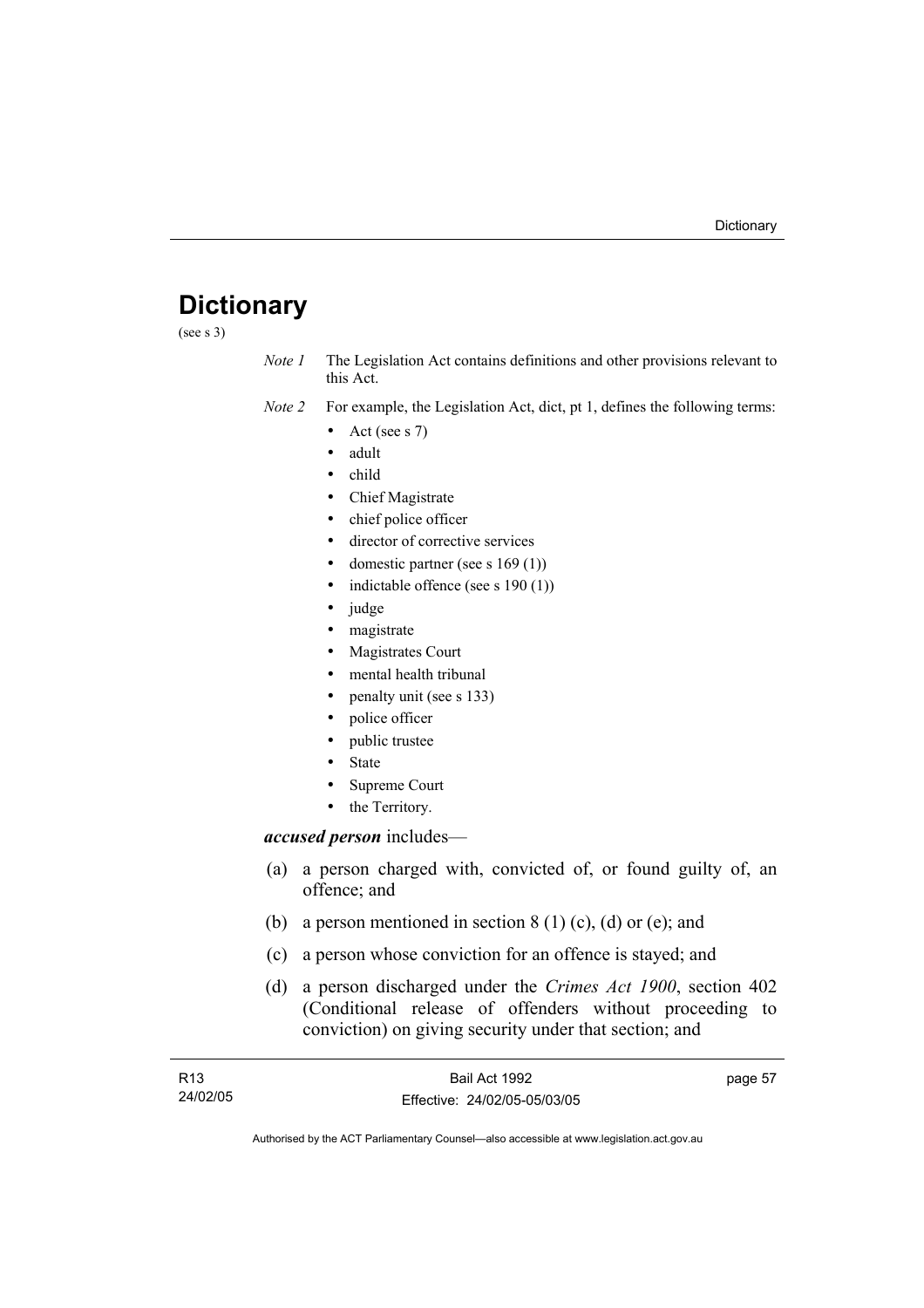# Dictionary

(see s 3)

*Note 1* The Legislation Act contains definitions and other provisions relevant to this Act.

*Note 2* For example, the Legislation Act, dict, pt 1, defines the following terms:

- Act (see s 7)
- adult
- child
- Chief Magistrate
- chief police officer
- director of corrective services
- domestic partner (see s 169 (1))
- indictable offence (see s 190 (1))
- judge
- magistrate
- Magistrates Court
- mental health tribunal
- penalty unit (see s 133)
- police officer
- public trustee
- State
- Supreme Court
- the Territory.

***accused person*** includes—

(a) a person charged with, convicted of, or found guilty of, an offence; and

(b) a person mentioned in section 8 (1) (c), (d) or (e); and

(c) a person whose conviction for an offence is stayed; and

(d) a person discharged under the *Crimes Act 1900*, section 402 (Conditional release of offenders without proceeding to conviction) on giving security under that section; and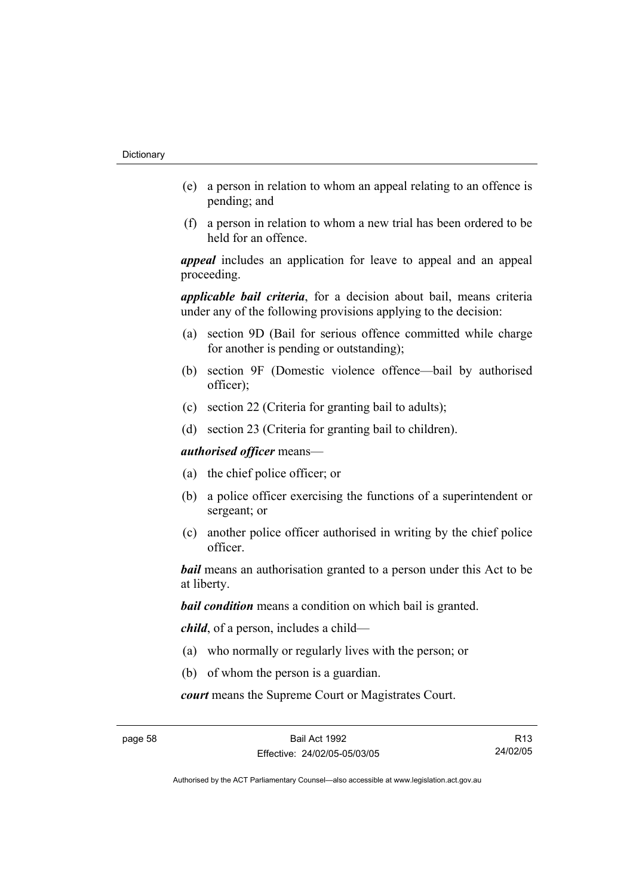(e) a person in relation to whom an appeal relating to an offence is pending; and

(f) a person in relation to whom a new trial has been ordered to be held for an offence.

***appeal*** includes an application for leave to appeal and an appeal proceeding.

***applicable bail criteria***, for a decision about bail, means criteria under any of the following provisions applying to the decision:

(a) section 9D (Bail for serious offence committed while charge for another is pending or outstanding);

(b) section 9F (Domestic violence offence—bail by authorised officer);

(c) section 22 (Criteria for granting bail to adults);

(d) section 23 (Criteria for granting bail to children).

***authorised officer*** means—

(a) the chief police officer; or

(b) a police officer exercising the functions of a superintendent or sergeant; or

(c) another police officer authorised in writing by the chief police officer.

***bail*** means an authorisation granted to a person under this Act to be at liberty.

***bail condition*** means a condition on which bail is granted.

***child***, of a person, includes a child—

(a) who normally or regularly lives with the person; or

(b) of whom the person is a guardian.

***court*** means the Supreme Court or Magistrates Court.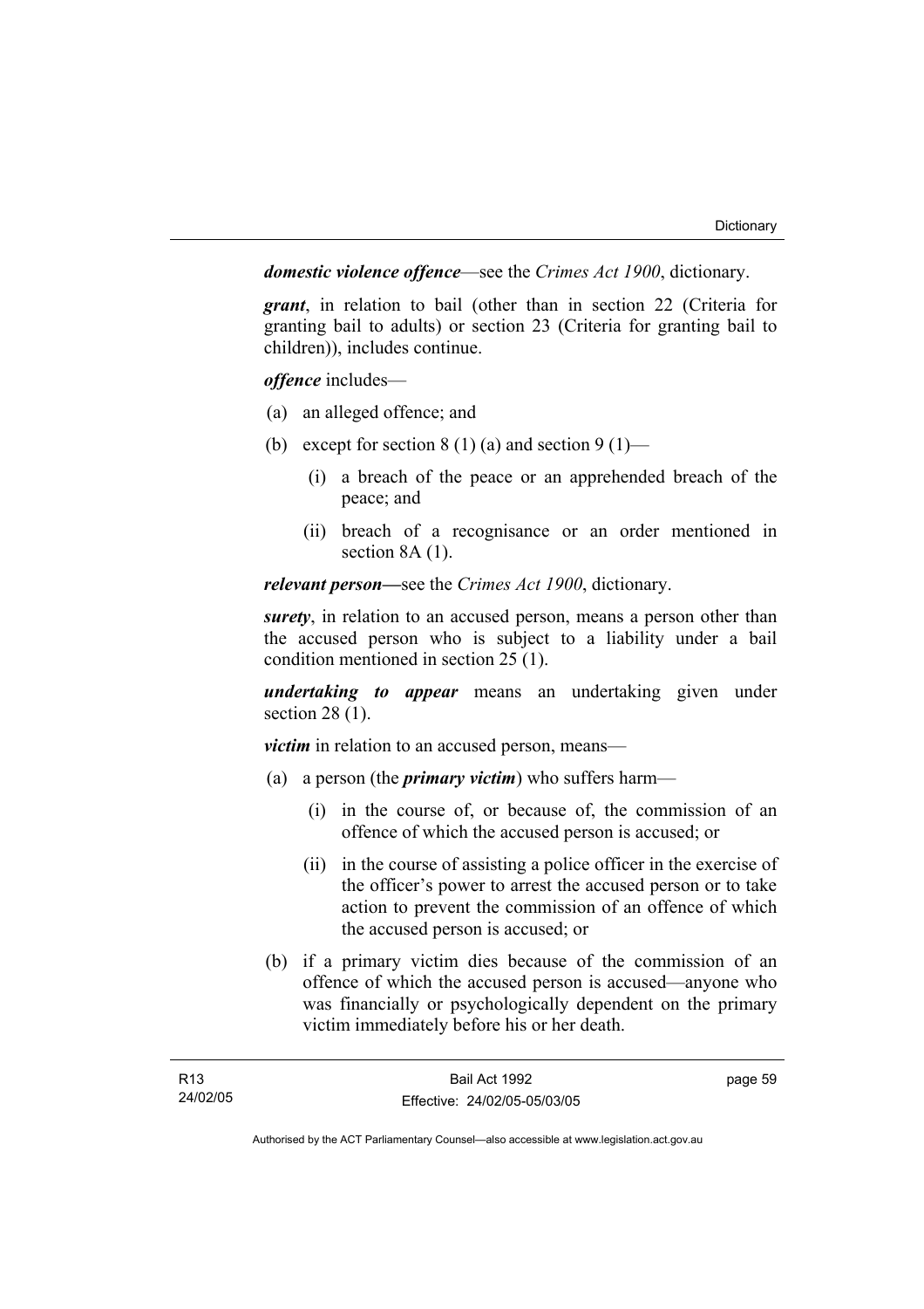***domestic violence offence***—see the *Crimes Act 1900*, dictionary.

***grant***, in relation to bail (other than in section 22 (Criteria for granting bail to adults) or section 23 (Criteria for granting bail to children)), includes continue.

***offence*** includes—

(a) an alleged offence; and

(b) except for section 8 (1) (a) and section 9 (1)—

  (i) a breach of the peace or an apprehended breach of the peace; and

  (ii) breach of a recognisance or an order mentioned in section 8A (1).

***relevant person***—see the *Crimes Act 1900*, dictionary.

***surety***, in relation to an accused person, means a person other than the accused person who is subject to a liability under a bail condition mentioned in section 25 (1).

***undertaking to appear*** means an undertaking given under section 28 (1).

***victim*** in relation to an accused person, means—

(a) a person (the ***primary victim***) who suffers harm—

  (i) in the course of, or because of, the commission of an offence of which the accused person is accused; or

  (ii) in the course of assisting a police officer in the exercise of the officer's power to arrest the accused person or to take action to prevent the commission of an offence of which the accused person is accused; or

(b) if a primary victim dies because of the commission of an offence of which the accused person is accused—anyone who was financially or psychologically dependent on the primary victim immediately before his or her death.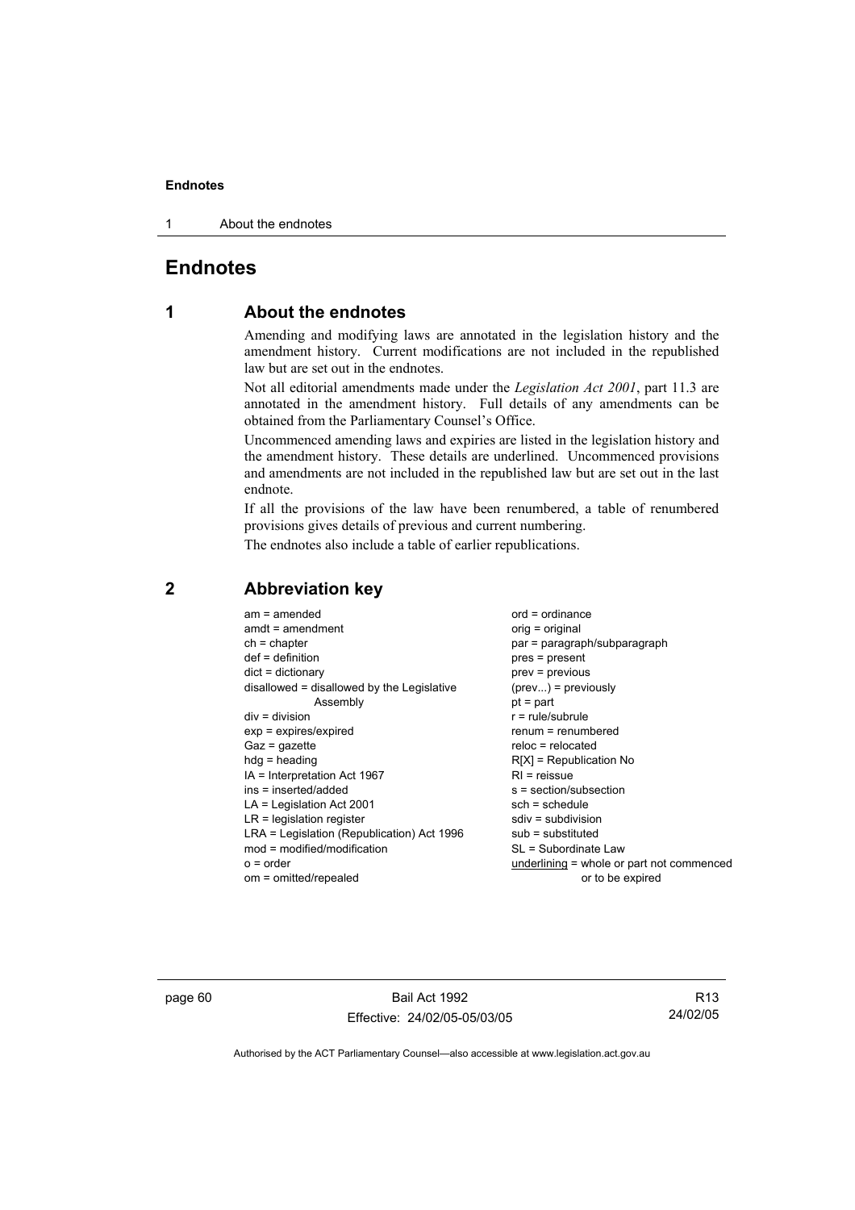# Endnotes

## 1 About the endnotes

Amending and modifying laws are annotated in the legislation history and the amendment history. Current modifications are not included in the republished law but are set out in the endnotes.

Not all editorial amendments made under the *Legislation Act 2001*, part 11.3 are annotated in the amendment history. Full details of any amendments can be obtained from the Parliamentary Counsel's Office.

Uncommenced amending laws and expiries are listed in the legislation history and the amendment history. These details are underlined. Uncommenced provisions and amendments are not included in the republished law but are set out in the last endnote.

If all the provisions of the law have been renumbered, a table of renumbered provisions gives details of previous and current numbering.

The endnotes also include a table of earlier republications.

## 2 Abbreviation key

am = amended
amdt = amendment
ch = chapter
def = definition
dict = dictionary
disallowed = disallowed by the Legislative Assembly
div = division
exp = expires/expired
Gaz = gazette
hdg = heading
IA = Interpretation Act 1967
ins = inserted/added
LA = Legislation Act 2001
LR = legislation register
LRA = Legislation (Republication) Act 1996
mod = modified/modification
o = order
om = omitted/repealed
ord = ordinance
orig = original
par = paragraph/subparagraph
pres = present
prev = previous
(prev...) = previously
pt = part
r = rule/subrule
renum = renumbered
reloc = relocated
R[X] = Republication No
RI = reissue
s = section/subsection
sch = schedule
sdiv = subdivision
sub = substituted
SL = Subordinate Law
<u>underlining</u> = whole or part not commenced or to be expired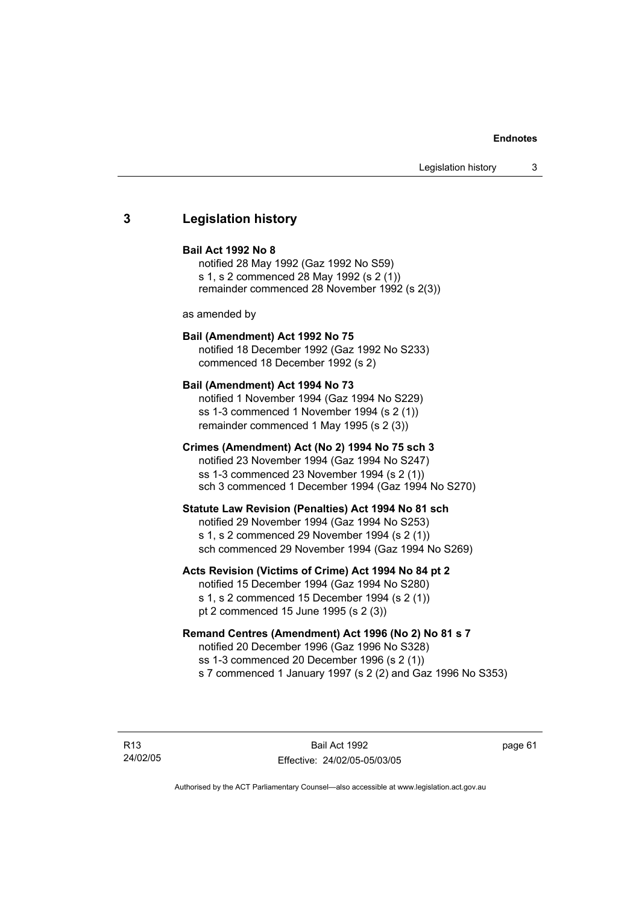## 3 Legislation history

**Bail Act 1992 No 8**

notified 28 May 1992 (Gaz 1992 No S59)
s 1, s 2 commenced 28 May 1992 (s 2 (1))
remainder commenced 28 November 1992 (s 2(3))

as amended by

**Bail (Amendment) Act 1992 No 75**

notified 18 December 1992 (Gaz 1992 No S233)
commenced 18 December 1992 (s 2)

**Bail (Amendment) Act 1994 No 73**

notified 1 November 1994 (Gaz 1994 No S229)
ss 1-3 commenced 1 November 1994 (s 2 (1))
remainder commenced 1 May 1995 (s 2 (3))

**Crimes (Amendment) Act (No 2) 1994 No 75 sch 3**

notified 23 November 1994 (Gaz 1994 No S247)
ss 1-3 commenced 23 November 1994 (s 2 (1))
sch 3 commenced 1 December 1994 (Gaz 1994 No S270)

**Statute Law Revision (Penalties) Act 1994 No 81 sch**

notified 29 November 1994 (Gaz 1994 No S253)
s 1, s 2 commenced 29 November 1994 (s 2 (1))
sch commenced 29 November 1994 (Gaz 1994 No S269)

**Acts Revision (Victims of Crime) Act 1994 No 84 pt 2**

notified 15 December 1994 (Gaz 1994 No S280)
s 1, s 2 commenced 15 December 1994 (s 2 (1))
pt 2 commenced 15 June 1995 (s 2 (3))

**Remand Centres (Amendment) Act 1996 (No 2) No 81 s 7**

notified 20 December 1996 (Gaz 1996 No S328)
ss 1-3 commenced 20 December 1996 (s 2 (1))
s 7 commenced 1 January 1997 (s 2 (2) and Gaz 1996 No S353)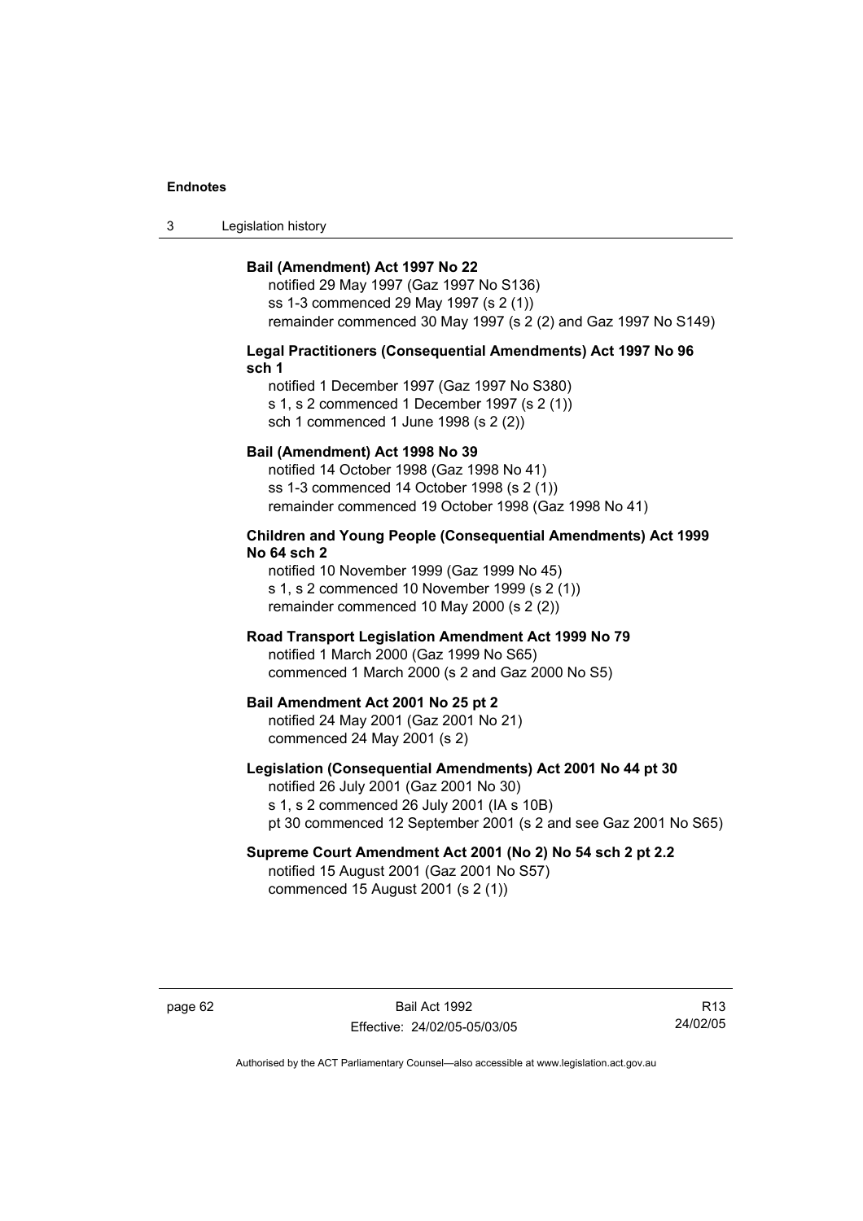**Bail (Amendment) Act 1997 No 22**
notified 29 May 1997 (Gaz 1997 No S136)
ss 1-3 commenced 29 May 1997 (s 2 (1))
remainder commenced 30 May 1997 (s 2 (2) and Gaz 1997 No S149)

**Legal Practitioners (Consequential Amendments) Act 1997 No 96 sch 1**
notified 1 December 1997 (Gaz 1997 No S380)
s 1, s 2 commenced 1 December 1997 (s 2 (1))
sch 1 commenced 1 June 1998 (s 2 (2))

**Bail (Amendment) Act 1998 No 39**
notified 14 October 1998 (Gaz 1998 No 41)
ss 1-3 commenced 14 October 1998 (s 2 (1))
remainder commenced 19 October 1998 (Gaz 1998 No 41)

**Children and Young People (Consequential Amendments) Act 1999 No 64 sch 2**
notified 10 November 1999 (Gaz 1999 No 45)
s 1, s 2 commenced 10 November 1999 (s 2 (1))
remainder commenced 10 May 2000 (s 2 (2))

**Road Transport Legislation Amendment Act 1999 No 79**
notified 1 March 2000 (Gaz 1999 No S65)
commenced 1 March 2000 (s 2 and Gaz 2000 No S5)

**Bail Amendment Act 2001 No 25 pt 2**
notified 24 May 2001 (Gaz 2001 No 21)
commenced 24 May 2001 (s 2)

**Legislation (Consequential Amendments) Act 2001 No 44 pt 30**
notified 26 July 2001 (Gaz 2001 No 30)
s 1, s 2 commenced 26 July 2001 (IA s 10B)
pt 30 commenced 12 September 2001 (s 2 and see Gaz 2001 No S65)

**Supreme Court Amendment Act 2001 (No 2) No 54 sch 2 pt 2.2**
notified 15 August 2001 (Gaz 2001 No S57)
commenced 15 August 2001 (s 2 (1))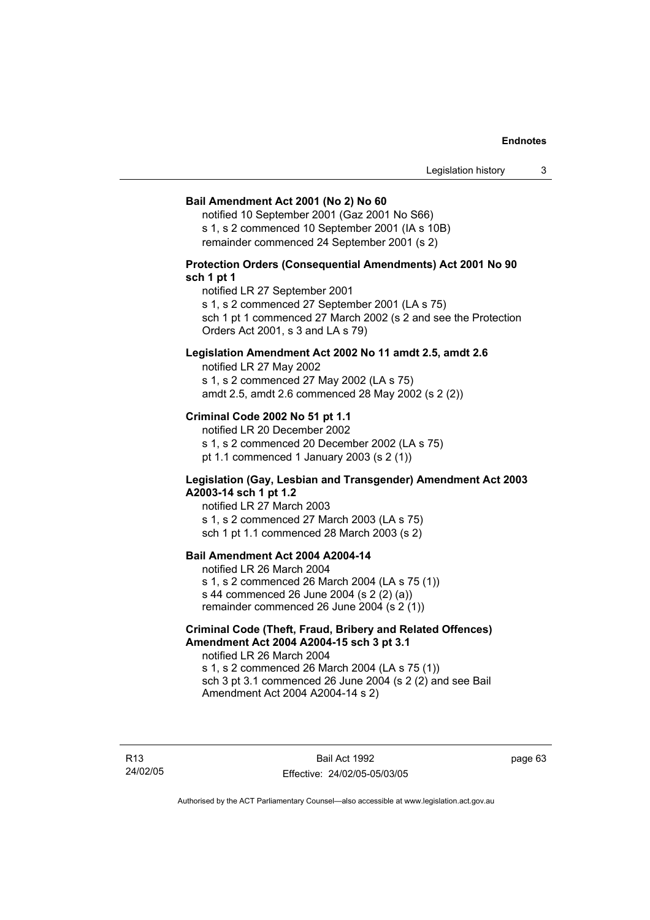**Bail Amendment Act 2001 (No 2) No 60**

notified 10 September 2001 (Gaz 2001 No S66)
s 1, s 2 commenced 10 September 2001 (IA s 10B)
remainder commenced 24 September 2001 (s 2)

**Protection Orders (Consequential Amendments) Act 2001 No 90 sch 1 pt 1**

notified LR 27 September 2001
s 1, s 2 commenced 27 September 2001 (LA s 75)
sch 1 pt 1 commenced 27 March 2002 (s 2 and see the Protection Orders Act 2001, s 3 and LA s 79)

**Legislation Amendment Act 2002 No 11 amdt 2.5, amdt 2.6**

notified LR 27 May 2002
s 1, s 2 commenced 27 May 2002 (LA s 75)
amdt 2.5, amdt 2.6 commenced 28 May 2002 (s 2 (2))

**Criminal Code 2002 No 51 pt 1.1**

notified LR 20 December 2002
s 1, s 2 commenced 20 December 2002 (LA s 75)
pt 1.1 commenced 1 January 2003 (s 2 (1))

**Legislation (Gay, Lesbian and Transgender) Amendment Act 2003 A2003-14 sch 1 pt 1.2**

notified LR 27 March 2003
s 1, s 2 commenced 27 March 2003 (LA s 75)
sch 1 pt 1.1 commenced 28 March 2003 (s 2)

**Bail Amendment Act 2004 A2004-14**

notified LR 26 March 2004
s 1, s 2 commenced 26 March 2004 (LA s 75 (1))
s 44 commenced 26 June 2004 (s 2 (2) (a))
remainder commenced 26 June 2004 (s 2 (1))

**Criminal Code (Theft, Fraud, Bribery and Related Offences) Amendment Act 2004 A2004-15 sch 3 pt 3.1**

notified LR 26 March 2004
s 1, s 2 commenced 26 March 2004 (LA s 75 (1))
sch 3 pt 3.1 commenced 26 June 2004 (s 2 (2) and see Bail Amendment Act 2004 A2004-14 s 2)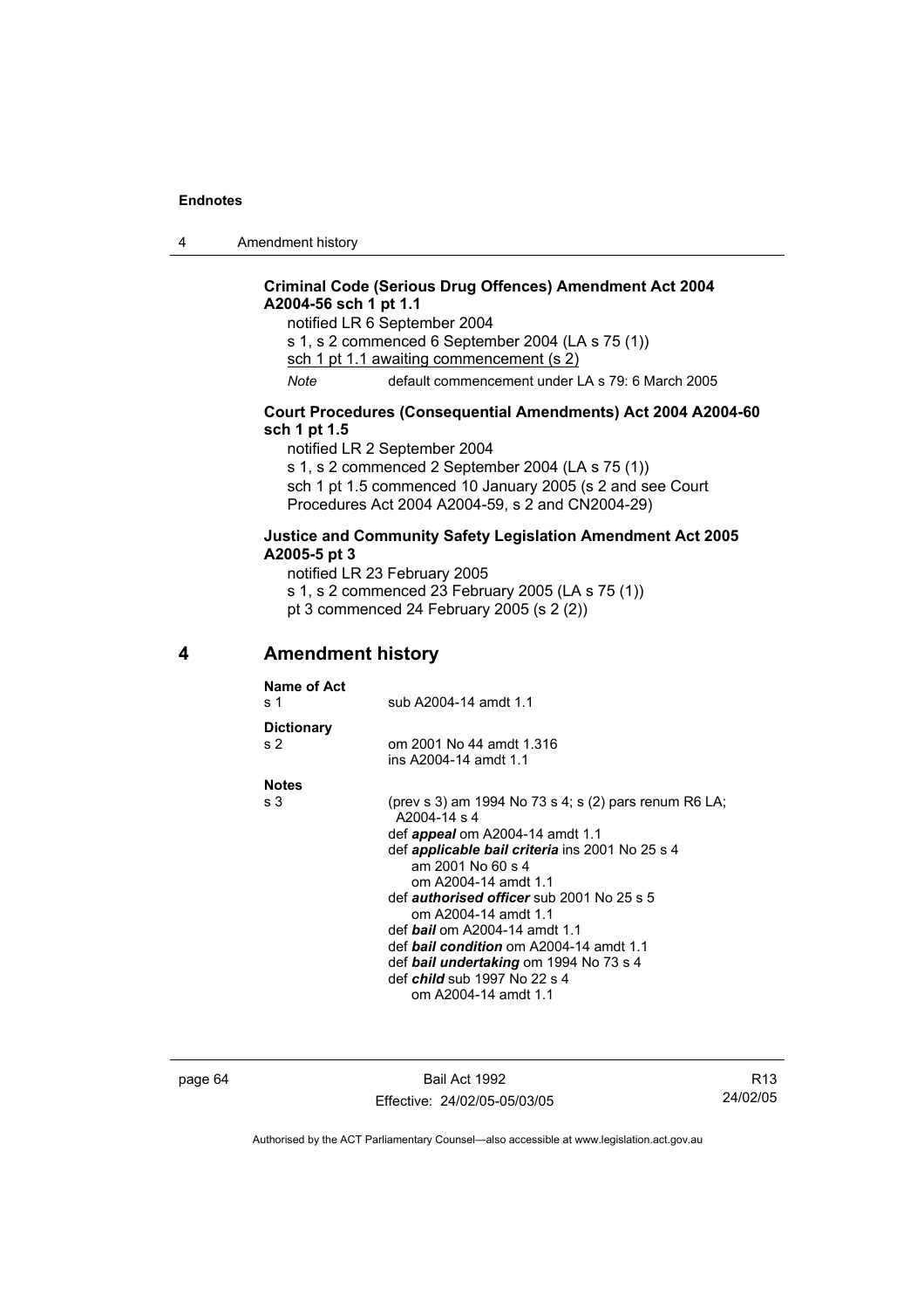**Criminal Code (Serious Drug Offences) Amendment Act 2004 A2004-56 sch 1 pt 1.1**

notified LR 6 September 2004

s 1, s 2 commenced 6 September 2004 (LA s 75 (1))

<u>sch 1 pt 1.1 awaiting commencement (s 2)</u>

*Note* default commencement under LA s 79: 6 March 2005

**Court Procedures (Consequential Amendments) Act 2004 A2004-60 sch 1 pt 1.5**

notified LR 2 September 2004

s 1, s 2 commenced 2 September 2004 (LA s 75 (1))

sch 1 pt 1.5 commenced 10 January 2005 (s 2 and see Court Procedures Act 2004 A2004-59, s 2 and CN2004-29)

**Justice and Community Safety Legislation Amendment Act 2005 A2005-5 pt 3**

notified LR 23 February 2005

s 1, s 2 commenced 23 February 2005 (LA s 75 (1))

pt 3 commenced 24 February 2005 (s 2 (2))

## 4 Amendment history

**Name of Act**

s 1 sub A2004-14 amdt 1.1

**Dictionary**

s 2 om 2001 No 44 amdt 1.316
ins A2004-14 amdt 1.1

**Notes**

s 3 (prev s 3) am 1994 No 73 s 4; s (2) pars renum R6 LA; A2004-14 s 4
def ***appeal*** om A2004-14 amdt 1.1
def ***applicable bail criteria*** ins 2001 No 25 s 4
am 2001 No 60 s 4
om A2004-14 amdt 1.1
def ***authorised officer*** sub 2001 No 25 s 5
om A2004-14 amdt 1.1
def ***bail*** om A2004-14 amdt 1.1
def ***bail condition*** om A2004-14 amdt 1.1
def ***bail undertaking*** om 1994 No 73 s 4
def ***child*** sub 1997 No 22 s 4
om A2004-14 amdt 1.1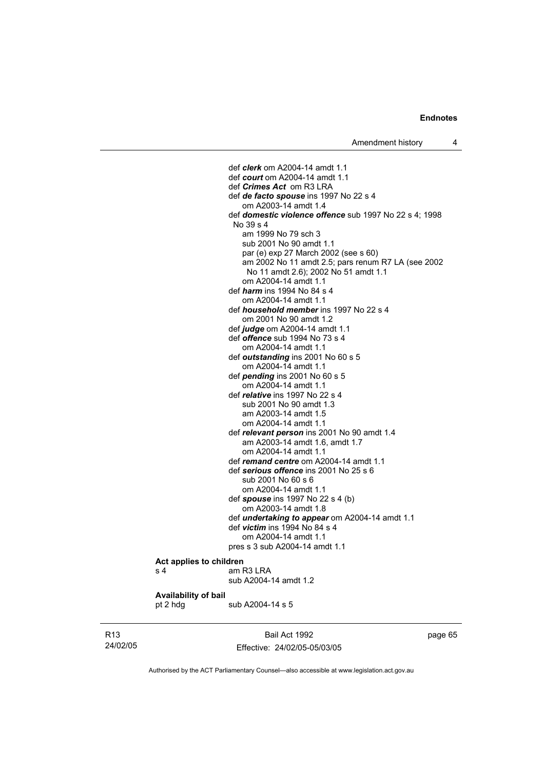def ***clerk*** om A2004-14 amdt 1.1
def ***court*** om A2004-14 amdt 1.1
def ***Crimes Act*** om R3 LRA
def ***de facto spouse*** ins 1997 No 22 s 4
om A2003-14 amdt 1.4
def ***domestic violence offence*** sub 1997 No 22 s 4; 1998 No 39 s 4
am 1999 No 79 sch 3
sub 2001 No 90 amdt 1.1
par (e) exp 27 March 2002 (see s 60)
am 2002 No 11 amdt 2.5; pars renum R7 LA (see 2002 No 11 amdt 2.6); 2002 No 51 amdt 1.1
om A2004-14 amdt 1.1
def ***harm*** ins 1994 No 84 s 4
om A2004-14 amdt 1.1
def ***household member*** ins 1997 No 22 s 4
om 2001 No 90 amdt 1.2
def ***judge*** om A2004-14 amdt 1.1
def ***offence*** sub 1994 No 73 s 4
om A2004-14 amdt 1.1
def ***outstanding*** ins 2001 No 60 s 5
om A2004-14 amdt 1.1
def ***pending*** ins 2001 No 60 s 5
om A2004-14 amdt 1.1
def ***relative*** ins 1997 No 22 s 4
sub 2001 No 90 amdt 1.3
am A2003-14 amdt 1.5
om A2004-14 amdt 1.1
def ***relevant person*** ins 2001 No 90 amdt 1.4
am A2003-14 amdt 1.6, amdt 1.7
om A2004-14 amdt 1.1
def ***remand centre*** om A2004-14 amdt 1.1
def ***serious offence*** ins 2001 No 25 s 6
sub 2001 No 60 s 6
om A2004-14 amdt 1.1
def ***spouse*** ins 1997 No 22 s 4 (b)
om A2003-14 amdt 1.8
def ***undertaking to appear*** om A2004-14 amdt 1.1
def ***victim*** ins 1994 No 84 s 4
om A2004-14 amdt 1.1
pres s 3 sub A2004-14 amdt 1.1

**Act applies to children**
s 4 am R3 LRA
sub A2004-14 amdt 1.2

**Availability of bail**
pt 2 hdg sub A2004-14 s 5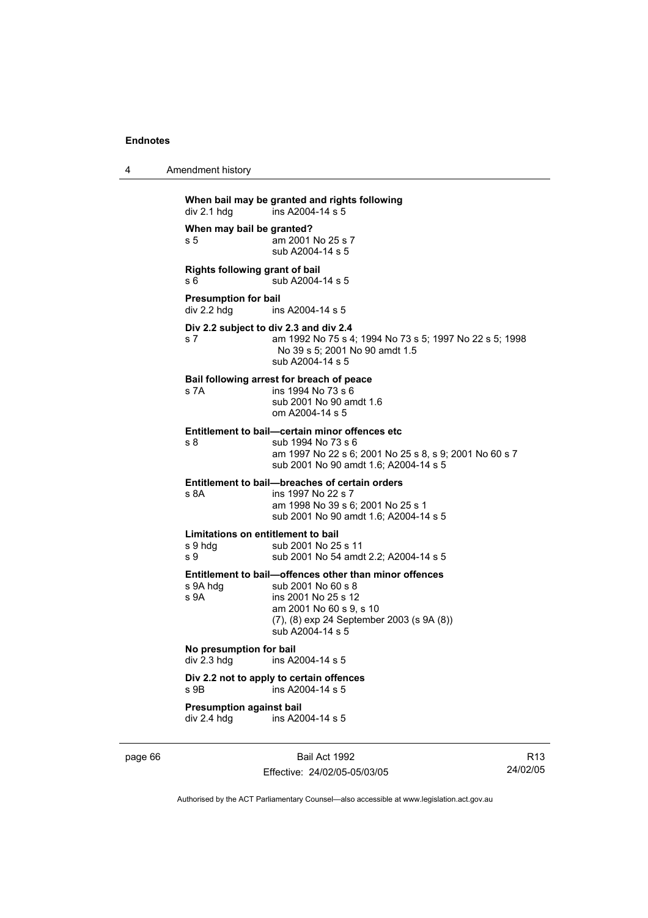**When bail may be granted and rights following**
div 2.1 hdg ins A2004-14 s 5

**When may bail be granted?**
s 5 am 2001 No 25 s 7
sub A2004-14 s 5

**Rights following grant of bail**
s 6 sub A2004-14 s 5

**Presumption for bail**
div 2.2 hdg ins A2004-14 s 5

**Div 2.2 subject to div 2.3 and div 2.4**
s 7 am 1992 No 75 s 4; 1994 No 73 s 5; 1997 No 22 s 5; 1998 No 39 s 5; 2001 No 90 amdt 1.5
sub A2004-14 s 5

**Bail following arrest for breach of peace**
s 7A ins 1994 No 73 s 6
sub 2001 No 90 amdt 1.6
om A2004-14 s 5

**Entitlement to bail—certain minor offences etc**
s 8 sub 1994 No 73 s 6
am 1997 No 22 s 6; 2001 No 25 s 8, s 9; 2001 No 60 s 7
sub 2001 No 90 amdt 1.6; A2004-14 s 5

**Entitlement to bail—breaches of certain orders**
s 8A ins 1997 No 22 s 7
am 1998 No 39 s 6; 2001 No 25 s 1
sub 2001 No 90 amdt 1.6; A2004-14 s 5

**Limitations on entitlement to bail**
s 9 hdg sub 2001 No 25 s 11
s 9 sub 2001 No 54 amdt 2.2; A2004-14 s 5

**Entitlement to bail—offences other than minor offences**
s 9A hdg sub 2001 No 60 s 8
s 9A ins 2001 No 25 s 12
am 2001 No 60 s 9, s 10
(7), (8) exp 24 September 2003 (s 9A (8))
sub A2004-14 s 5

**No presumption for bail**
div 2.3 hdg ins A2004-14 s 5

**Div 2.2 not to apply to certain offences**
s 9B ins A2004-14 s 5

**Presumption against bail**
div 2.4 hdg ins A2004-14 s 5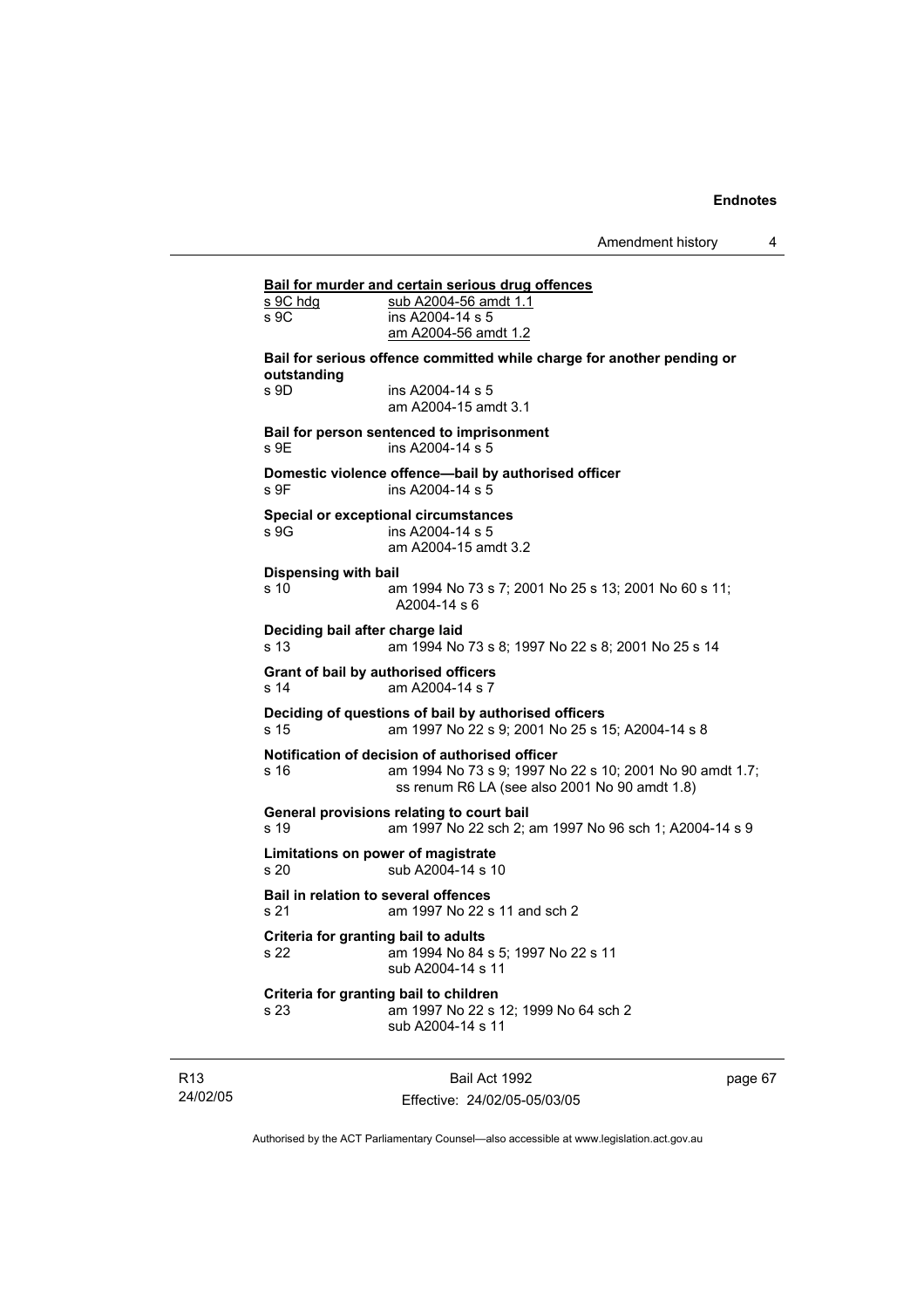**Bail for murder and certain serious drug offences**

s 9C hdg sub A2004-56 amdt 1.1

s 9C ins A2004-14 s 5
am A2004-56 amdt 1.2

**Bail for serious offence committed while charge for another pending or outstanding**

s 9D ins A2004-14 s 5
am A2004-15 amdt 3.1

**Bail for person sentenced to imprisonment**

s 9E ins A2004-14 s 5

**Domestic violence offence—bail by authorised officer**

s 9F ins A2004-14 s 5

**Special or exceptional circumstances**

s 9G ins A2004-14 s 5
am A2004-15 amdt 3.2

**Dispensing with bail**

s 10 am 1994 No 73 s 7; 2001 No 25 s 13; 2001 No 60 s 11; A2004-14 s 6

**Deciding bail after charge laid**

s 13 am 1994 No 73 s 8; 1997 No 22 s 8; 2001 No 25 s 14

**Grant of bail by authorised officers**

s 14 am A2004-14 s 7

**Deciding of questions of bail by authorised officers**

s 15 am 1997 No 22 s 9; 2001 No 25 s 15; A2004-14 s 8

**Notification of decision of authorised officer**

s 16 am 1994 No 73 s 9; 1997 No 22 s 10; 2001 No 90 amdt 1.7; ss renum R6 LA (see also 2001 No 90 amdt 1.8)

**General provisions relating to court bail**

s 19 am 1997 No 22 sch 2; am 1997 No 96 sch 1; A2004-14 s 9

**Limitations on power of magistrate**

s 20 sub A2004-14 s 10

**Bail in relation to several offences**

s 21 am 1997 No 22 s 11 and sch 2

**Criteria for granting bail to adults**

s 22 am 1994 No 84 s 5; 1997 No 22 s 11
sub A2004-14 s 11

**Criteria for granting bail to children**

s 23 am 1997 No 22 s 12; 1999 No 64 sch 2
sub A2004-14 s 11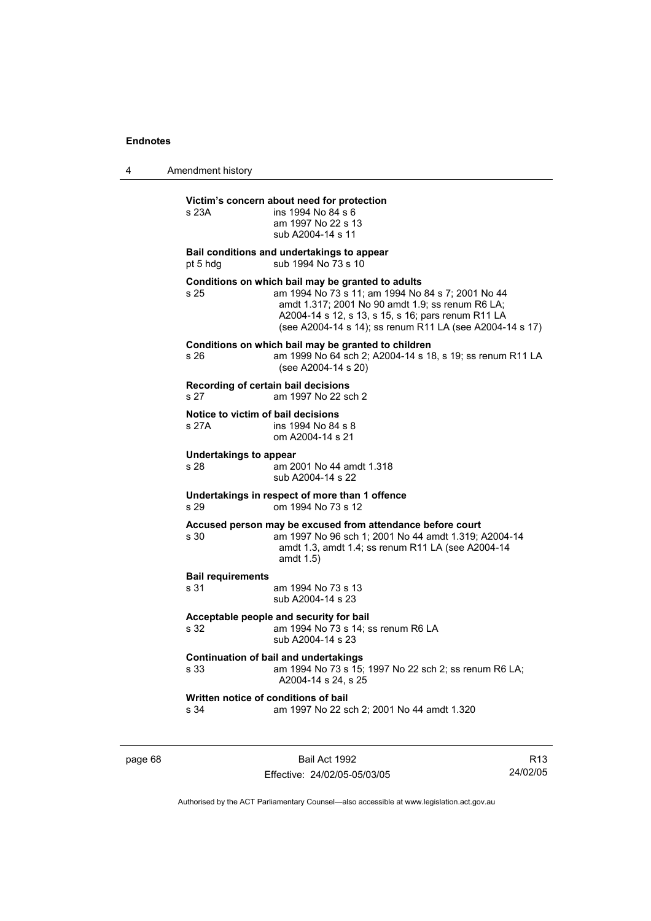**Victim's concern about need for protection**

s 23A ins 1994 No 84 s 6
am 1997 No 22 s 13
sub A2004-14 s 11

**Bail conditions and undertakings to appear**

pt 5 hdg sub 1994 No 73 s 10

**Conditions on which bail may be granted to adults**

s 25 am 1994 No 73 s 11; am 1994 No 84 s 7; 2001 No 44 amdt 1.317; 2001 No 90 amdt 1.9; ss renum R6 LA; A2004-14 s 12, s 13, s 15, s 16; pars renum R11 LA (see A2004-14 s 14); ss renum R11 LA (see A2004-14 s 17)

**Conditions on which bail may be granted to children**

s 26 am 1999 No 64 sch 2; A2004-14 s 18, s 19; ss renum R11 LA (see A2004-14 s 20)

**Recording of certain bail decisions**

s 27 am 1997 No 22 sch 2

**Notice to victim of bail decisions**

s 27A ins 1994 No 84 s 8
om A2004-14 s 21

**Undertakings to appear**

s 28 am 2001 No 44 amdt 1.318
sub A2004-14 s 22

**Undertakings in respect of more than 1 offence**

s 29 om 1994 No 73 s 12

**Accused person may be excused from attendance before court**

s 30 am 1997 No 96 sch 1; 2001 No 44 amdt 1.319; A2004-14 amdt 1.3, amdt 1.4; ss renum R11 LA (see A2004-14 amdt 1.5)

**Bail requirements**

s 31 am 1994 No 73 s 13
sub A2004-14 s 23

**Acceptable people and security for bail**

s 32 am 1994 No 73 s 14; ss renum R6 LA
sub A2004-14 s 23

**Continuation of bail and undertakings**

s 33 am 1994 No 73 s 15; 1997 No 22 sch 2; ss renum R6 LA; A2004-14 s 24, s 25

**Written notice of conditions of bail**

s 34 am 1997 No 22 sch 2; 2001 No 44 amdt 1.320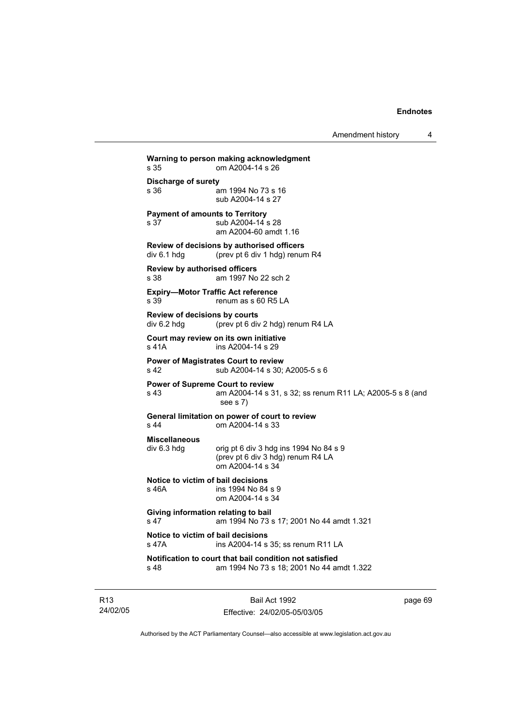**Warning to person making acknowledgment**
s 35 om A2004-14 s 26

**Discharge of surety**
s 36 am 1994 No 73 s 16
sub A2004-14 s 27

**Payment of amounts to Territory**
s 37 sub A2004-14 s 28
am A2004-60 amdt 1.16

**Review of decisions by authorised officers**
div 6.1 hdg (prev pt 6 div 1 hdg) renum R4

**Review by authorised officers**
s 38 am 1997 No 22 sch 2

**Expiry—Motor Traffic Act reference**
s 39 renum as s 60 R5 LA

**Review of decisions by courts**
div 6.2 hdg (prev pt 6 div 2 hdg) renum R4 LA

**Court may review on its own initiative**
s 41A ins A2004-14 s 29

**Power of Magistrates Court to review**
s 42 sub A2004-14 s 30; A2005-5 s 6

**Power of Supreme Court to review**
s 43 am A2004-14 s 31, s 32; ss renum R11 LA; A2005-5 s 8 (and see s 7)

**General limitation on power of court to review**
s 44 om A2004-14 s 33

**Miscellaneous**
div 6.3 hdg orig pt 6 div 3 hdg ins 1994 No 84 s 9
(prev pt 6 div 3 hdg) renum R4 LA
om A2004-14 s 34

**Notice to victim of bail decisions**
s 46A ins 1994 No 84 s 9
om A2004-14 s 34

**Giving information relating to bail**
s 47 am 1994 No 73 s 17; 2001 No 44 amdt 1.321

**Notice to victim of bail decisions**
s 47A ins A2004-14 s 35; ss renum R11 LA

**Notification to court that bail condition not satisfied**
s 48 am 1994 No 73 s 18; 2001 No 44 amdt 1.322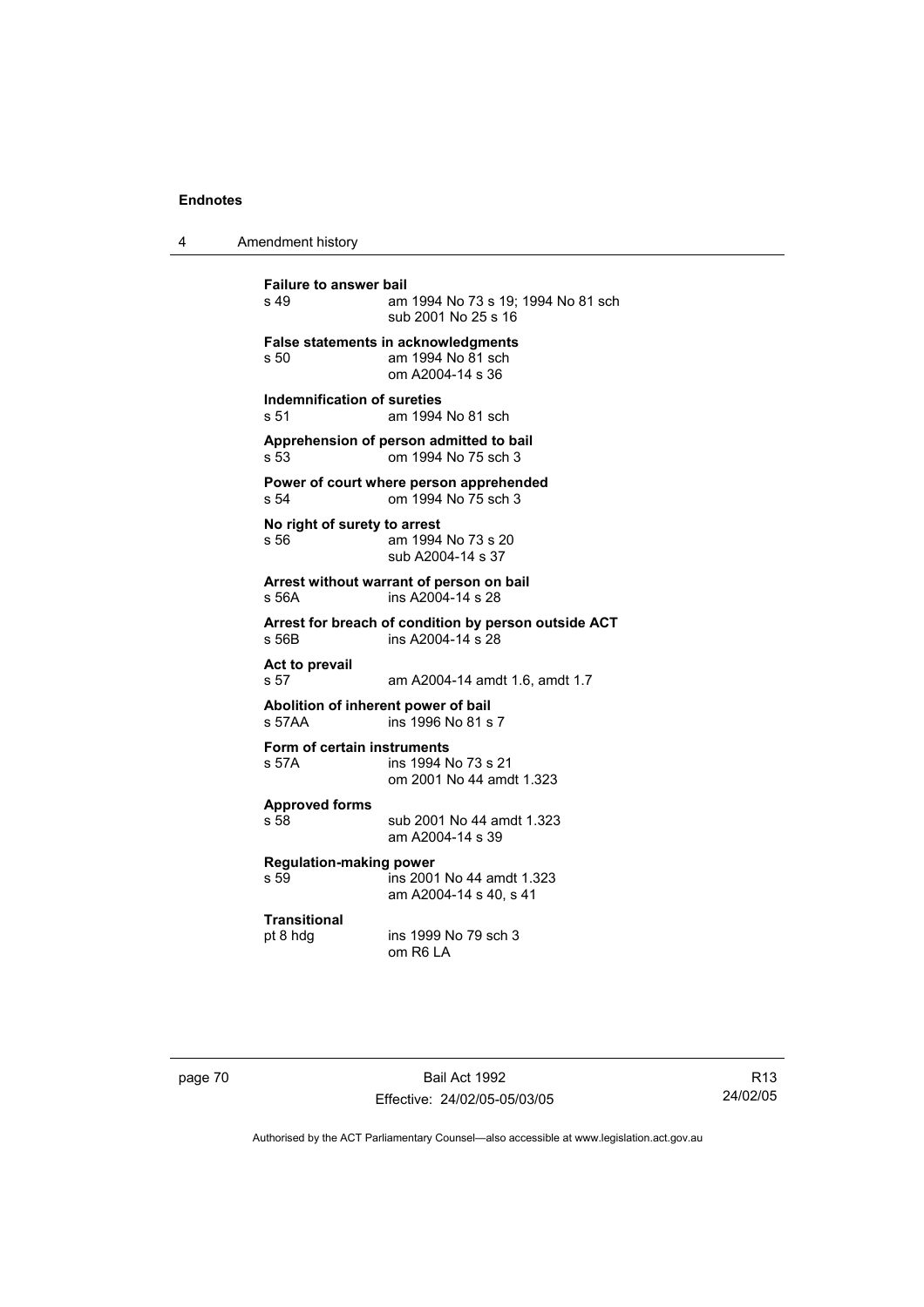**Failure to answer bail**
s 49 am 1994 No 73 s 19; 1994 No 81 sch
sub 2001 No 25 s 16

**False statements in acknowledgments**
s 50 am 1994 No 81 sch
om A2004-14 s 36

**Indemnification of sureties**
s 51 am 1994 No 81 sch

**Apprehension of person admitted to bail**
s 53 om 1994 No 75 sch 3

**Power of court where person apprehended**
s 54 om 1994 No 75 sch 3

**No right of surety to arrest**
s 56 am 1994 No 73 s 20
sub A2004-14 s 37

**Arrest without warrant of person on bail**
s 56A ins A2004-14 s 28

**Arrest for breach of condition by person outside ACT**
s 56B ins A2004-14 s 28

**Act to prevail**
s 57 am A2004-14 amdt 1.6, amdt 1.7

**Abolition of inherent power of bail**
s 57AA ins 1996 No 81 s 7

**Form of certain instruments**
s 57A ins 1994 No 73 s 21
om 2001 No 44 amdt 1.323

**Approved forms**
s 58 sub 2001 No 44 amdt 1.323
am A2004-14 s 39

**Regulation-making power**
s 59 ins 2001 No 44 amdt 1.323
am A2004-14 s 40, s 41

**Transitional**
pt 8 hdg ins 1999 No 79 sch 3
om R6 LA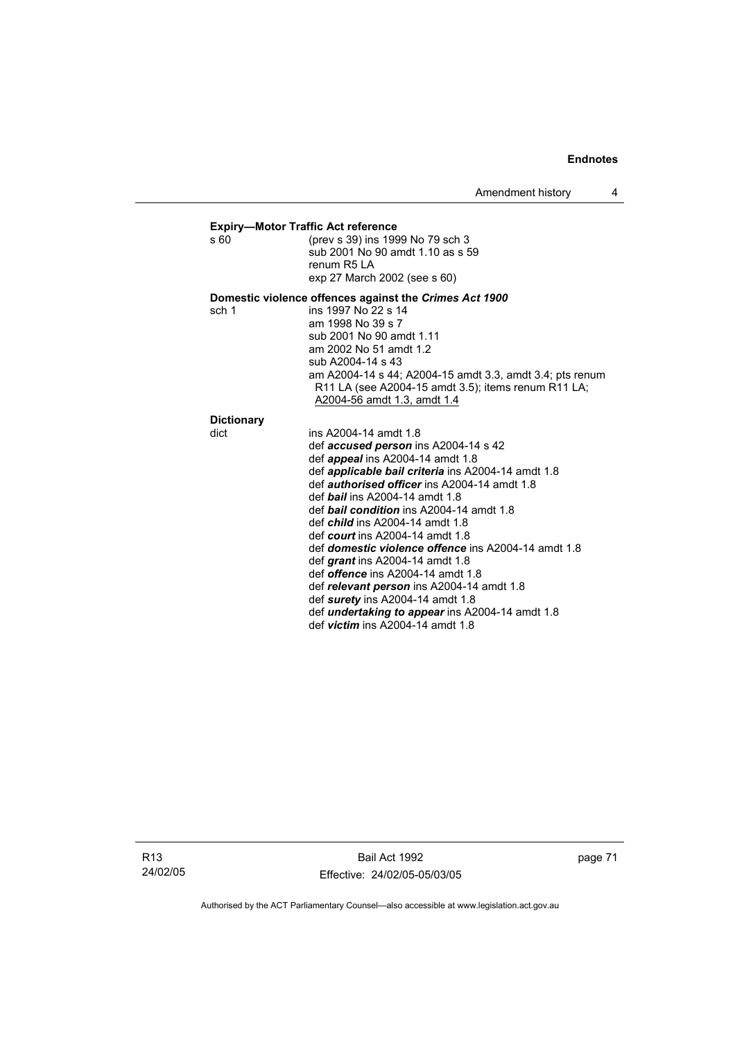**Expiry—Motor Traffic Act reference**

s 60 (prev s 39) ins 1999 No 79 sch 3
sub 2001 No 90 amdt 1.10 as s 59
renum R5 LA
exp 27 March 2002 (see s 60)

**Domestic violence offences against the *Crimes Act 1900***

sch 1 ins 1997 No 22 s 14
am 1998 No 39 s 7
sub 2001 No 90 amdt 1.11
am 2002 No 51 amdt 1.2
sub A2004-14 s 43
am A2004-14 s 44; A2004-15 amdt 3.3, amdt 3.4; pts renum R11 LA (see A2004-15 amdt 3.5); items renum R11 LA; A2004-56 amdt 1.3, amdt 1.4

**Dictionary**

dict ins A2004-14 amdt 1.8
def ***accused person*** ins A2004-14 s 42
def ***appeal*** ins A2004-14 amdt 1.8
def ***applicable bail criteria*** ins A2004-14 amdt 1.8
def ***authorised officer*** ins A2004-14 amdt 1.8
def ***bail*** ins A2004-14 amdt 1.8
def ***bail condition*** ins A2004-14 amdt 1.8
def ***child*** ins A2004-14 amdt 1.8
def ***court*** ins A2004-14 amdt 1.8
def ***domestic violence offence*** ins A2004-14 amdt 1.8
def ***grant*** ins A2004-14 amdt 1.8
def ***offence*** ins A2004-14 amdt 1.8
def ***relevant person*** ins A2004-14 amdt 1.8
def ***surety*** ins A2004-14 amdt 1.8
def ***undertaking to appear*** ins A2004-14 amdt 1.8
def ***victim*** ins A2004-14 amdt 1.8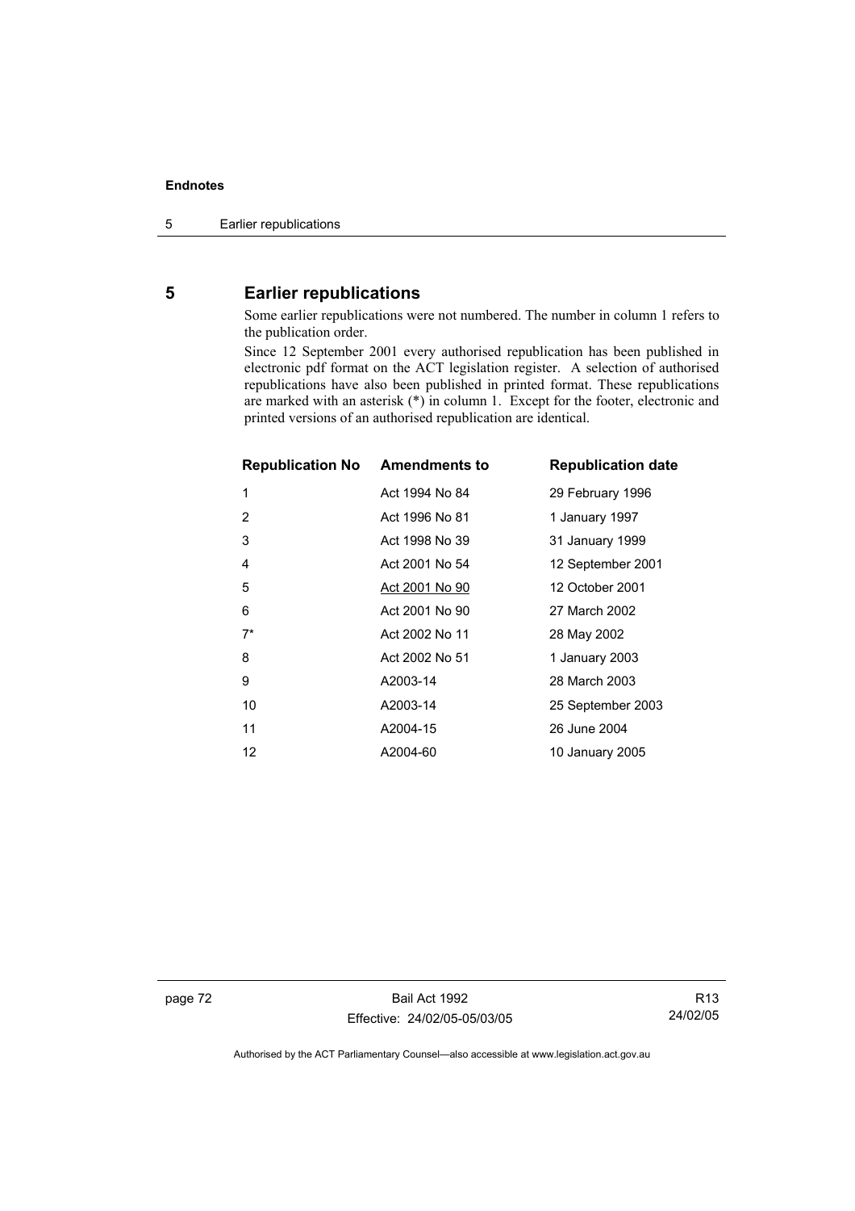## 5 Earlier republications

Some earlier republications were not numbered. The number in column 1 refers to the publication order.

Since 12 September 2001 every authorised republication has been published in electronic pdf format on the ACT legislation register. A selection of authorised republications have also been published in printed format. These republications are marked with an asterisk (*) in column 1. Except for the footer, electronic and printed versions of an authorised republication are identical.

| Republication No | Amendments to | Republication date |
|---|---|---|
| 1 | Act 1994 No 84 | 29 February 1996 |
| 2 | Act 1996 No 81 | 1 January 1997 |
| 3 | Act 1998 No 39 | 31 January 1999 |
| 4 | Act 2001 No 54 | 12 September 2001 |
| 5 | Act 2001 No 90 | 12 October 2001 |
| 6 | Act 2001 No 90 | 27 March 2002 |
| 7* | Act 2002 No 11 | 28 May 2002 |
| 8 | Act 2002 No 51 | 1 January 2003 |
| 9 | A2003-14 | 28 March 2003 |
| 10 | A2003-14 | 25 September 2003 |
| 11 | A2004-15 | 26 June 2004 |
| 12 | A2004-60 | 10 January 2005 |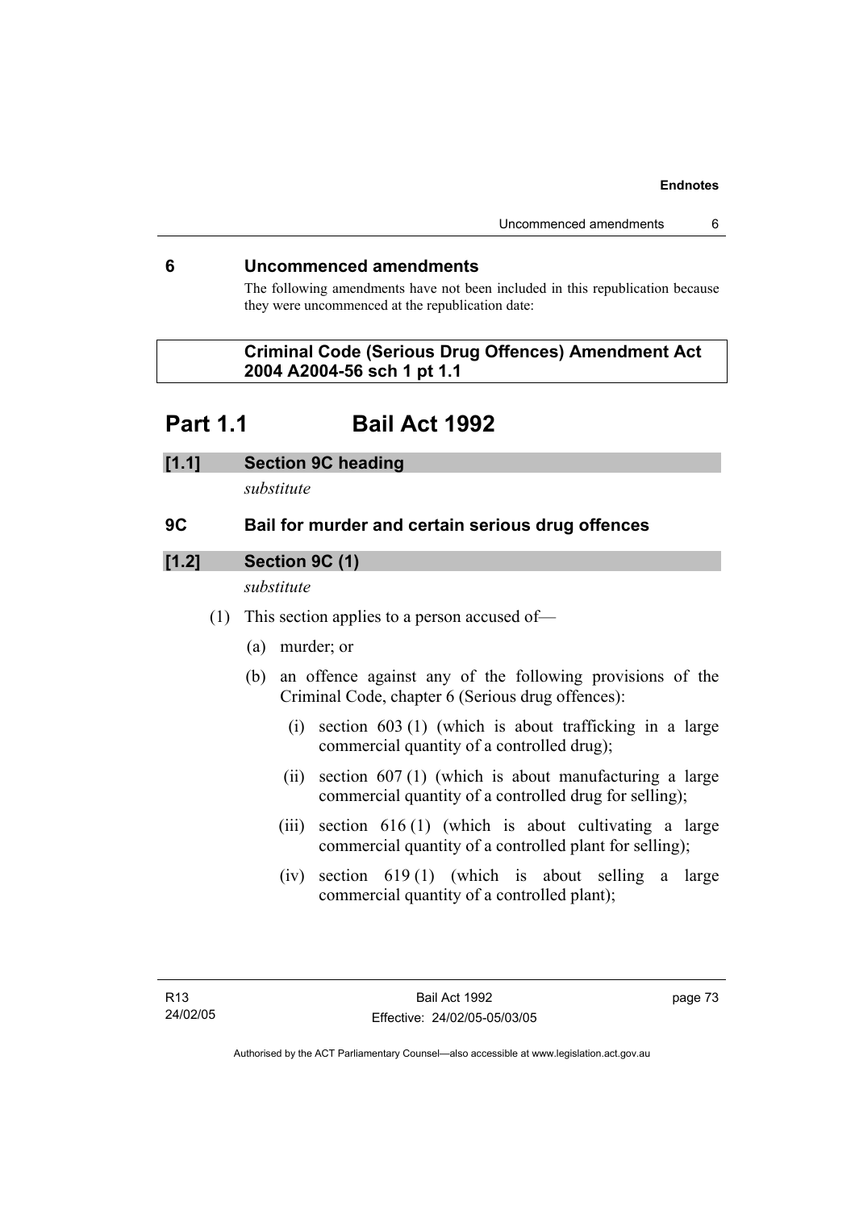## 6 Uncommenced amendments

The following amendments have not been included in this republication because they were uncommenced at the republication date:

**Criminal Code (Serious Drug Offences) Amendment Act 2004 A2004-56 sch 1 pt 1.1**

# Part 1.1 Bail Act 1992

### [1.1] Section 9C heading

*substitute*

### 9C Bail for murder and certain serious drug offences

### [1.2] Section 9C (1)

*substitute*

(1) This section applies to a person accused of—

(a) murder; or

(b) an offence against any of the following provisions of the Criminal Code, chapter 6 (Serious drug offences):

(i) section 603 (1) (which is about trafficking in a large commercial quantity of a controlled drug);

(ii) section 607 (1) (which is about manufacturing a large commercial quantity of a controlled drug for selling);

(iii) section 616 (1) (which is about cultivating a large commercial quantity of a controlled plant for selling);

(iv) section 619 (1) (which is about selling a large commercial quantity of a controlled plant);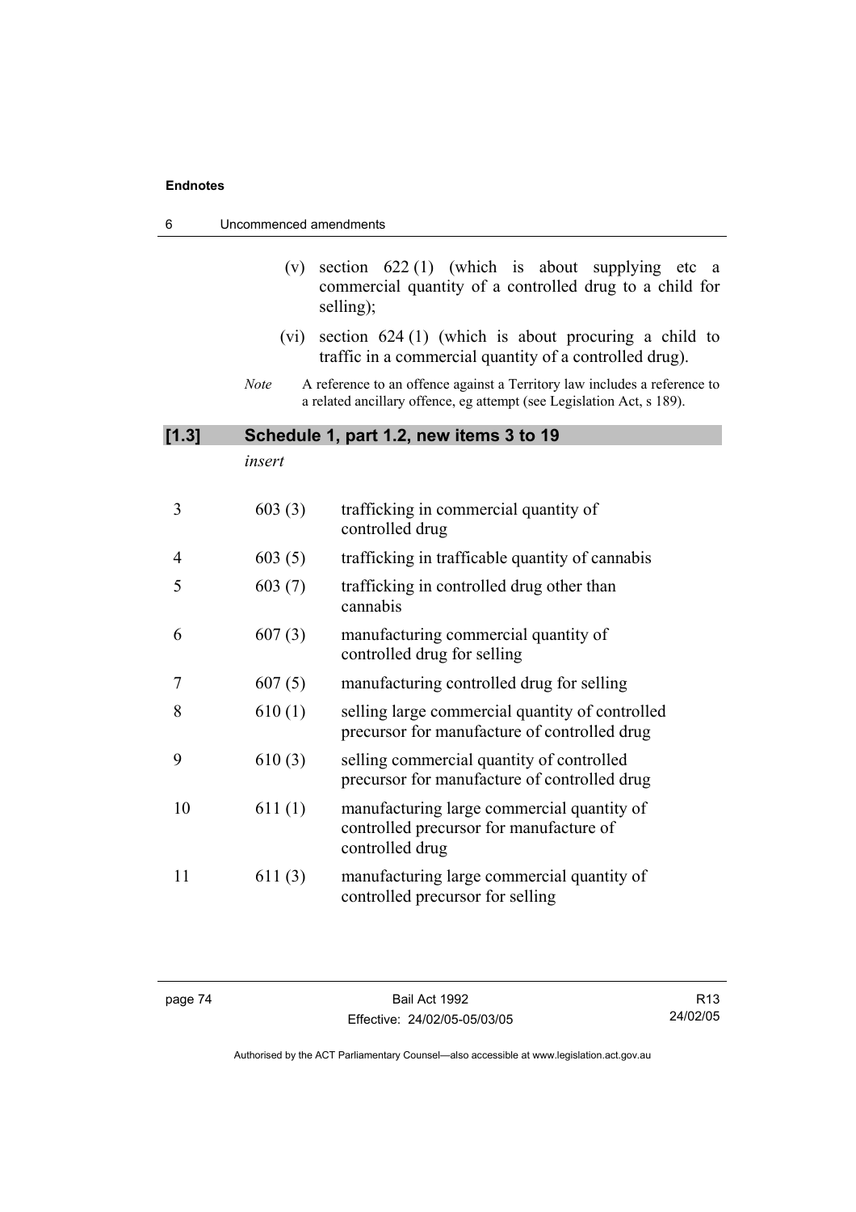(v) section 622 (1) (which is about supplying etc a commercial quantity of a controlled drug to a child for selling);

(vi) section 624 (1) (which is about procuring a child to traffic in a commercial quantity of a controlled drug).

*Note* A reference to an offence against a Territory law includes a reference to a related ancillary offence, eg attempt (see Legislation Act, s 189).

### [1.3] Schedule 1, part 1.2, new items 3 to 19

*insert*

| | | |
|---|---|---|
| 3 | 603 (3) | trafficking in commercial quantity of controlled drug |
| 4 | 603 (5) | trafficking in trafficable quantity of cannabis |
| 5 | 603 (7) | trafficking in controlled drug other than cannabis |
| 6 | 607 (3) | manufacturing commercial quantity of controlled drug for selling |
| 7 | 607 (5) | manufacturing controlled drug for selling |
| 8 | 610 (1) | selling large commercial quantity of controlled precursor for manufacture of controlled drug |
| 9 | 610 (3) | selling commercial quantity of controlled precursor for manufacture of controlled drug |
| 10 | 611 (1) | manufacturing large commercial quantity of controlled precursor for manufacture of controlled drug |
| 11 | 611 (3) | manufacturing large commercial quantity of controlled precursor for selling |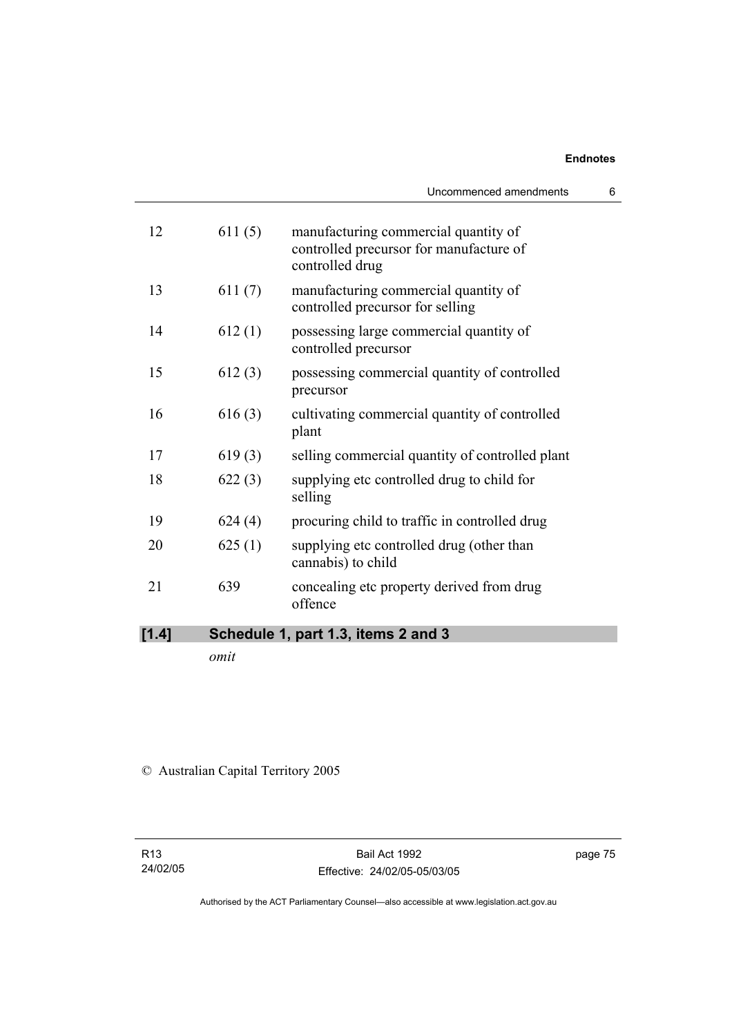| | | |
|---|---|---|
| 12 | 611 (5) | manufacturing commercial quantity of controlled precursor for manufacture of controlled drug |
| 13 | 611 (7) | manufacturing commercial quantity of controlled precursor for selling |
| 14 | 612 (1) | possessing large commercial quantity of controlled precursor |
| 15 | 612 (3) | possessing commercial quantity of controlled precursor |
| 16 | 616 (3) | cultivating commercial quantity of controlled plant |
| 17 | 619 (3) | selling commercial quantity of controlled plant |
| 18 | 622 (3) | supplying etc controlled drug to child for selling |
| 19 | 624 (4) | procuring child to traffic in controlled drug |
| 20 | 625 (1) | supplying etc controlled drug (other than cannabis) to child |
| 21 | 639 | concealing etc property derived from drug offence |

**[1.4] Schedule 1, part 1.3, items 2 and 3**

*omit*

© Australian Capital Territory 2005